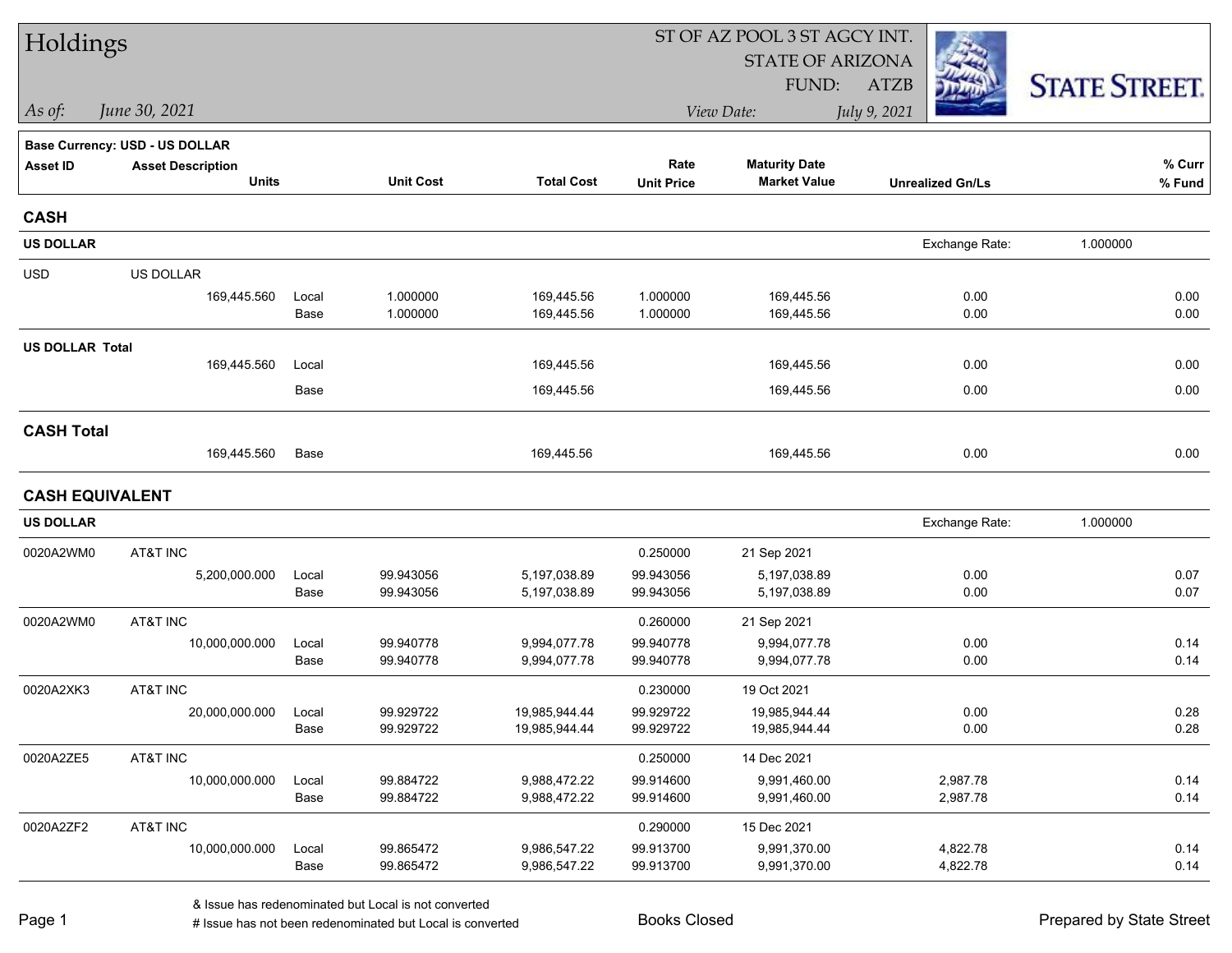# Holdings

ST OF AZ POOL 3 ST AGCY INT.
STATE OF ARIZONA
FUND: ATZB

*As of: June 30, 2021*

*View Date: July 9, 2021*

**Base Currency: USD - US DOLLAR**

| Asset ID | Asset Description / Units | | Unit Cost | Total Cost | Rate / Unit Price | Maturity Date / Market Value | Unrealized Gn/Ls | % Curr / % Fund |
|---|---|---|---|---|---|---|---|---|
| **CASH** | | | | | | | | |
| **US DOLLAR** | | | | | | | Exchange Rate: 1.000000 | |
| USD | US DOLLAR | | | | | | | |
| | 169,445.560 | Local | 1.000000 | 169,445.56 | 1.000000 | 169,445.56 | 0.00 | 0.00 |
| | | Base | 1.000000 | 169,445.56 | 1.000000 | 169,445.56 | 0.00 | 0.00 |
| **US DOLLAR Total** | | | | | | | | |
| | 169,445.560 | Local | | 169,445.56 | | 169,445.56 | 0.00 | 0.00 |
| | | Base | | 169,445.56 | | 169,445.56 | 0.00 | 0.00 |
| **CASH Total** | | | | | | | | |
| | 169,445.560 | Base | | 169,445.56 | | 169,445.56 | 0.00 | 0.00 |
| **CASH EQUIVALENT** | | | | | | | | |
| **US DOLLAR** | | | | | | | Exchange Rate: 1.000000 | |
| 0020A2WM0 | AT&T INC | | | | 0.250000 | 21 Sep 2021 | | |
| | 5,200,000.000 | Local | 99.943056 | 5,197,038.89 | 99.943056 | 5,197,038.89 | 0.00 | 0.07 |
| | | Base | 99.943056 | 5,197,038.89 | 99.943056 | 5,197,038.89 | 0.00 | 0.07 |
| 0020A2WM0 | AT&T INC | | | | 0.260000 | 21 Sep 2021 | | |
| | 10,000,000.000 | Local | 99.940778 | 9,994,077.78 | 99.940778 | 9,994,077.78 | 0.00 | 0.14 |
| | | Base | 99.940778 | 9,994,077.78 | 99.940778 | 9,994,077.78 | 0.00 | 0.14 |
| 0020A2XK3 | AT&T INC | | | | 0.230000 | 19 Oct 2021 | | |
| | 20,000,000.000 | Local | 99.929722 | 19,985,944.44 | 99.929722 | 19,985,944.44 | 0.00 | 0.28 |
| | | Base | 99.929722 | 19,985,944.44 | 99.929722 | 19,985,944.44 | 0.00 | 0.28 |
| 0020A2ZE5 | AT&T INC | | | | 0.250000 | 14 Dec 2021 | | |
| | 10,000,000.000 | Local | 99.884722 | 9,988,472.22 | 99.914600 | 9,991,460.00 | 2,987.78 | 0.14 |
| | | Base | 99.884722 | 9,988,472.22 | 99.914600 | 9,991,460.00 | 2,987.78 | 0.14 |
| 0020A2ZF2 | AT&T INC | | | | 0.290000 | 15 Dec 2021 | | |
| | 10,000,000.000 | Local | 99.865472 | 9,986,547.22 | 99.913700 | 9,991,370.00 | 4,822.78 | 0.14 |
| | | Base | 99.865472 | 9,986,547.22 | 99.913700 | 9,991,370.00 | 4,822.78 | 0.14 |

& Issue has redenominated but Local is not converted
# Issue has not been redenominated but Local is converted

Books Closed

Prepared by State Street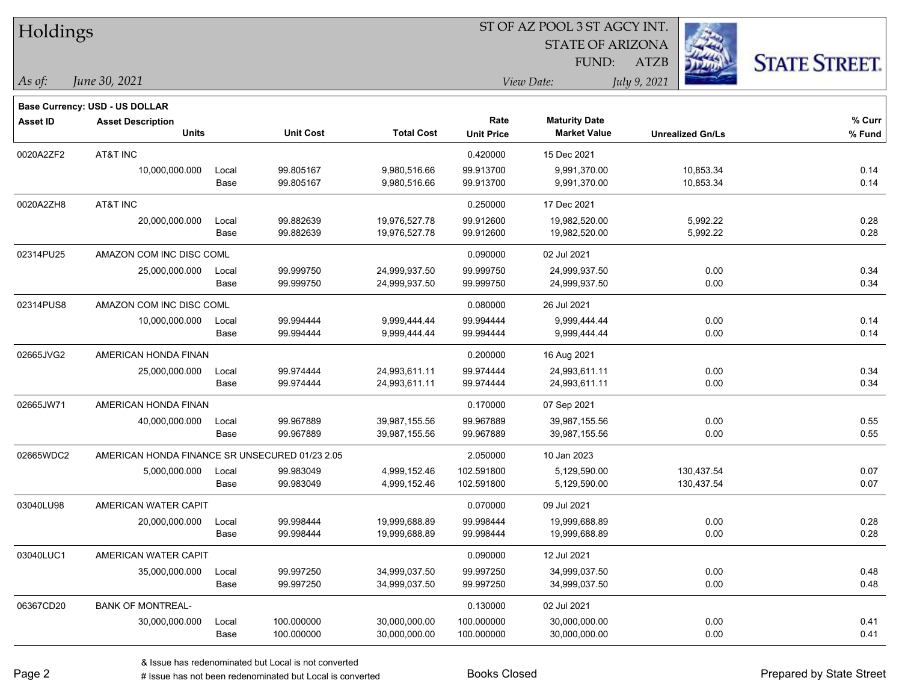# Holdings

ST OF AZ POOL 3 ST AGCY INT.
STATE OF ARIZONA
FUND: ATZB

*As of:* *June 30, 2021*
*View Date:* *July 9, 2021*

**Base Currency: USD - US DOLLAR**

| Asset ID | Asset Description / Units | | Unit Cost | Total Cost | Rate / Unit Price | Maturity Date / Market Value | Unrealized Gn/Ls | % Curr / % Fund |
|---|---|---|---|---|---|---|---|---|
| 0020A2ZF2 | AT&T INC | | | | 0.420000 | 15 Dec 2021 | | |
| | 10,000,000.000 | Local | 99.805167 | 9,980,516.66 | 99.913700 | 9,991,370.00 | 10,853.34 | 0.14 |
| | | Base | 99.805167 | 9,980,516.66 | 99.913700 | 9,991,370.00 | 10,853.34 | 0.14 |
| 0020A2ZH8 | AT&T INC | | | | 0.250000 | 17 Dec 2021 | | |
| | 20,000,000.000 | Local | 99.882639 | 19,976,527.78 | 99.912600 | 19,982,520.00 | 5,992.22 | 0.28 |
| | | Base | 99.882639 | 19,976,527.78 | 99.912600 | 19,982,520.00 | 5,992.22 | 0.28 |
| 02314PU25 | AMAZON COM INC DISC COML | | | | 0.090000 | 02 Jul 2021 | | |
| | 25,000,000.000 | Local | 99.999750 | 24,999,937.50 | 99.999750 | 24,999,937.50 | 0.00 | 0.34 |
| | | Base | 99.999750 | 24,999,937.50 | 99.999750 | 24,999,937.50 | 0.00 | 0.34 |
| 02314PUS8 | AMAZON COM INC DISC COML | | | | 0.080000 | 26 Jul 2021 | | |
| | 10,000,000.000 | Local | 99.994444 | 9,999,444.44 | 99.994444 | 9,999,444.44 | 0.00 | 0.14 |
| | | Base | 99.994444 | 9,999,444.44 | 99.994444 | 9,999,444.44 | 0.00 | 0.14 |
| 02665JVG2 | AMERICAN HONDA FINAN | | | | 0.200000 | 16 Aug 2021 | | |
| | 25,000,000.000 | Local | 99.974444 | 24,993,611.11 | 99.974444 | 24,993,611.11 | 0.00 | 0.34 |
| | | Base | 99.974444 | 24,993,611.11 | 99.974444 | 24,993,611.11 | 0.00 | 0.34 |
| 02665JW71 | AMERICAN HONDA FINAN | | | | 0.170000 | 07 Sep 2021 | | |
| | 40,000,000.000 | Local | 99.967889 | 39,987,155.56 | 99.967889 | 39,987,155.56 | 0.00 | 0.55 |
| | | Base | 99.967889 | 39,987,155.56 | 99.967889 | 39,987,155.56 | 0.00 | 0.55 |
| 02665WDC2 | AMERICAN HONDA FINANCE SR UNSECURED 01/23 2.05 | | | | 2.050000 | 10 Jan 2023 | | |
| | 5,000,000.000 | Local | 99.983049 | 4,999,152.46 | 102.591800 | 5,129,590.00 | 130,437.54 | 0.07 |
| | | Base | 99.983049 | 4,999,152.46 | 102.591800 | 5,129,590.00 | 130,437.54 | 0.07 |
| 03040LU98 | AMERICAN WATER CAPIT | | | | 0.070000 | 09 Jul 2021 | | |
| | 20,000,000.000 | Local | 99.998444 | 19,999,688.89 | 99.998444 | 19,999,688.89 | 0.00 | 0.28 |
| | | Base | 99.998444 | 19,999,688.89 | 99.998444 | 19,999,688.89 | 0.00 | 0.28 |
| 03040LUC1 | AMERICAN WATER CAPIT | | | | 0.090000 | 12 Jul 2021 | | |
| | 35,000,000.000 | Local | 99.997250 | 34,999,037.50 | 99.997250 | 34,999,037.50 | 0.00 | 0.48 |
| | | Base | 99.997250 | 34,999,037.50 | 99.997250 | 34,999,037.50 | 0.00 | 0.48 |
| 06367CD20 | BANK OF MONTREAL- | | | | 0.130000 | 02 Jul 2021 | | |
| | 30,000,000.000 | Local | 100.000000 | 30,000,000.00 | 100.000000 | 30,000,000.00 | 0.00 | 0.41 |
| | | Base | 100.000000 | 30,000,000.00 | 100.000000 | 30,000,000.00 | 0.00 | 0.41 |

& Issue has redenominated but Local is not converted
# Issue has not been redenominated but Local is converted

Books Closed

Prepared by State Street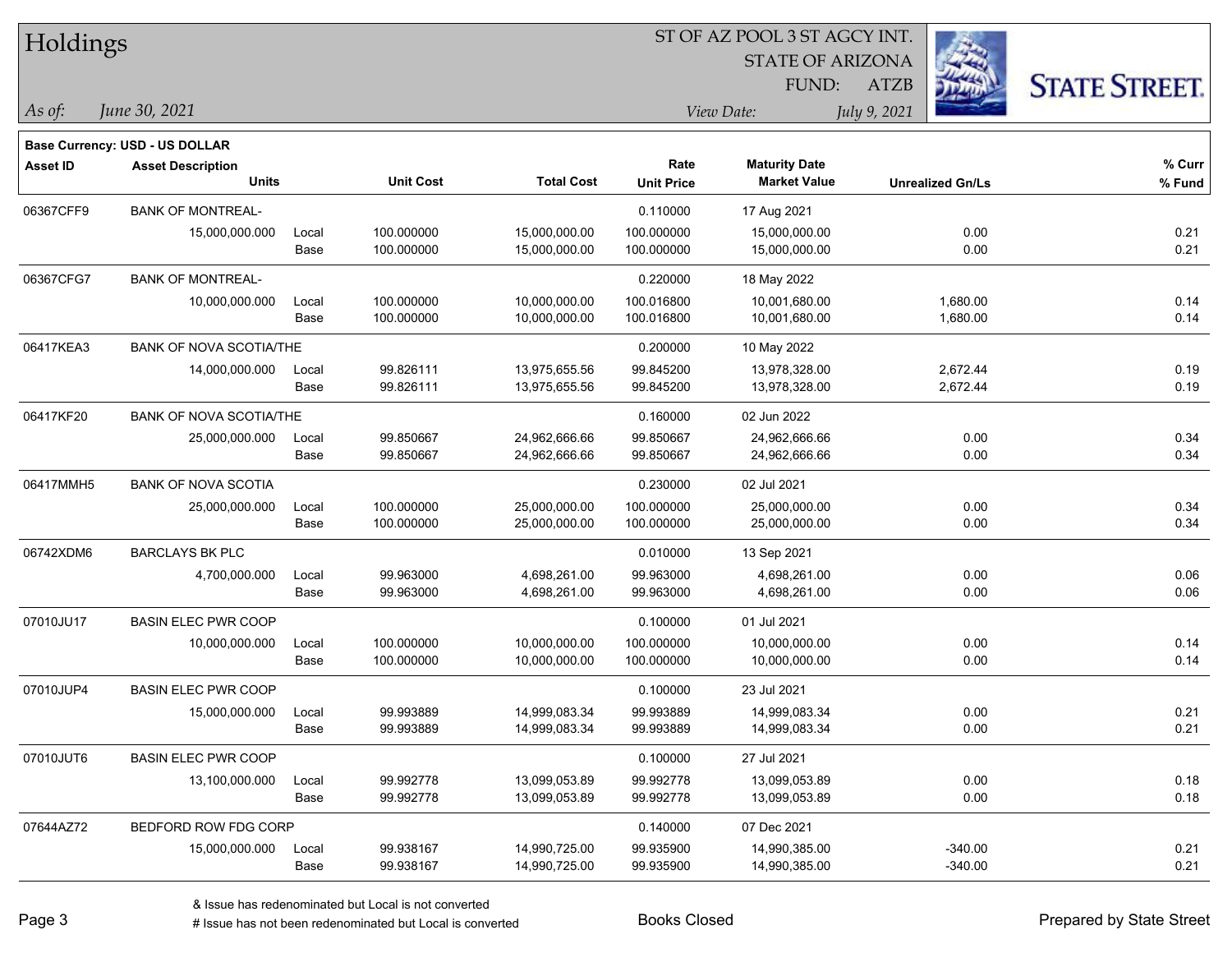# Holdings

ST OF AZ POOL 3 ST AGCY INT.
STATE OF ARIZONA
FUND: ATZB

*As of:* *June 30, 2021*

*View Date:* *July 9, 2021*

**Base Currency: USD - US DOLLAR**

| Asset ID | Asset Description / Units | | Unit Cost | Total Cost | Rate / Unit Price | Maturity Date / Market Value | Unrealized Gn/Ls | % Curr / % Fund |
|---|---|---|---|---|---|---|---|---|
| 06367CFF9 | BANK OF MONTREAL- | | | | 0.110000 | 17 Aug 2021 | | |
| | 15,000,000.000 | Local | 100.000000 | 15,000,000.00 | 100.000000 | 15,000,000.00 | 0.00 | 0.21 |
| | | Base | 100.000000 | 15,000,000.00 | 100.000000 | 15,000,000.00 | 0.00 | 0.21 |
| 06367CFG7 | BANK OF MONTREAL- | | | | 0.220000 | 18 May 2022 | | |
| | 10,000,000.000 | Local | 100.000000 | 10,000,000.00 | 100.016800 | 10,001,680.00 | 1,680.00 | 0.14 |
| | | Base | 100.000000 | 10,000,000.00 | 100.016800 | 10,001,680.00 | 1,680.00 | 0.14 |
| 06417KEA3 | BANK OF NOVA SCOTIA/THE | | | | 0.200000 | 10 May 2022 | | |
| | 14,000,000.000 | Local | 99.826111 | 13,975,655.56 | 99.845200 | 13,978,328.00 | 2,672.44 | 0.19 |
| | | Base | 99.826111 | 13,975,655.56 | 99.845200 | 13,978,328.00 | 2,672.44 | 0.19 |
| 06417KF20 | BANK OF NOVA SCOTIA/THE | | | | 0.160000 | 02 Jun 2022 | | |
| | 25,000,000.000 | Local | 99.850667 | 24,962,666.66 | 99.850667 | 24,962,666.66 | 0.00 | 0.34 |
| | | Base | 99.850667 | 24,962,666.66 | 99.850667 | 24,962,666.66 | 0.00 | 0.34 |
| 06417MMH5 | BANK OF NOVA SCOTIA | | | | 0.230000 | 02 Jul 2021 | | |
| | 25,000,000.000 | Local | 100.000000 | 25,000,000.00 | 100.000000 | 25,000,000.00 | 0.00 | 0.34 |
| | | Base | 100.000000 | 25,000,000.00 | 100.000000 | 25,000,000.00 | 0.00 | 0.34 |
| 06742XDM6 | BARCLAYS BK PLC | | | | 0.010000 | 13 Sep 2021 | | |
| | 4,700,000.000 | Local | 99.963000 | 4,698,261.00 | 99.963000 | 4,698,261.00 | 0.00 | 0.06 |
| | | Base | 99.963000 | 4,698,261.00 | 99.963000 | 4,698,261.00 | 0.00 | 0.06 |
| 07010JU17 | BASIN ELEC PWR COOP | | | | 0.100000 | 01 Jul 2021 | | |
| | 10,000,000.000 | Local | 100.000000 | 10,000,000.00 | 100.000000 | 10,000,000.00 | 0.00 | 0.14 |
| | | Base | 100.000000 | 10,000,000.00 | 100.000000 | 10,000,000.00 | 0.00 | 0.14 |
| 07010JUP4 | BASIN ELEC PWR COOP | | | | 0.100000 | 23 Jul 2021 | | |
| | 15,000,000.000 | Local | 99.993889 | 14,999,083.34 | 99.993889 | 14,999,083.34 | 0.00 | 0.21 |
| | | Base | 99.993889 | 14,999,083.34 | 99.993889 | 14,999,083.34 | 0.00 | 0.21 |
| 07010JUT6 | BASIN ELEC PWR COOP | | | | 0.100000 | 27 Jul 2021 | | |
| | 13,100,000.000 | Local | 99.992778 | 13,099,053.89 | 99.992778 | 13,099,053.89 | 0.00 | 0.18 |
| | | Base | 99.992778 | 13,099,053.89 | 99.992778 | 13,099,053.89 | 0.00 | 0.18 |
| 07644AZ72 | BEDFORD ROW FDG CORP | | | | 0.140000 | 07 Dec 2021 | | |
| | 15,000,000.000 | Local | 99.938167 | 14,990,725.00 | 99.935900 | 14,990,385.00 | -340.00 | 0.21 |
| | | Base | 99.938167 | 14,990,725.00 | 99.935900 | 14,990,385.00 | -340.00 | 0.21 |

& Issue has redenominated but Local is not converted
# Issue has not been redenominated but Local is converted

Books Closed

Prepared by State Street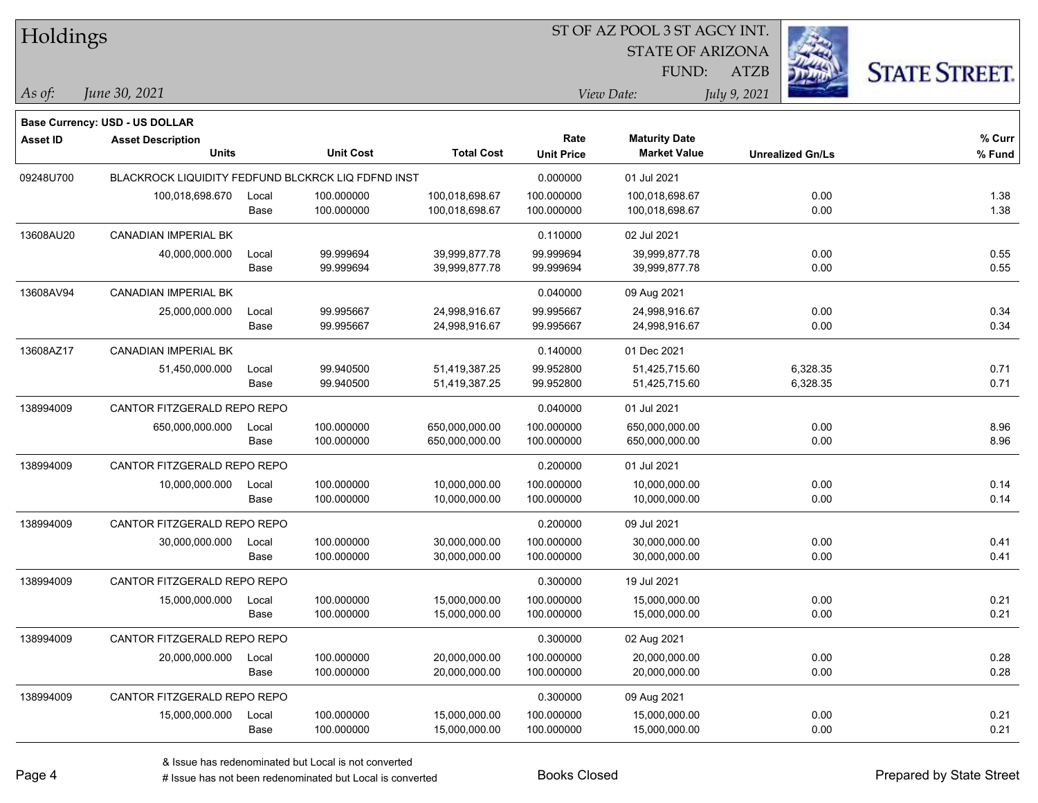# Holdings

ST OF AZ POOL 3 ST AGCY INT.
STATE OF ARIZONA
FUND: ATZB

*As of:* *June 30, 2021*
*View Date:* *July 9, 2021*

**Base Currency: USD - US DOLLAR**

| Asset ID | Asset Description / Units | | Unit Cost | Total Cost | Rate / Unit Price | Maturity Date / Market Value | Unrealized Gn/Ls | % Curr / % Fund |
|---|---|---|---|---|---|---|---|---|
| 09248U700 | BLACKROCK LIQUIDITY FEDFUND BLCKRCK LIQ FDFND INST | | | | 0.000000 | 01 Jul 2021 | | |
| | 100,018,698.670 | Local | 100.000000 | 100,018,698.67 | 100.000000 | 100,018,698.67 | 0.00 | 1.38 |
| | | Base | 100.000000 | 100,018,698.67 | 100.000000 | 100,018,698.67 | 0.00 | 1.38 |
| 13608AU20 | CANADIAN IMPERIAL BK | | | | 0.110000 | 02 Jul 2021 | | |
| | 40,000,000.000 | Local | 99.999694 | 39,999,877.78 | 99.999694 | 39,999,877.78 | 0.00 | 0.55 |
| | | Base | 99.999694 | 39,999,877.78 | 99.999694 | 39,999,877.78 | 0.00 | 0.55 |
| 13608AV94 | CANADIAN IMPERIAL BK | | | | 0.040000 | 09 Aug 2021 | | |
| | 25,000,000.000 | Local | 99.995667 | 24,998,916.67 | 99.995667 | 24,998,916.67 | 0.00 | 0.34 |
| | | Base | 99.995667 | 24,998,916.67 | 99.995667 | 24,998,916.67 | 0.00 | 0.34 |
| 13608AZ17 | CANADIAN IMPERIAL BK | | | | 0.140000 | 01 Dec 2021 | | |
| | 51,450,000.000 | Local | 99.940500 | 51,419,387.25 | 99.952800 | 51,425,715.60 | 6,328.35 | 0.71 |
| | | Base | 99.940500 | 51,419,387.25 | 99.952800 | 51,425,715.60 | 6,328.35 | 0.71 |
| 138994009 | CANTOR FITZGERALD REPO REPO | | | | 0.040000 | 01 Jul 2021 | | |
| | 650,000,000.000 | Local | 100.000000 | 650,000,000.00 | 100.000000 | 650,000,000.00 | 0.00 | 8.96 |
| | | Base | 100.000000 | 650,000,000.00 | 100.000000 | 650,000,000.00 | 0.00 | 8.96 |
| 138994009 | CANTOR FITZGERALD REPO REPO | | | | 0.200000 | 01 Jul 2021 | | |
| | 10,000,000.000 | Local | 100.000000 | 10,000,000.00 | 100.000000 | 10,000,000.00 | 0.00 | 0.14 |
| | | Base | 100.000000 | 10,000,000.00 | 100.000000 | 10,000,000.00 | 0.00 | 0.14 |
| 138994009 | CANTOR FITZGERALD REPO REPO | | | | 0.200000 | 09 Jul 2021 | | |
| | 30,000,000.000 | Local | 100.000000 | 30,000,000.00 | 100.000000 | 30,000,000.00 | 0.00 | 0.41 |
| | | Base | 100.000000 | 30,000,000.00 | 100.000000 | 30,000,000.00 | 0.00 | 0.41 |
| 138994009 | CANTOR FITZGERALD REPO REPO | | | | 0.300000 | 19 Jul 2021 | | |
| | 15,000,000.000 | Local | 100.000000 | 15,000,000.00 | 100.000000 | 15,000,000.00 | 0.00 | 0.21 |
| | | Base | 100.000000 | 15,000,000.00 | 100.000000 | 15,000,000.00 | 0.00 | 0.21 |
| 138994009 | CANTOR FITZGERALD REPO REPO | | | | 0.300000 | 02 Aug 2021 | | |
| | 20,000,000.000 | Local | 100.000000 | 20,000,000.00 | 100.000000 | 20,000,000.00 | 0.00 | 0.28 |
| | | Base | 100.000000 | 20,000,000.00 | 100.000000 | 20,000,000.00 | 0.00 | 0.28 |
| 138994009 | CANTOR FITZGERALD REPO REPO | | | | 0.300000 | 09 Aug 2021 | | |
| | 15,000,000.000 | Local | 100.000000 | 15,000,000.00 | 100.000000 | 15,000,000.00 | 0.00 | 0.21 |
| | | Base | 100.000000 | 15,000,000.00 | 100.000000 | 15,000,000.00 | 0.00 | 0.21 |

& Issue has redenominated but Local is not converted
# Issue has not been redenominated but Local is converted

Books Closed

Prepared by State Street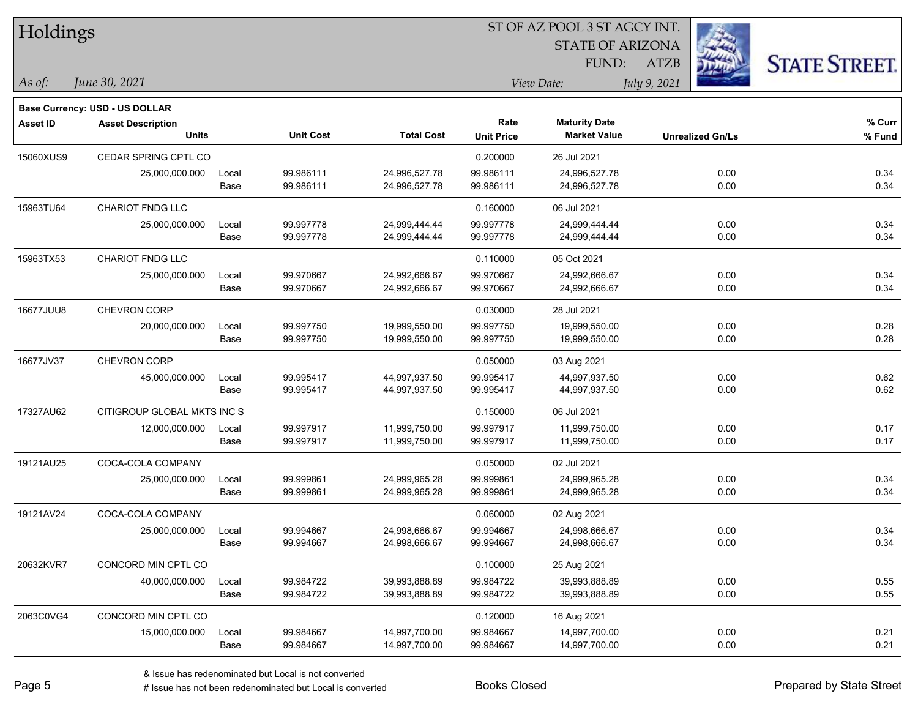# Holdings

ST OF AZ POOL 3 ST AGCY INT.
STATE OF ARIZONA
FUND: ATZB

*As of:* *June 30, 2021*
*View Date:* *July 9, 2021*

**Base Currency: USD - US DOLLAR**

| Asset ID | Asset Description / Units | | Unit Cost | Total Cost | Rate / Unit Price | Maturity Date / Market Value | Unrealized Gn/Ls | % Curr / % Fund |
|---|---|---|---|---|---|---|---|---|
| 15060XUS9 | CEDAR SPRING CPTL CO | | | | 0.200000 | 26 Jul 2021 | | |
| | 25,000,000.000 | Local | 99.986111 | 24,996,527.78 | 99.986111 | 24,996,527.78 | 0.00 | 0.34 |
| | | Base | 99.986111 | 24,996,527.78 | 99.986111 | 24,996,527.78 | 0.00 | 0.34 |
| 15963TU64 | CHARIOT FNDG LLC | | | | 0.160000 | 06 Jul 2021 | | |
| | 25,000,000.000 | Local | 99.997778 | 24,999,444.44 | 99.997778 | 24,999,444.44 | 0.00 | 0.34 |
| | | Base | 99.997778 | 24,999,444.44 | 99.997778 | 24,999,444.44 | 0.00 | 0.34 |
| 15963TX53 | CHARIOT FNDG LLC | | | | 0.110000 | 05 Oct 2021 | | |
| | 25,000,000.000 | Local | 99.970667 | 24,992,666.67 | 99.970667 | 24,992,666.67 | 0.00 | 0.34 |
| | | Base | 99.970667 | 24,992,666.67 | 99.970667 | 24,992,666.67 | 0.00 | 0.34 |
| 16677JUU8 | CHEVRON CORP | | | | 0.030000 | 28 Jul 2021 | | |
| | 20,000,000.000 | Local | 99.997750 | 19,999,550.00 | 99.997750 | 19,999,550.00 | 0.00 | 0.28 |
| | | Base | 99.997750 | 19,999,550.00 | 99.997750 | 19,999,550.00 | 0.00 | 0.28 |
| 16677JV37 | CHEVRON CORP | | | | 0.050000 | 03 Aug 2021 | | |
| | 45,000,000.000 | Local | 99.995417 | 44,997,937.50 | 99.995417 | 44,997,937.50 | 0.00 | 0.62 |
| | | Base | 99.995417 | 44,997,937.50 | 99.995417 | 44,997,937.50 | 0.00 | 0.62 |
| 17327AU62 | CITIGROUP GLOBAL MKTS INC S | | | | 0.150000 | 06 Jul 2021 | | |
| | 12,000,000.000 | Local | 99.997917 | 11,999,750.00 | 99.997917 | 11,999,750.00 | 0.00 | 0.17 |
| | | Base | 99.997917 | 11,999,750.00 | 99.997917 | 11,999,750.00 | 0.00 | 0.17 |
| 19121AU25 | COCA-COLA COMPANY | | | | 0.050000 | 02 Jul 2021 | | |
| | 25,000,000.000 | Local | 99.999861 | 24,999,965.28 | 99.999861 | 24,999,965.28 | 0.00 | 0.34 |
| | | Base | 99.999861 | 24,999,965.28 | 99.999861 | 24,999,965.28 | 0.00 | 0.34 |
| 19121AV24 | COCA-COLA COMPANY | | | | 0.060000 | 02 Aug 2021 | | |
| | 25,000,000.000 | Local | 99.994667 | 24,998,666.67 | 99.994667 | 24,998,666.67 | 0.00 | 0.34 |
| | | Base | 99.994667 | 24,998,666.67 | 99.994667 | 24,998,666.67 | 0.00 | 0.34 |
| 20632KVR7 | CONCORD MIN CPTL CO | | | | 0.100000 | 25 Aug 2021 | | |
| | 40,000,000.000 | Local | 99.984722 | 39,993,888.89 | 99.984722 | 39,993,888.89 | 0.00 | 0.55 |
| | | Base | 99.984722 | 39,993,888.89 | 99.984722 | 39,993,888.89 | 0.00 | 0.55 |
| 2063C0VG4 | CONCORD MIN CPTL CO | | | | 0.120000 | 16 Aug 2021 | | |
| | 15,000,000.000 | Local | 99.984667 | 14,997,700.00 | 99.984667 | 14,997,700.00 | 0.00 | 0.21 |
| | | Base | 99.984667 | 14,997,700.00 | 99.984667 | 14,997,700.00 | 0.00 | 0.21 |

& Issue has redenominated but Local is not converted
# Issue has not been redenominated but Local is converted

Books Closed

Prepared by State Street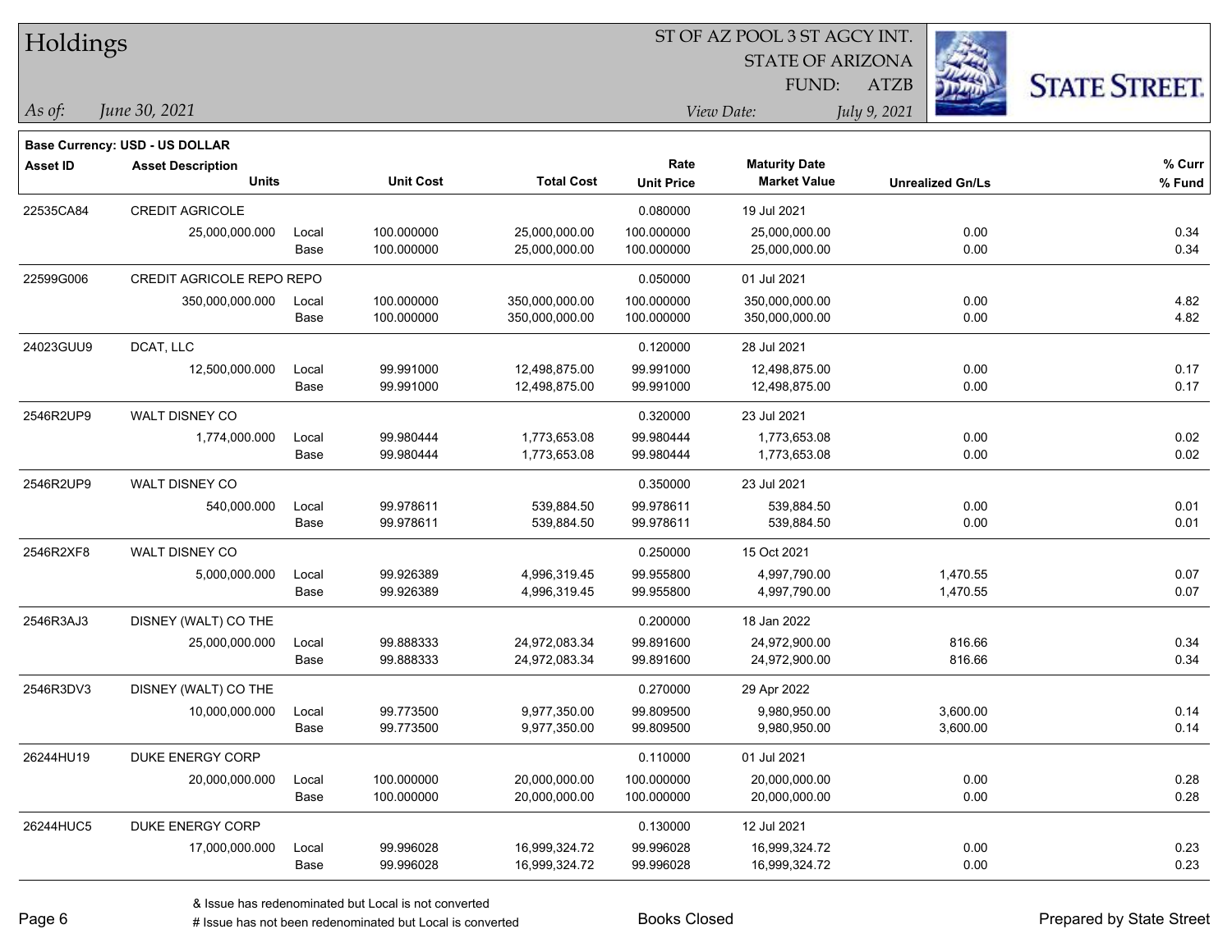# Holdings

ST OF AZ POOL 3 ST AGCY INT.
STATE OF ARIZONA
FUND: ATZB

*As of:* *June 30, 2021*

*View Date:* *July 9, 2021*

**Base Currency: USD - US DOLLAR**

| Asset ID | Asset Description / Units | | Unit Cost | Total Cost | Rate / Unit Price | Maturity Date / Market Value | Unrealized Gn/Ls | % Curr / % Fund |
|---|---|---|---|---|---|---|---|---|
| 22535CA84 | CREDIT AGRICOLE | | | | 0.080000 | 19 Jul 2021 | | |
| | 25,000,000.000 | Local | 100.000000 | 25,000,000.00 | 100.000000 | 25,000,000.00 | 0.00 | 0.34 |
| | | Base | 100.000000 | 25,000,000.00 | 100.000000 | 25,000,000.00 | 0.00 | 0.34 |
| 22599G006 | CREDIT AGRICOLE REPO REPO | | | | 0.050000 | 01 Jul 2021 | | |
| | 350,000,000.000 | Local | 100.000000 | 350,000,000.00 | 100.000000 | 350,000,000.00 | 0.00 | 4.82 |
| | | Base | 100.000000 | 350,000,000.00 | 100.000000 | 350,000,000.00 | 0.00 | 4.82 |
| 24023GUU9 | DCAT, LLC | | | | 0.120000 | 28 Jul 2021 | | |
| | 12,500,000.000 | Local | 99.991000 | 12,498,875.00 | 99.991000 | 12,498,875.00 | 0.00 | 0.17 |
| | | Base | 99.991000 | 12,498,875.00 | 99.991000 | 12,498,875.00 | 0.00 | 0.17 |
| 2546R2UP9 | WALT DISNEY CO | | | | 0.320000 | 23 Jul 2021 | | |
| | 1,774,000.000 | Local | 99.980444 | 1,773,653.08 | 99.980444 | 1,773,653.08 | 0.00 | 0.02 |
| | | Base | 99.980444 | 1,773,653.08 | 99.980444 | 1,773,653.08 | 0.00 | 0.02 |
| 2546R2UP9 | WALT DISNEY CO | | | | 0.350000 | 23 Jul 2021 | | |
| | 540,000.000 | Local | 99.978611 | 539,884.50 | 99.978611 | 539,884.50 | 0.00 | 0.01 |
| | | Base | 99.978611 | 539,884.50 | 99.978611 | 539,884.50 | 0.00 | 0.01 |
| 2546R2XF8 | WALT DISNEY CO | | | | 0.250000 | 15 Oct 2021 | | |
| | 5,000,000.000 | Local | 99.926389 | 4,996,319.45 | 99.955800 | 4,997,790.00 | 1,470.55 | 0.07 |
| | | Base | 99.926389 | 4,996,319.45 | 99.955800 | 4,997,790.00 | 1,470.55 | 0.07 |
| 2546R3AJ3 | DISNEY (WALT) CO THE | | | | 0.200000 | 18 Jan 2022 | | |
| | 25,000,000.000 | Local | 99.888333 | 24,972,083.34 | 99.891600 | 24,972,900.00 | 816.66 | 0.34 |
| | | Base | 99.888333 | 24,972,083.34 | 99.891600 | 24,972,900.00 | 816.66 | 0.34 |
| 2546R3DV3 | DISNEY (WALT) CO THE | | | | 0.270000 | 29 Apr 2022 | | |
| | 10,000,000.000 | Local | 99.773500 | 9,977,350.00 | 99.809500 | 9,980,950.00 | 3,600.00 | 0.14 |
| | | Base | 99.773500 | 9,977,350.00 | 99.809500 | 9,980,950.00 | 3,600.00 | 0.14 |
| 26244HU19 | DUKE ENERGY CORP | | | | 0.110000 | 01 Jul 2021 | | |
| | 20,000,000.000 | Local | 100.000000 | 20,000,000.00 | 100.000000 | 20,000,000.00 | 0.00 | 0.28 |
| | | Base | 100.000000 | 20,000,000.00 | 100.000000 | 20,000,000.00 | 0.00 | 0.28 |
| 26244HUC5 | DUKE ENERGY CORP | | | | 0.130000 | 12 Jul 2021 | | |
| | 17,000,000.000 | Local | 99.996028 | 16,999,324.72 | 99.996028 | 16,999,324.72 | 0.00 | 0.23 |
| | | Base | 99.996028 | 16,999,324.72 | 99.996028 | 16,999,324.72 | 0.00 | 0.23 |

& Issue has redenominated but Local is not converted
# Issue has not been redenominated but Local is converted

Books Closed

Prepared by State Street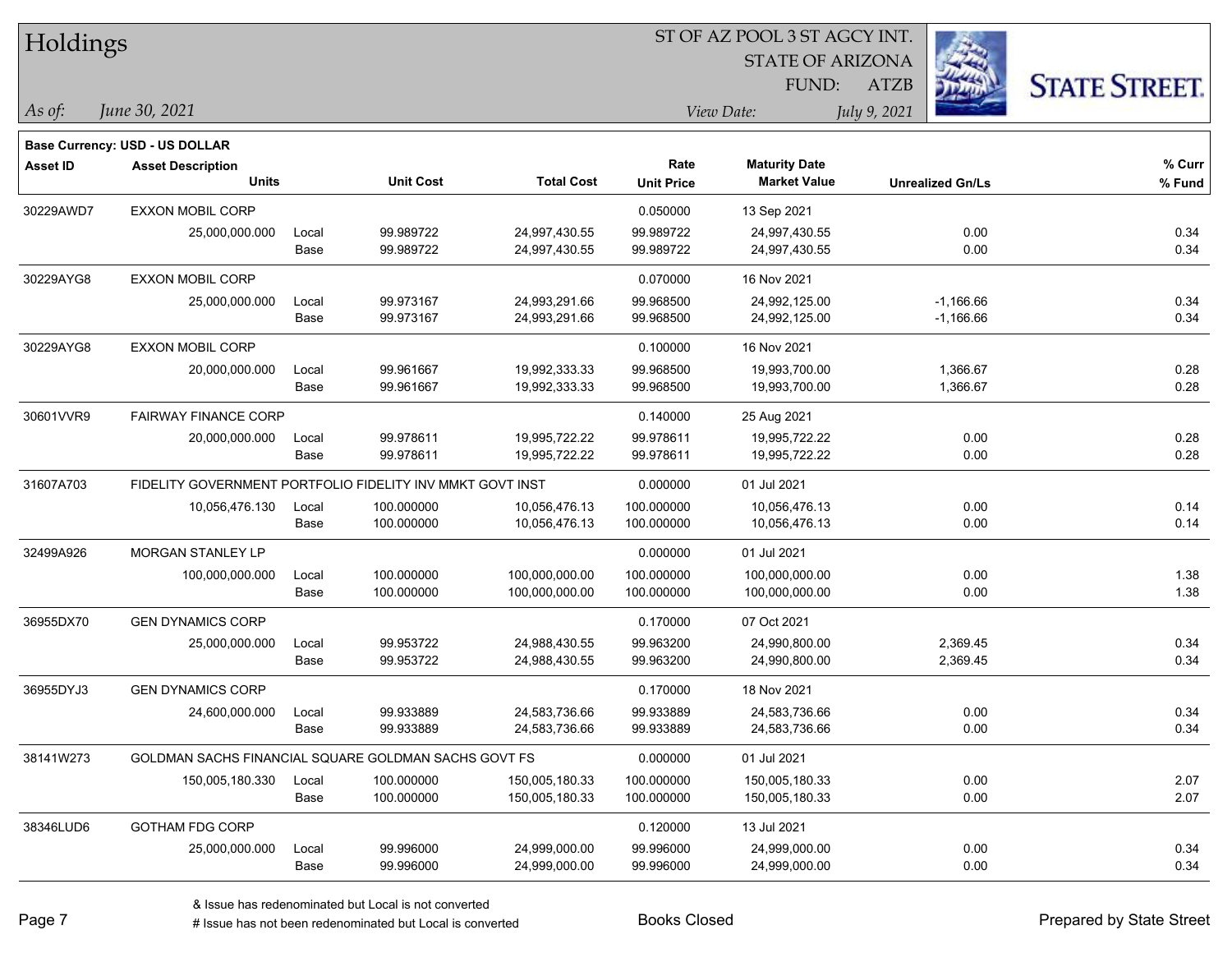# Holdings

ST OF AZ POOL 3 ST AGCY INT.
STATE OF ARIZONA
FUND: ATZB

*As of:* *June 30, 2021*

*View Date:* *July 9, 2021*

**Base Currency: USD - US DOLLAR**

| Asset ID | Asset Description / Units | | Unit Cost | Total Cost | Rate / Unit Price | Maturity Date / Market Value | Unrealized Gn/Ls | % Curr / % Fund |
|---|---|---|---|---|---|---|---|---|
| 30229AWD7 | EXXON MOBIL CORP | | | | 0.050000 | 13 Sep 2021 | | |
| | 25,000,000.000 | Local | 99.989722 | 24,997,430.55 | 99.989722 | 24,997,430.55 | 0.00 | 0.34 |
| | | Base | 99.989722 | 24,997,430.55 | 99.989722 | 24,997,430.55 | 0.00 | 0.34 |
| 30229AYG8 | EXXON MOBIL CORP | | | | 0.070000 | 16 Nov 2021 | | |
| | 25,000,000.000 | Local | 99.973167 | 24,993,291.66 | 99.968500 | 24,992,125.00 | -1,166.66 | 0.34 |
| | | Base | 99.973167 | 24,993,291.66 | 99.968500 | 24,992,125.00 | -1,166.66 | 0.34 |
| 30229AYG8 | EXXON MOBIL CORP | | | | 0.100000 | 16 Nov 2021 | | |
| | 20,000,000.000 | Local | 99.961667 | 19,992,333.33 | 99.968500 | 19,993,700.00 | 1,366.67 | 0.28 |
| | | Base | 99.961667 | 19,992,333.33 | 99.968500 | 19,993,700.00 | 1,366.67 | 0.28 |
| 30601VVR9 | FAIRWAY FINANCE CORP | | | | 0.140000 | 25 Aug 2021 | | |
| | 20,000,000.000 | Local | 99.978611 | 19,995,722.22 | 99.978611 | 19,995,722.22 | 0.00 | 0.28 |
| | | Base | 99.978611 | 19,995,722.22 | 99.978611 | 19,995,722.22 | 0.00 | 0.28 |
| 31607A703 | FIDELITY GOVERNMENT PORTFOLIO FIDELITY INV MMKT GOVT INST | | | | 0.000000 | 01 Jul 2021 | | |
| | 10,056,476.130 | Local | 100.000000 | 10,056,476.13 | 100.000000 | 10,056,476.13 | 0.00 | 0.14 |
| | | Base | 100.000000 | 10,056,476.13 | 100.000000 | 10,056,476.13 | 0.00 | 0.14 |
| 32499A926 | MORGAN STANLEY LP | | | | 0.000000 | 01 Jul 2021 | | |
| | 100,000,000.000 | Local | 100.000000 | 100,000,000.00 | 100.000000 | 100,000,000.00 | 0.00 | 1.38 |
| | | Base | 100.000000 | 100,000,000.00 | 100.000000 | 100,000,000.00 | 0.00 | 1.38 |
| 36955DX70 | GEN DYNAMICS CORP | | | | 0.170000 | 07 Oct 2021 | | |
| | 25,000,000.000 | Local | 99.953722 | 24,988,430.55 | 99.963200 | 24,990,800.00 | 2,369.45 | 0.34 |
| | | Base | 99.953722 | 24,988,430.55 | 99.963200 | 24,990,800.00 | 2,369.45 | 0.34 |
| 36955DYJ3 | GEN DYNAMICS CORP | | | | 0.170000 | 18 Nov 2021 | | |
| | 24,600,000.000 | Local | 99.933889 | 24,583,736.66 | 99.933889 | 24,583,736.66 | 0.00 | 0.34 |
| | | Base | 99.933889 | 24,583,736.66 | 99.933889 | 24,583,736.66 | 0.00 | 0.34 |
| 38141W273 | GOLDMAN SACHS FINANCIAL SQUARE GOLDMAN SACHS GOVT FS | | | | 0.000000 | 01 Jul 2021 | | |
| | 150,005,180.330 | Local | 100.000000 | 150,005,180.33 | 100.000000 | 150,005,180.33 | 0.00 | 2.07 |
| | | Base | 100.000000 | 150,005,180.33 | 100.000000 | 150,005,180.33 | 0.00 | 2.07 |
| 38346LUD6 | GOTHAM FDG CORP | | | | 0.120000 | 13 Jul 2021 | | |
| | 25,000,000.000 | Local | 99.996000 | 24,999,000.00 | 99.996000 | 24,999,000.00 | 0.00 | 0.34 |
| | | Base | 99.996000 | 24,999,000.00 | 99.996000 | 24,999,000.00 | 0.00 | 0.34 |

& Issue has redenominated but Local is not converted
# Issue has not been redenominated but Local is converted

Books Closed

Prepared by State Street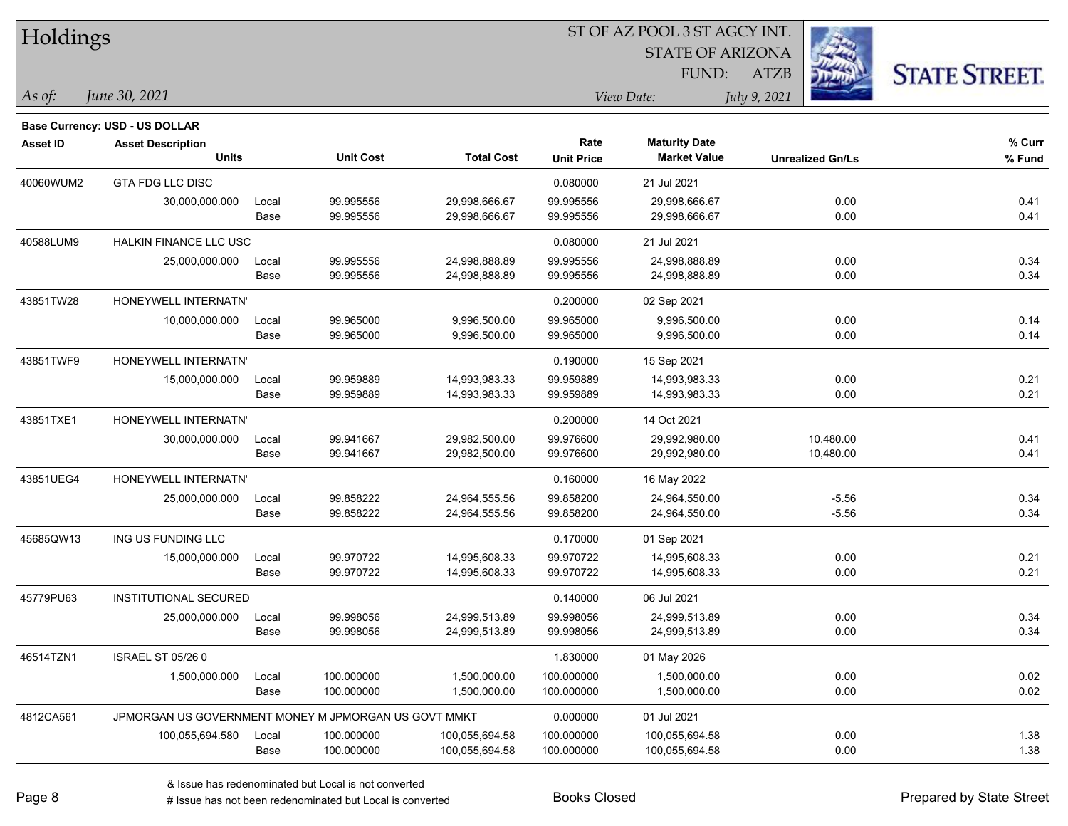# Holdings

ST OF AZ POOL 3 ST AGCY INT.
STATE OF ARIZONA
FUND: ATZB

*As of: June 30, 2021*
*View Date: July 9, 2021*

**Base Currency: USD - US DOLLAR**

| Asset ID | Asset Description / Units | | Unit Cost | Total Cost | Rate / Unit Price | Maturity Date / Market Value | Unrealized Gn/Ls | % Curr / % Fund |
|---|---|---|---|---|---|---|---|---|
| 40060WUM2 | GTA FDG LLC DISC | | | | 0.080000 | 21 Jul 2021 | | |
| | 30,000,000.000 | Local | 99.995556 | 29,998,666.67 | 99.995556 | 29,998,666.67 | 0.00 | 0.41 |
| | | Base | 99.995556 | 29,998,666.67 | 99.995556 | 29,998,666.67 | 0.00 | 0.41 |
| 40588LUM9 | HALKIN FINANCE LLC USC | | | | 0.080000 | 21 Jul 2021 | | |
| | 25,000,000.000 | Local | 99.995556 | 24,998,888.89 | 99.995556 | 24,998,888.89 | 0.00 | 0.34 |
| | | Base | 99.995556 | 24,998,888.89 | 99.995556 | 24,998,888.89 | 0.00 | 0.34 |
| 43851TW28 | HONEYWELL INTERNATN' | | | | 0.200000 | 02 Sep 2021 | | |
| | 10,000,000.000 | Local | 99.965000 | 9,996,500.00 | 99.965000 | 9,996,500.00 | 0.00 | 0.14 |
| | | Base | 99.965000 | 9,996,500.00 | 99.965000 | 9,996,500.00 | 0.00 | 0.14 |
| 43851TWF9 | HONEYWELL INTERNATN' | | | | 0.190000 | 15 Sep 2021 | | |
| | 15,000,000.000 | Local | 99.959889 | 14,993,983.33 | 99.959889 | 14,993,983.33 | 0.00 | 0.21 |
| | | Base | 99.959889 | 14,993,983.33 | 99.959889 | 14,993,983.33 | 0.00 | 0.21 |
| 43851TXE1 | HONEYWELL INTERNATN' | | | | 0.200000 | 14 Oct 2021 | | |
| | 30,000,000.000 | Local | 99.941667 | 29,982,500.00 | 99.976600 | 29,992,980.00 | 10,480.00 | 0.41 |
| | | Base | 99.941667 | 29,982,500.00 | 99.976600 | 29,992,980.00 | 10,480.00 | 0.41 |
| 43851UEG4 | HONEYWELL INTERNATN' | | | | 0.160000 | 16 May 2022 | | |
| | 25,000,000.000 | Local | 99.858222 | 24,964,555.56 | 99.858200 | 24,964,550.00 | -5.56 | 0.34 |
| | | Base | 99.858222 | 24,964,555.56 | 99.858200 | 24,964,550.00 | -5.56 | 0.34 |
| 45685QW13 | ING US FUNDING LLC | | | | 0.170000 | 01 Sep 2021 | | |
| | 15,000,000.000 | Local | 99.970722 | 14,995,608.33 | 99.970722 | 14,995,608.33 | 0.00 | 0.21 |
| | | Base | 99.970722 | 14,995,608.33 | 99.970722 | 14,995,608.33 | 0.00 | 0.21 |
| 45779PU63 | INSTITUTIONAL SECURED | | | | 0.140000 | 06 Jul 2021 | | |
| | 25,000,000.000 | Local | 99.998056 | 24,999,513.89 | 99.998056 | 24,999,513.89 | 0.00 | 0.34 |
| | | Base | 99.998056 | 24,999,513.89 | 99.998056 | 24,999,513.89 | 0.00 | 0.34 |
| 46514TZN1 | ISRAEL ST 05/26 0 | | | | 1.830000 | 01 May 2026 | | |
| | 1,500,000.000 | Local | 100.000000 | 1,500,000.00 | 100.000000 | 1,500,000.00 | 0.00 | 0.02 |
| | | Base | 100.000000 | 1,500,000.00 | 100.000000 | 1,500,000.00 | 0.00 | 0.02 |
| 4812CA561 | JPMORGAN US GOVERNMENT MONEY M JPMORGAN US GOVT MMKT | | | | 0.000000 | 01 Jul 2021 | | |
| | 100,055,694.580 | Local | 100.000000 | 100,055,694.58 | 100.000000 | 100,055,694.58 | 0.00 | 1.38 |
| | | Base | 100.000000 | 100,055,694.58 | 100.000000 | 100,055,694.58 | 0.00 | 1.38 |

& Issue has redenominated but Local is not converted
# Issue has not been redenominated but Local is converted

Books Closed

Prepared by State Street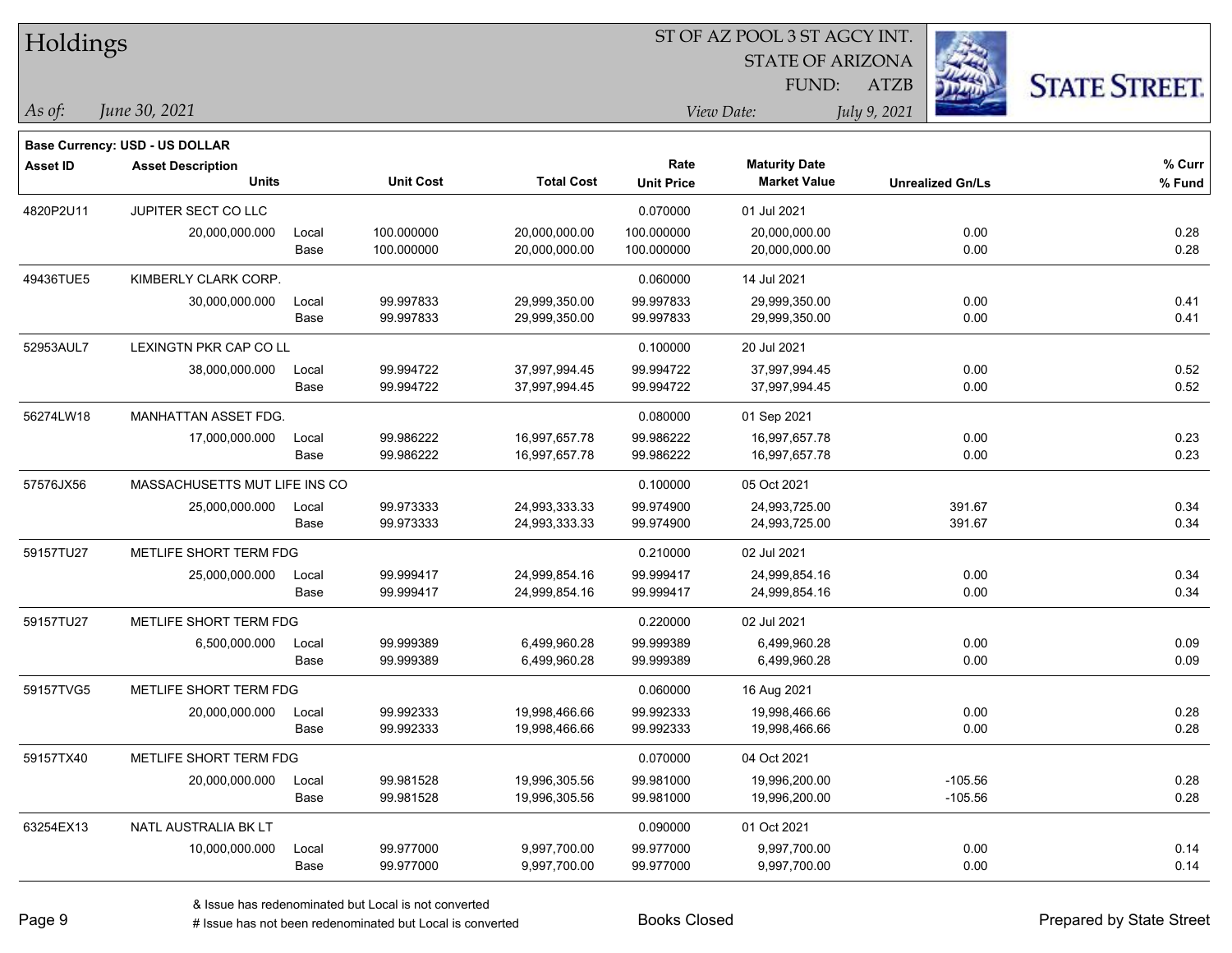# Holdings

ST OF AZ POOL 3 ST AGCY INT.
STATE OF ARIZONA
FUND: ATZB

*As of:* *June 30, 2021*
*View Date:* *July 9, 2021*

**Base Currency: USD - US DOLLAR**

| Asset ID | Asset Description / Units | | Unit Cost | Total Cost | Rate / Unit Price | Maturity Date / Market Value | Unrealized Gn/Ls | % Curr / % Fund |
|---|---|---|---|---|---|---|---|---|
| 4820P2U11 | JUPITER SECT CO LLC | | | | 0.070000 | 01 Jul 2021 | | |
| | 20,000,000.000 | Local | 100.000000 | 20,000,000.00 | 100.000000 | 20,000,000.00 | 0.00 | 0.28 |
| | | Base | 100.000000 | 20,000,000.00 | 100.000000 | 20,000,000.00 | 0.00 | 0.28 |
| 49436TUE5 | KIMBERLY CLARK CORP. | | | | 0.060000 | 14 Jul 2021 | | |
| | 30,000,000.000 | Local | 99.997833 | 29,999,350.00 | 99.997833 | 29,999,350.00 | 0.00 | 0.41 |
| | | Base | 99.997833 | 29,999,350.00 | 99.997833 | 29,999,350.00 | 0.00 | 0.41 |
| 52953AUL7 | LEXINGTN PKR CAP CO LL | | | | 0.100000 | 20 Jul 2021 | | |
| | 38,000,000.000 | Local | 99.994722 | 37,997,994.45 | 99.994722 | 37,997,994.45 | 0.00 | 0.52 |
| | | Base | 99.994722 | 37,997,994.45 | 99.994722 | 37,997,994.45 | 0.00 | 0.52 |
| 56274LW18 | MANHATTAN ASSET FDG. | | | | 0.080000 | 01 Sep 2021 | | |
| | 17,000,000.000 | Local | 99.986222 | 16,997,657.78 | 99.986222 | 16,997,657.78 | 0.00 | 0.23 |
| | | Base | 99.986222 | 16,997,657.78 | 99.986222 | 16,997,657.78 | 0.00 | 0.23 |
| 57576JX56 | MASSACHUSETTS MUT LIFE INS CO | | | | 0.100000 | 05 Oct 2021 | | |
| | 25,000,000.000 | Local | 99.973333 | 24,993,333.33 | 99.974900 | 24,993,725.00 | 391.67 | 0.34 |
| | | Base | 99.973333 | 24,993,333.33 | 99.974900 | 24,993,725.00 | 391.67 | 0.34 |
| 59157TU27 | METLIFE SHORT TERM FDG | | | | 0.210000 | 02 Jul 2021 | | |
| | 25,000,000.000 | Local | 99.999417 | 24,999,854.16 | 99.999417 | 24,999,854.16 | 0.00 | 0.34 |
| | | Base | 99.999417 | 24,999,854.16 | 99.999417 | 24,999,854.16 | 0.00 | 0.34 |
| 59157TU27 | METLIFE SHORT TERM FDG | | | | 0.220000 | 02 Jul 2021 | | |
| | 6,500,000.000 | Local | 99.999389 | 6,499,960.28 | 99.999389 | 6,499,960.28 | 0.00 | 0.09 |
| | | Base | 99.999389 | 6,499,960.28 | 99.999389 | 6,499,960.28 | 0.00 | 0.09 |
| 59157TVG5 | METLIFE SHORT TERM FDG | | | | 0.060000 | 16 Aug 2021 | | |
| | 20,000,000.000 | Local | 99.992333 | 19,998,466.66 | 99.992333 | 19,998,466.66 | 0.00 | 0.28 |
| | | Base | 99.992333 | 19,998,466.66 | 99.992333 | 19,998,466.66 | 0.00 | 0.28 |
| 59157TX40 | METLIFE SHORT TERM FDG | | | | 0.070000 | 04 Oct 2021 | | |
| | 20,000,000.000 | Local | 99.981528 | 19,996,305.56 | 99.981000 | 19,996,200.00 | -105.56 | 0.28 |
| | | Base | 99.981528 | 19,996,305.56 | 99.981000 | 19,996,200.00 | -105.56 | 0.28 |
| 63254EX13 | NATL AUSTRALIA BK LT | | | | 0.090000 | 01 Oct 2021 | | |
| | 10,000,000.000 | Local | 99.977000 | 9,997,700.00 | 99.977000 | 9,997,700.00 | 0.00 | 0.14 |
| | | Base | 99.977000 | 9,997,700.00 | 99.977000 | 9,997,700.00 | 0.00 | 0.14 |

& Issue has redenominated but Local is not converted
# Issue has not been redenominated but Local is converted

Books Closed

Prepared by State Street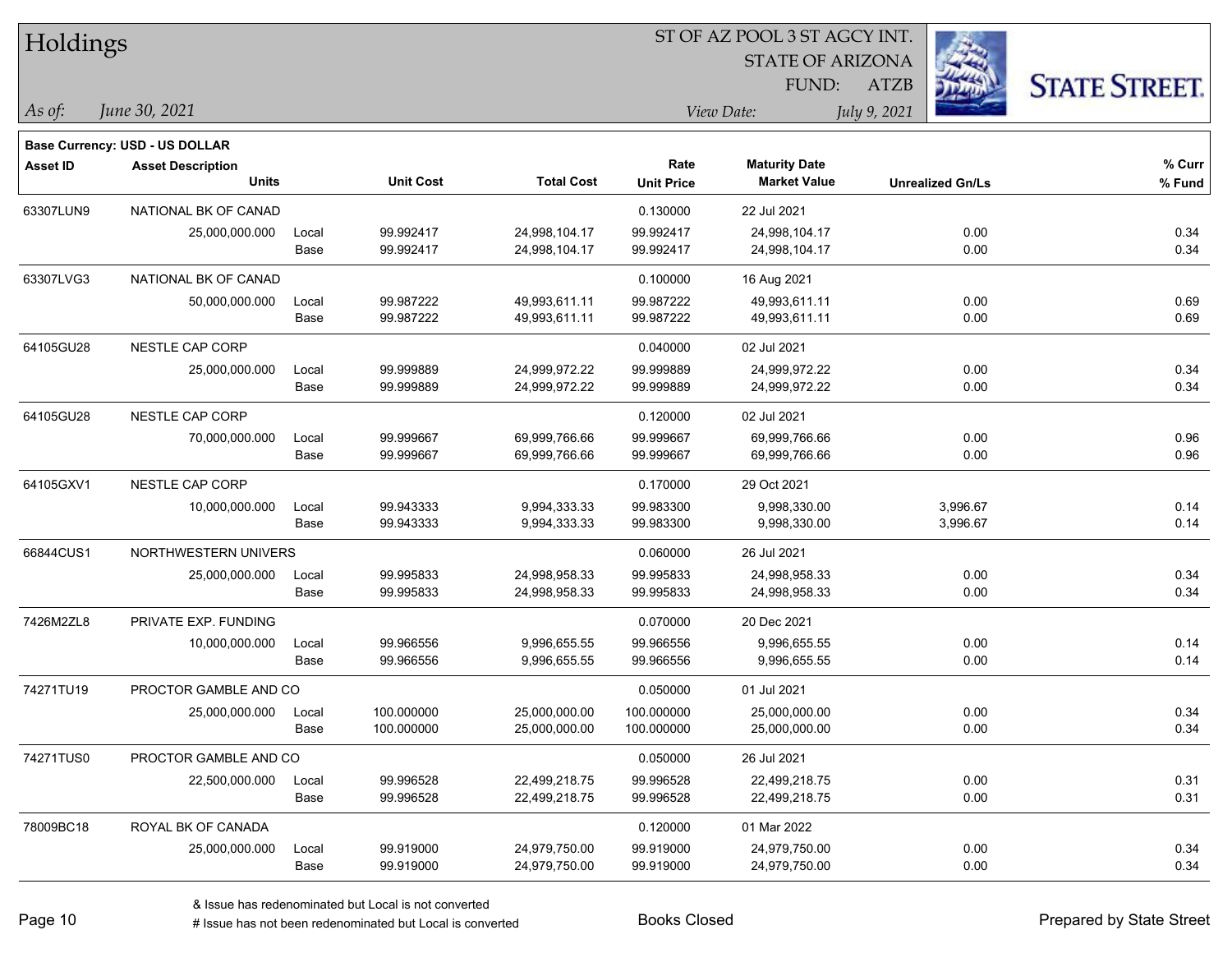# Holdings

ST OF AZ POOL 3 ST AGCY INT.
STATE OF ARIZONA
FUND: ATZB

*As of:* *June 30, 2021*
*View Date:* *July 9, 2021*

**Base Currency: USD - US DOLLAR**

| Asset ID | Asset Description / Units | | Unit Cost | Total Cost | Rate / Unit Price | Maturity Date / Market Value | Unrealized Gn/Ls | % Curr / % Fund |
|---|---|---|---|---|---|---|---|---|
| 63307LUN9 | NATIONAL BK OF CANAD | | | | 0.130000 | 22 Jul 2021 | | |
| | 25,000,000.000 | Local | 99.992417 | 24,998,104.17 | 99.992417 | 24,998,104.17 | 0.00 | 0.34 |
| | | Base | 99.992417 | 24,998,104.17 | 99.992417 | 24,998,104.17 | 0.00 | 0.34 |
| 63307LVG3 | NATIONAL BK OF CANAD | | | | 0.100000 | 16 Aug 2021 | | |
| | 50,000,000.000 | Local | 99.987222 | 49,993,611.11 | 99.987222 | 49,993,611.11 | 0.00 | 0.69 |
| | | Base | 99.987222 | 49,993,611.11 | 99.987222 | 49,993,611.11 | 0.00 | 0.69 |
| 64105GU28 | NESTLE CAP CORP | | | | 0.040000 | 02 Jul 2021 | | |
| | 25,000,000.000 | Local | 99.999889 | 24,999,972.22 | 99.999889 | 24,999,972.22 | 0.00 | 0.34 |
| | | Base | 99.999889 | 24,999,972.22 | 99.999889 | 24,999,972.22 | 0.00 | 0.34 |
| 64105GU28 | NESTLE CAP CORP | | | | 0.120000 | 02 Jul 2021 | | |
| | 70,000,000.000 | Local | 99.999667 | 69,999,766.66 | 99.999667 | 69,999,766.66 | 0.00 | 0.96 |
| | | Base | 99.999667 | 69,999,766.66 | 99.999667 | 69,999,766.66 | 0.00 | 0.96 |
| 64105GXV1 | NESTLE CAP CORP | | | | 0.170000 | 29 Oct 2021 | | |
| | 10,000,000.000 | Local | 99.943333 | 9,994,333.33 | 99.983300 | 9,998,330.00 | 3,996.67 | 0.14 |
| | | Base | 99.943333 | 9,994,333.33 | 99.983300 | 9,998,330.00 | 3,996.67 | 0.14 |
| 66844CUS1 | NORTHWESTERN UNIVERS | | | | 0.060000 | 26 Jul 2021 | | |
| | 25,000,000.000 | Local | 99.995833 | 24,998,958.33 | 99.995833 | 24,998,958.33 | 0.00 | 0.34 |
| | | Base | 99.995833 | 24,998,958.33 | 99.995833 | 24,998,958.33 | 0.00 | 0.34 |
| 7426M2ZL8 | PRIVATE EXP. FUNDING | | | | 0.070000 | 20 Dec 2021 | | |
| | 10,000,000.000 | Local | 99.966556 | 9,996,655.55 | 99.966556 | 9,996,655.55 | 0.00 | 0.14 |
| | | Base | 99.966556 | 9,996,655.55 | 99.966556 | 9,996,655.55 | 0.00 | 0.14 |
| 74271TU19 | PROCTOR GAMBLE AND CO | | | | 0.050000 | 01 Jul 2021 | | |
| | 25,000,000.000 | Local | 100.000000 | 25,000,000.00 | 100.000000 | 25,000,000.00 | 0.00 | 0.34 |
| | | Base | 100.000000 | 25,000,000.00 | 100.000000 | 25,000,000.00 | 0.00 | 0.34 |
| 74271TUS0 | PROCTOR GAMBLE AND CO | | | | 0.050000 | 26 Jul 2021 | | |
| | 22,500,000.000 | Local | 99.996528 | 22,499,218.75 | 99.996528 | 22,499,218.75 | 0.00 | 0.31 |
| | | Base | 99.996528 | 22,499,218.75 | 99.996528 | 22,499,218.75 | 0.00 | 0.31 |
| 78009BC18 | ROYAL BK OF CANADA | | | | 0.120000 | 01 Mar 2022 | | |
| | 25,000,000.000 | Local | 99.919000 | 24,979,750.00 | 99.919000 | 24,979,750.00 | 0.00 | 0.34 |
| | | Base | 99.919000 | 24,979,750.00 | 99.919000 | 24,979,750.00 | 0.00 | 0.34 |

& Issue has redenominated but Local is not converted
# Issue has not been redenominated but Local is converted

Books Closed

Prepared by State Street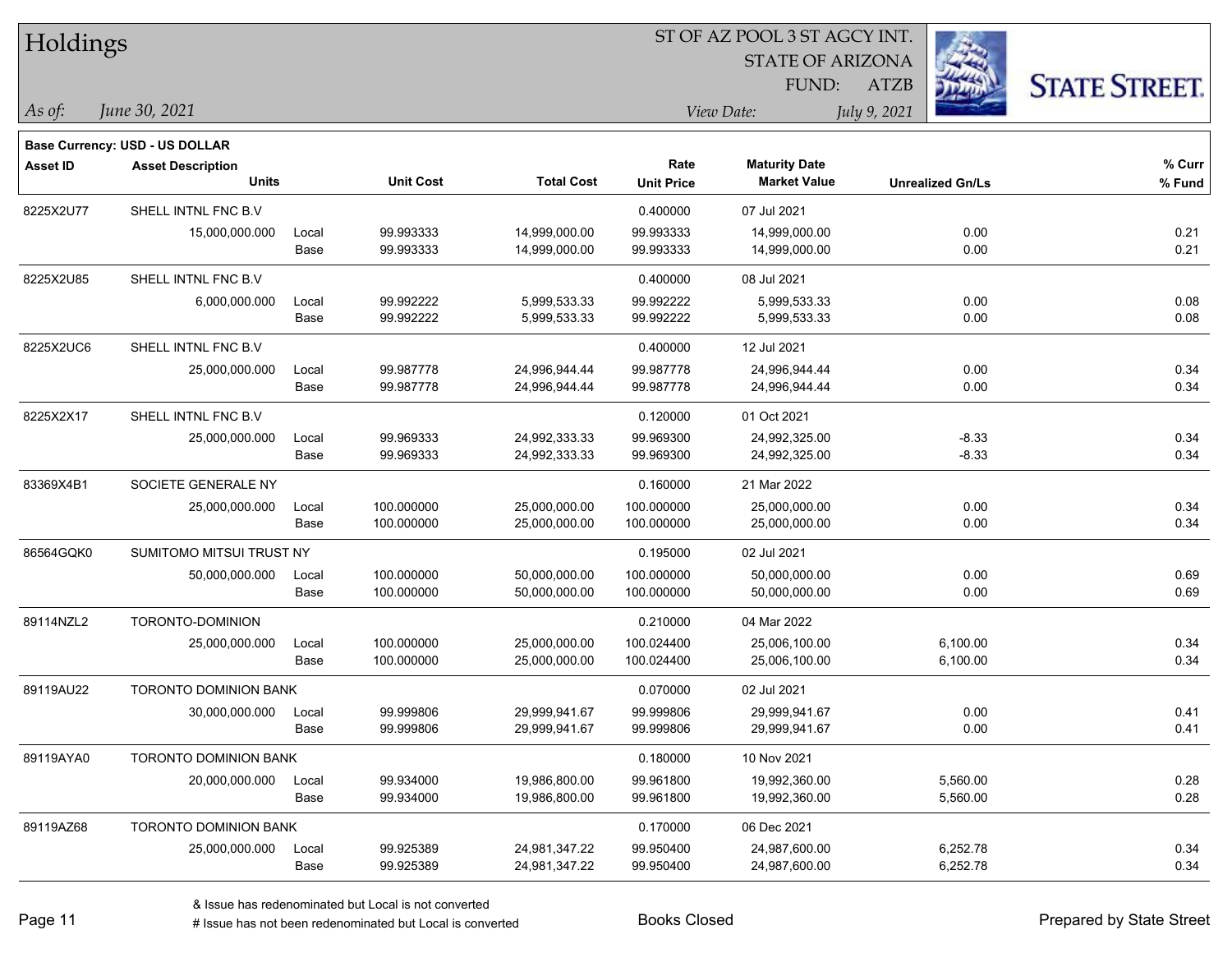# Holdings

ST OF AZ POOL 3 ST AGCY INT.
STATE OF ARIZONA
FUND: ATZB

*As of:* *June 30, 2021*

*View Date:* *July 9, 2021*

**Base Currency: USD - US DOLLAR**

| Asset ID | Asset Description / Units | | Unit Cost | Total Cost | Rate / Unit Price | Maturity Date / Market Value | Unrealized Gn/Ls | % Curr / % Fund |
|---|---|---|---|---|---|---|---|---|
| 8225X2U77 | SHELL INTNL FNC B.V | | | | 0.400000 | 07 Jul 2021 | | |
| | 15,000,000.000 | Local | 99.993333 | 14,999,000.00 | 99.993333 | 14,999,000.00 | 0.00 | 0.21 |
| | | Base | 99.993333 | 14,999,000.00 | 99.993333 | 14,999,000.00 | 0.00 | 0.21 |
| 8225X2U85 | SHELL INTNL FNC B.V | | | | 0.400000 | 08 Jul 2021 | | |
| | 6,000,000.000 | Local | 99.992222 | 5,999,533.33 | 99.992222 | 5,999,533.33 | 0.00 | 0.08 |
| | | Base | 99.992222 | 5,999,533.33 | 99.992222 | 5,999,533.33 | 0.00 | 0.08 |
| 8225X2UC6 | SHELL INTNL FNC B.V | | | | 0.400000 | 12 Jul 2021 | | |
| | 25,000,000.000 | Local | 99.987778 | 24,996,944.44 | 99.987778 | 24,996,944.44 | 0.00 | 0.34 |
| | | Base | 99.987778 | 24,996,944.44 | 99.987778 | 24,996,944.44 | 0.00 | 0.34 |
| 8225X2X17 | SHELL INTNL FNC B.V | | | | 0.120000 | 01 Oct 2021 | | |
| | 25,000,000.000 | Local | 99.969333 | 24,992,333.33 | 99.969300 | 24,992,325.00 | -8.33 | 0.34 |
| | | Base | 99.969333 | 24,992,333.33 | 99.969300 | 24,992,325.00 | -8.33 | 0.34 |
| 83369X4B1 | SOCIETE GENERALE NY | | | | 0.160000 | 21 Mar 2022 | | |
| | 25,000,000.000 | Local | 100.000000 | 25,000,000.00 | 100.000000 | 25,000,000.00 | 0.00 | 0.34 |
| | | Base | 100.000000 | 25,000,000.00 | 100.000000 | 25,000,000.00 | 0.00 | 0.34 |
| 86564GQK0 | SUMITOMO MITSUI TRUST NY | | | | 0.195000 | 02 Jul 2021 | | |
| | 50,000,000.000 | Local | 100.000000 | 50,000,000.00 | 100.000000 | 50,000,000.00 | 0.00 | 0.69 |
| | | Base | 100.000000 | 50,000,000.00 | 100.000000 | 50,000,000.00 | 0.00 | 0.69 |
| 89114NZL2 | TORONTO-DOMINION | | | | 0.210000 | 04 Mar 2022 | | |
| | 25,000,000.000 | Local | 100.000000 | 25,000,000.00 | 100.024400 | 25,006,100.00 | 6,100.00 | 0.34 |
| | | Base | 100.000000 | 25,000,000.00 | 100.024400 | 25,006,100.00 | 6,100.00 | 0.34 |
| 89119AU22 | TORONTO DOMINION BANK | | | | 0.070000 | 02 Jul 2021 | | |
| | 30,000,000.000 | Local | 99.999806 | 29,999,941.67 | 99.999806 | 29,999,941.67 | 0.00 | 0.41 |
| | | Base | 99.999806 | 29,999,941.67 | 99.999806 | 29,999,941.67 | 0.00 | 0.41 |
| 89119AYA0 | TORONTO DOMINION BANK | | | | 0.180000 | 10 Nov 2021 | | |
| | 20,000,000.000 | Local | 99.934000 | 19,986,800.00 | 99.961800 | 19,992,360.00 | 5,560.00 | 0.28 |
| | | Base | 99.934000 | 19,986,800.00 | 99.961800 | 19,992,360.00 | 5,560.00 | 0.28 |
| 89119AZ68 | TORONTO DOMINION BANK | | | | 0.170000 | 06 Dec 2021 | | |
| | 25,000,000.000 | Local | 99.925389 | 24,981,347.22 | 99.950400 | 24,987,600.00 | 6,252.78 | 0.34 |
| | | Base | 99.925389 | 24,981,347.22 | 99.950400 | 24,987,600.00 | 6,252.78 | 0.34 |

& Issue has redenominated but Local is not converted
# Issue has not been redenominated but Local is converted

Books Closed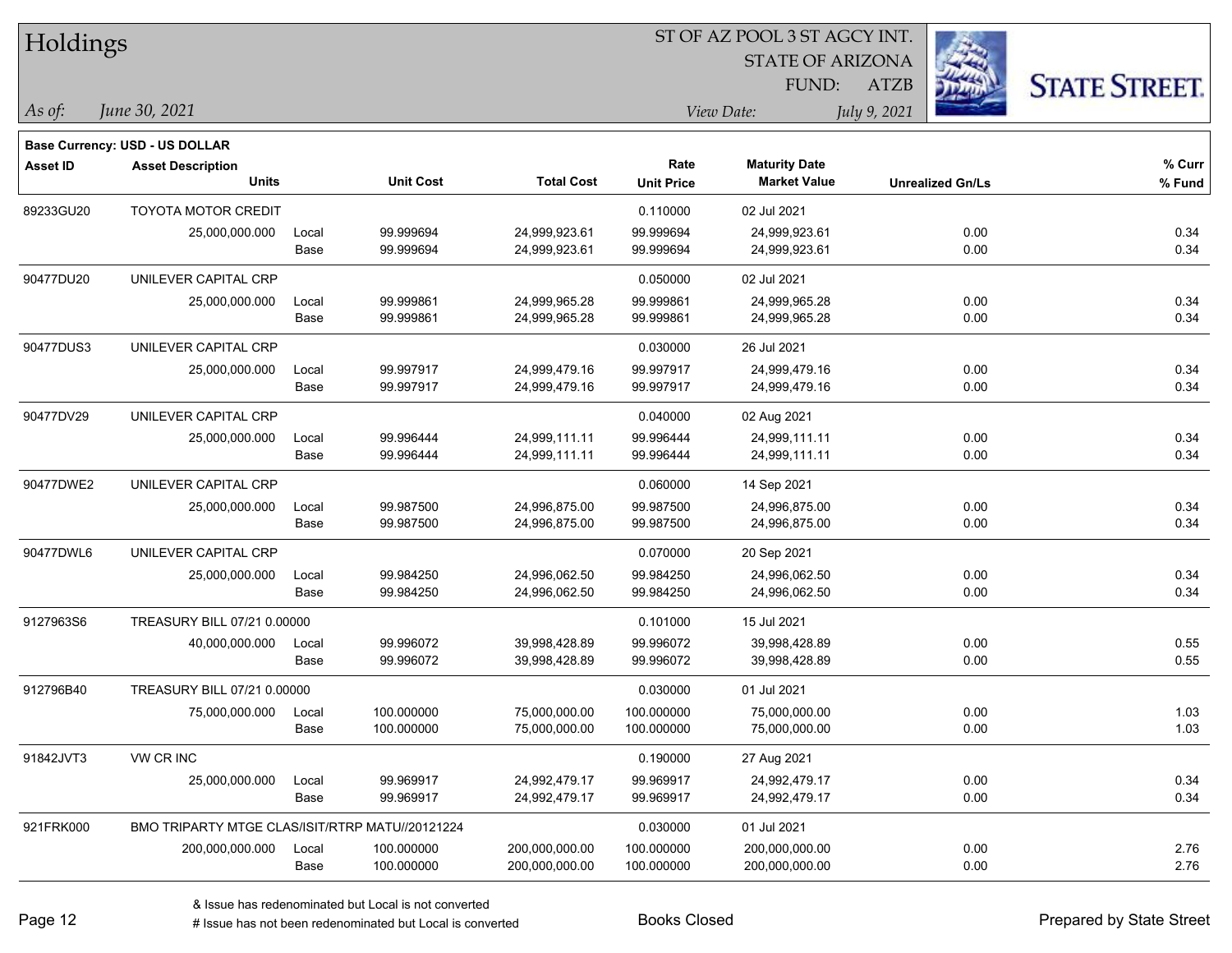# Holdings

ST OF AZ POOL 3 ST AGCY INT.
STATE OF ARIZONA
FUND: ATZB

*As of: June 30, 2021*
*View Date: July 9, 2021*

**Base Currency: USD - US DOLLAR**

| Asset ID | Asset Description / Units | | Unit Cost | Total Cost | Rate / Unit Price | Maturity Date / Market Value | Unrealized Gn/Ls | % Curr / % Fund |
|---|---|---|---|---|---|---|---|---|
| 89233GU20 | TOYOTA MOTOR CREDIT | | | | 0.110000 | 02 Jul 2021 | | |
| | 25,000,000.000 | Local | 99.999694 | 24,999,923.61 | 99.999694 | 24,999,923.61 | 0.00 | 0.34 |
| | | Base | 99.999694 | 24,999,923.61 | 99.999694 | 24,999,923.61 | 0.00 | 0.34 |
| 90477DU20 | UNILEVER CAPITAL CRP | | | | 0.050000 | 02 Jul 2021 | | |
| | 25,000,000.000 | Local | 99.999861 | 24,999,965.28 | 99.999861 | 24,999,965.28 | 0.00 | 0.34 |
| | | Base | 99.999861 | 24,999,965.28 | 99.999861 | 24,999,965.28 | 0.00 | 0.34 |
| 90477DUS3 | UNILEVER CAPITAL CRP | | | | 0.030000 | 26 Jul 2021 | | |
| | 25,000,000.000 | Local | 99.997917 | 24,999,479.16 | 99.997917 | 24,999,479.16 | 0.00 | 0.34 |
| | | Base | 99.997917 | 24,999,479.16 | 99.997917 | 24,999,479.16 | 0.00 | 0.34 |
| 90477DV29 | UNILEVER CAPITAL CRP | | | | 0.040000 | 02 Aug 2021 | | |
| | 25,000,000.000 | Local | 99.996444 | 24,999,111.11 | 99.996444 | 24,999,111.11 | 0.00 | 0.34 |
| | | Base | 99.996444 | 24,999,111.11 | 99.996444 | 24,999,111.11 | 0.00 | 0.34 |
| 90477DWE2 | UNILEVER CAPITAL CRP | | | | 0.060000 | 14 Sep 2021 | | |
| | 25,000,000.000 | Local | 99.987500 | 24,996,875.00 | 99.987500 | 24,996,875.00 | 0.00 | 0.34 |
| | | Base | 99.987500 | 24,996,875.00 | 99.987500 | 24,996,875.00 | 0.00 | 0.34 |
| 90477DWL6 | UNILEVER CAPITAL CRP | | | | 0.070000 | 20 Sep 2021 | | |
| | 25,000,000.000 | Local | 99.984250 | 24,996,062.50 | 99.984250 | 24,996,062.50 | 0.00 | 0.34 |
| | | Base | 99.984250 | 24,996,062.50 | 99.984250 | 24,996,062.50 | 0.00 | 0.34 |
| 9127963S6 | TREASURY BILL 07/21 0.00000 | | | | 0.101000 | 15 Jul 2021 | | |
| | 40,000,000.000 | Local | 99.996072 | 39,998,428.89 | 99.996072 | 39,998,428.89 | 0.00 | 0.55 |
| | | Base | 99.996072 | 39,998,428.89 | 99.996072 | 39,998,428.89 | 0.00 | 0.55 |
| 912796B40 | TREASURY BILL 07/21 0.00000 | | | | 0.030000 | 01 Jul 2021 | | |
| | 75,000,000.000 | Local | 100.000000 | 75,000,000.00 | 100.000000 | 75,000,000.00 | 0.00 | 1.03 |
| | | Base | 100.000000 | 75,000,000.00 | 100.000000 | 75,000,000.00 | 0.00 | 1.03 |
| 91842JVT3 | VW CR INC | | | | 0.190000 | 27 Aug 2021 | | |
| | 25,000,000.000 | Local | 99.969917 | 24,992,479.17 | 99.969917 | 24,992,479.17 | 0.00 | 0.34 |
| | | Base | 99.969917 | 24,992,479.17 | 99.969917 | 24,992,479.17 | 0.00 | 0.34 |
| 921FRK000 | BMO TRIPARTY MTGE CLAS/ISIT/RTRP MATU//20121224 | | | | 0.030000 | 01 Jul 2021 | | |
| | 200,000,000.000 | Local | 100.000000 | 200,000,000.00 | 100.000000 | 200,000,000.00 | 0.00 | 2.76 |
| | | Base | 100.000000 | 200,000,000.00 | 100.000000 | 200,000,000.00 | 0.00 | 2.76 |

& Issue has redenominated but Local is not converted
# Issue has not been redenominated but Local is converted

Books Closed

Prepared by State Street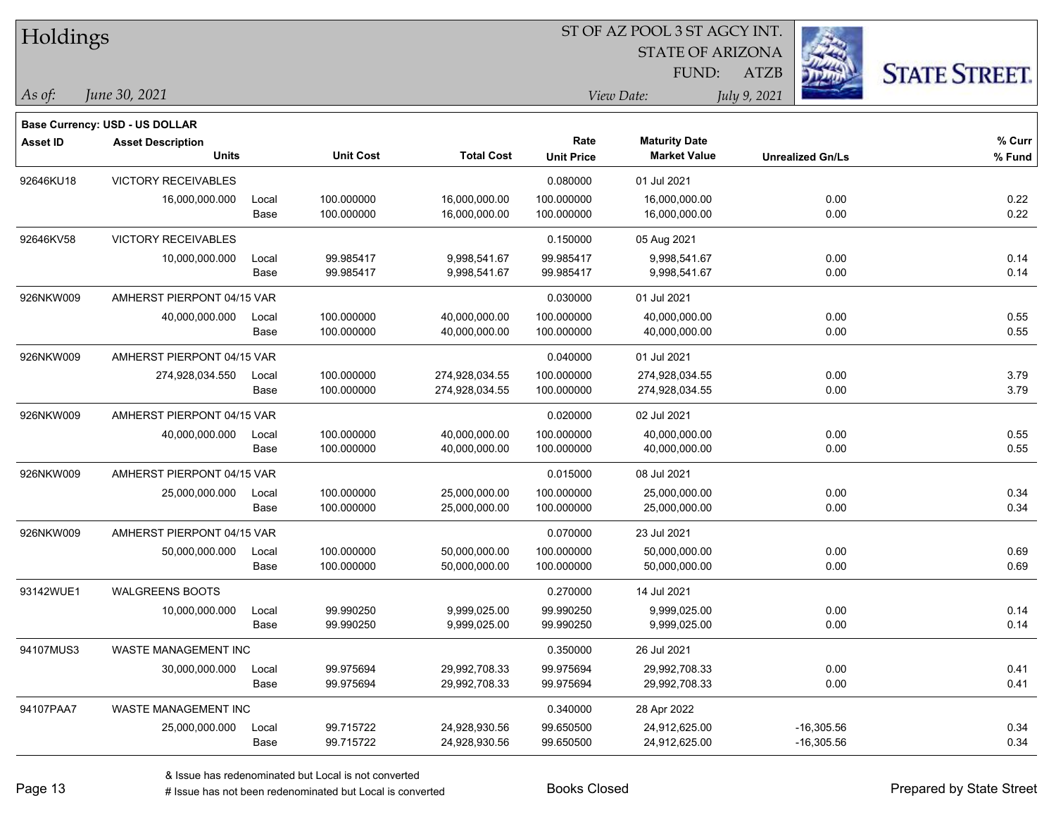# Holdings

ST OF AZ POOL 3 ST AGCY INT.
STATE OF ARIZONA
FUND: ATZB

*As of: June 30, 2021*
*View Date: July 9, 2021*

**Base Currency: USD - US DOLLAR**

| Asset ID | Asset Description / Units | | Unit Cost | Total Cost | Rate / Unit Price | Maturity Date / Market Value | Unrealized Gn/Ls | % Curr / % Fund |
|---|---|---|---|---|---|---|---|---|
| 92646KU18 | VICTORY RECEIVABLES | | | | 0.080000 | 01 Jul 2021 | | |
| | 16,000,000.000 | Local | 100.000000 | 16,000,000.00 | 100.000000 | 16,000,000.00 | 0.00 | 0.22 |
| | | Base | 100.000000 | 16,000,000.00 | 100.000000 | 16,000,000.00 | 0.00 | 0.22 |
| 92646KV58 | VICTORY RECEIVABLES | | | | 0.150000 | 05 Aug 2021 | | |
| | 10,000,000.000 | Local | 99.985417 | 9,998,541.67 | 99.985417 | 9,998,541.67 | 0.00 | 0.14 |
| | | Base | 99.985417 | 9,998,541.67 | 99.985417 | 9,998,541.67 | 0.00 | 0.14 |
| 926NKW009 | AMHERST PIERPONT 04/15 VAR | | | | 0.030000 | 01 Jul 2021 | | |
| | 40,000,000.000 | Local | 100.000000 | 40,000,000.00 | 100.000000 | 40,000,000.00 | 0.00 | 0.55 |
| | | Base | 100.000000 | 40,000,000.00 | 100.000000 | 40,000,000.00 | 0.00 | 0.55 |
| 926NKW009 | AMHERST PIERPONT 04/15 VAR | | | | 0.040000 | 01 Jul 2021 | | |
| | 274,928,034.550 | Local | 100.000000 | 274,928,034.55 | 100.000000 | 274,928,034.55 | 0.00 | 3.79 |
| | | Base | 100.000000 | 274,928,034.55 | 100.000000 | 274,928,034.55 | 0.00 | 3.79 |
| 926NKW009 | AMHERST PIERPONT 04/15 VAR | | | | 0.020000 | 02 Jul 2021 | | |
| | 40,000,000.000 | Local | 100.000000 | 40,000,000.00 | 100.000000 | 40,000,000.00 | 0.00 | 0.55 |
| | | Base | 100.000000 | 40,000,000.00 | 100.000000 | 40,000,000.00 | 0.00 | 0.55 |
| 926NKW009 | AMHERST PIERPONT 04/15 VAR | | | | 0.015000 | 08 Jul 2021 | | |
| | 25,000,000.000 | Local | 100.000000 | 25,000,000.00 | 100.000000 | 25,000,000.00 | 0.00 | 0.34 |
| | | Base | 100.000000 | 25,000,000.00 | 100.000000 | 25,000,000.00 | 0.00 | 0.34 |
| 926NKW009 | AMHERST PIERPONT 04/15 VAR | | | | 0.070000 | 23 Jul 2021 | | |
| | 50,000,000.000 | Local | 100.000000 | 50,000,000.00 | 100.000000 | 50,000,000.00 | 0.00 | 0.69 |
| | | Base | 100.000000 | 50,000,000.00 | 100.000000 | 50,000,000.00 | 0.00 | 0.69 |
| 93142WUE1 | WALGREENS BOOTS | | | | 0.270000 | 14 Jul 2021 | | |
| | 10,000,000.000 | Local | 99.990250 | 9,999,025.00 | 99.990250 | 9,999,025.00 | 0.00 | 0.14 |
| | | Base | 99.990250 | 9,999,025.00 | 99.990250 | 9,999,025.00 | 0.00 | 0.14 |
| 94107MUS3 | WASTE MANAGEMENT INC | | | | 0.350000 | 26 Jul 2021 | | |
| | 30,000,000.000 | Local | 99.975694 | 29,992,708.33 | 99.975694 | 29,992,708.33 | 0.00 | 0.41 |
| | | Base | 99.975694 | 29,992,708.33 | 99.975694 | 29,992,708.33 | 0.00 | 0.41 |
| 94107PAA7 | WASTE MANAGEMENT INC | | | | 0.340000 | 28 Apr 2022 | | |
| | 25,000,000.000 | Local | 99.715722 | 24,928,930.56 | 99.650500 | 24,912,625.00 | -16,305.56 | 0.34 |
| | | Base | 99.715722 | 24,928,930.56 | 99.650500 | 24,912,625.00 | -16,305.56 | 0.34 |

& Issue has redenominated but Local is not converted
# Issue has not been redenominated but Local is converted

Books Closed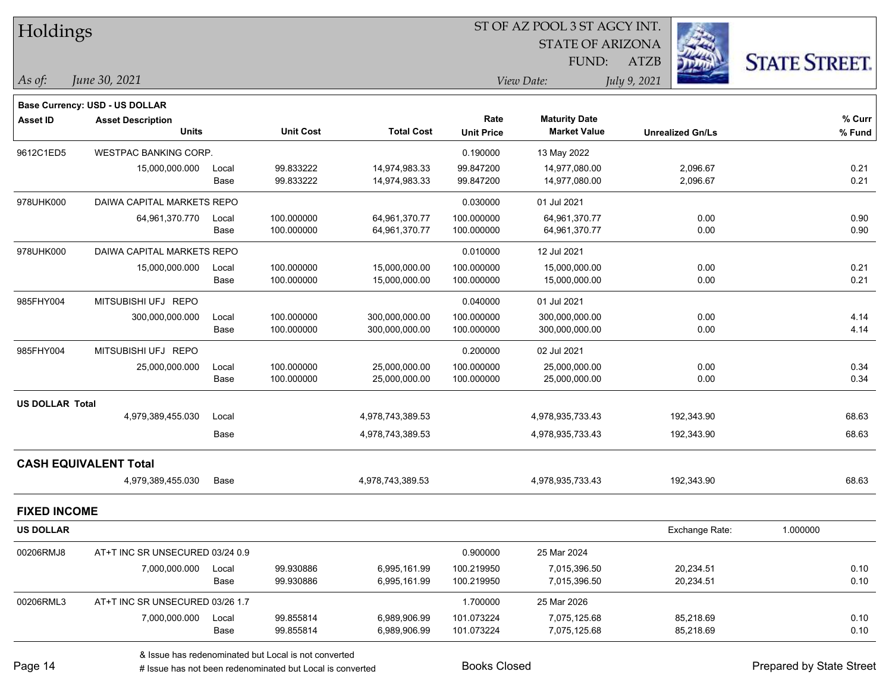# Holdings

ST OF AZ POOL 3 ST AGCY INT.
STATE OF ARIZONA
FUND: ATZB

*As of: June 30, 2021*
*View Date: July 9, 2021*

**Base Currency: USD - US DOLLAR**

| Asset ID | Asset Description / Units | | Unit Cost | Total Cost | Rate / Unit Price | Maturity Date / Market Value | Unrealized Gn/Ls | % Curr / % Fund |
|---|---|---|---|---|---|---|---|---|
| 9612C1ED5 | WESTPAC BANKING CORP. | | | | 0.190000 | 13 May 2022 | | |
| | 15,000,000.000 | Local | 99.833222 | 14,974,983.33 | 99.847200 | 14,977,080.00 | 2,096.67 | 0.21 |
| | | Base | 99.833222 | 14,974,983.33 | 99.847200 | 14,977,080.00 | 2,096.67 | 0.21 |
| 978UHK000 | DAIWA CAPITAL MARKETS REPO | | | | 0.030000 | 01 Jul 2021 | | |
| | 64,961,370.770 | Local | 100.000000 | 64,961,370.77 | 100.000000 | 64,961,370.77 | 0.00 | 0.90 |
| | | Base | 100.000000 | 64,961,370.77 | 100.000000 | 64,961,370.77 | 0.00 | 0.90 |
| 978UHK000 | DAIWA CAPITAL MARKETS REPO | | | | 0.010000 | 12 Jul 2021 | | |
| | 15,000,000.000 | Local | 100.000000 | 15,000,000.00 | 100.000000 | 15,000,000.00 | 0.00 | 0.21 |
| | | Base | 100.000000 | 15,000,000.00 | 100.000000 | 15,000,000.00 | 0.00 | 0.21 |
| 985FHY004 | MITSUBISHI UFJ REPO | | | | 0.040000 | 01 Jul 2021 | | |
| | 300,000,000.000 | Local | 100.000000 | 300,000,000.00 | 100.000000 | 300,000,000.00 | 0.00 | 4.14 |
| | | Base | 100.000000 | 300,000,000.00 | 100.000000 | 300,000,000.00 | 0.00 | 4.14 |
| 985FHY004 | MITSUBISHI UFJ REPO | | | | 0.200000 | 02 Jul 2021 | | |
| | 25,000,000.000 | Local | 100.000000 | 25,000,000.00 | 100.000000 | 25,000,000.00 | 0.00 | 0.34 |
| | | Base | 100.000000 | 25,000,000.00 | 100.000000 | 25,000,000.00 | 0.00 | 0.34 |
| **US DOLLAR Total** | | | | | | | | |
| | 4,979,389,455.030 | Local | | 4,978,743,389.53 | | 4,978,935,733.43 | 192,343.90 | 68.63 |
| | | Base | | 4,978,743,389.53 | | 4,978,935,733.43 | 192,343.90 | 68.63 |
| **CASH EQUIVALENT Total** | | | | | | | | |
| | 4,979,389,455.030 | Base | | 4,978,743,389.53 | | 4,978,935,733.43 | 192,343.90 | 68.63 |

## FIXED INCOME

**US DOLLAR** — Exchange Rate: 1.000000

| Asset ID | Asset Description / Units | | Unit Cost | Total Cost | Rate / Unit Price | Maturity Date / Market Value | Unrealized Gn/Ls | % Curr / % Fund |
|---|---|---|---|---|---|---|---|---|
| 00206RMJ8 | AT+T INC SR UNSECURED 03/24 0.9 | | | | 0.900000 | 25 Mar 2024 | | |
| | 7,000,000.000 | Local | 99.930886 | 6,995,161.99 | 100.219950 | 7,015,396.50 | 20,234.51 | 0.10 |
| | | Base | 99.930886 | 6,995,161.99 | 100.219950 | 7,015,396.50 | 20,234.51 | 0.10 |
| 00206RML3 | AT+T INC SR UNSECURED 03/26 1.7 | | | | 1.700000 | 25 Mar 2026 | | |
| | 7,000,000.000 | Local | 99.855814 | 6,989,906.99 | 101.073224 | 7,075,125.68 | 85,218.69 | 0.10 |
| | | Base | 99.855814 | 6,989,906.99 | 101.073224 | 7,075,125.68 | 85,218.69 | 0.10 |

& Issue has redenominated but Local is not converted
# Issue has not been redenominated but Local is converted

Books Closed

Prepared by State Street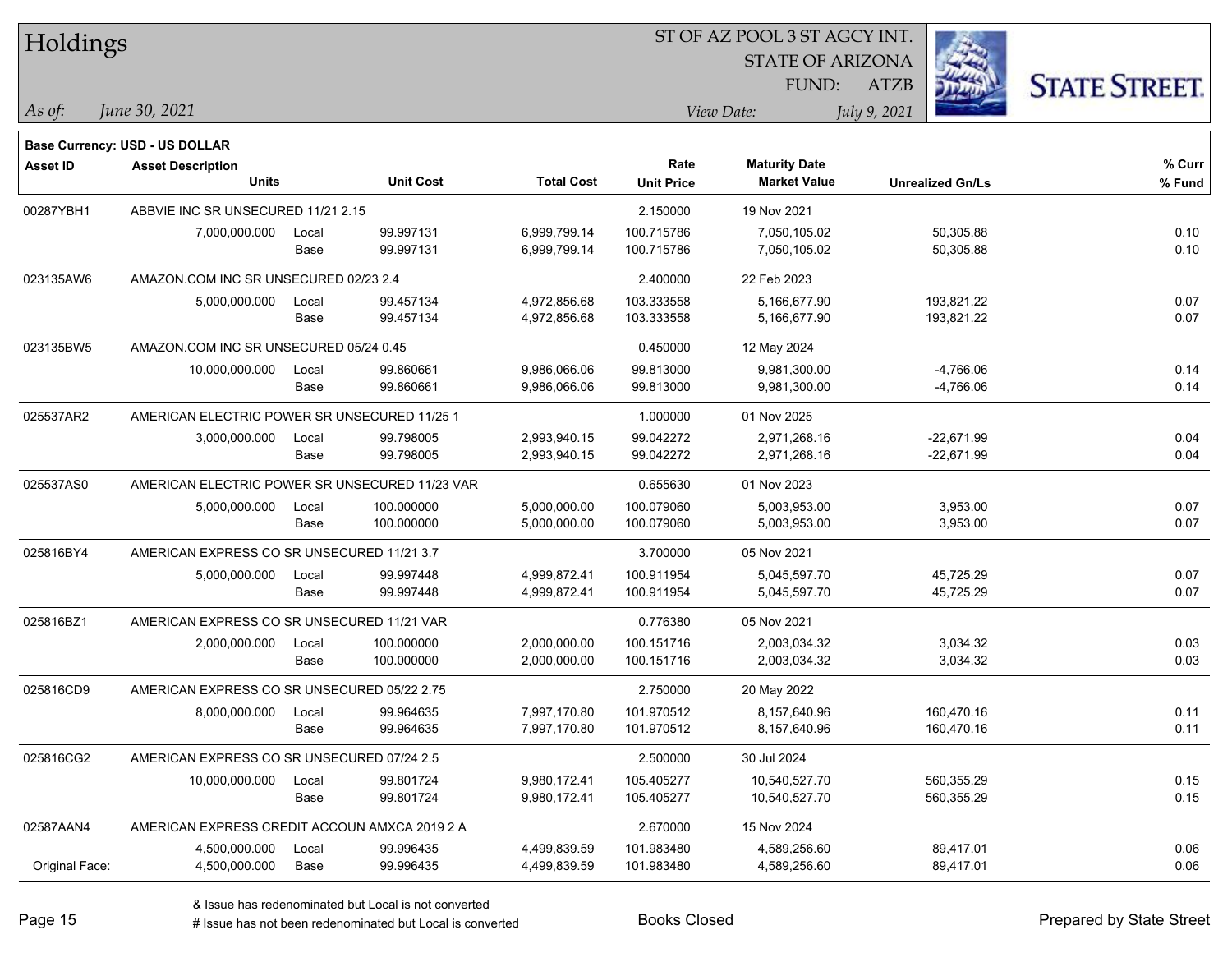# Holdings

ST OF AZ POOL 3 ST AGCY INT.
STATE OF ARIZONA
FUND: ATZB

*As of:* *June 30, 2021*

*View Date:* *July 9, 2021*

**Base Currency: USD - US DOLLAR**

| Asset ID | Asset Description / Units | | Unit Cost | Total Cost | Rate / Unit Price | Maturity Date / Market Value | Unrealized Gn/Ls | % Curr / % Fund |
|---|---|---|---|---|---|---|---|---|
| 00287YBH1 | ABBVIE INC SR UNSECURED 11/21 2.15 | | | | 2.150000 | 19 Nov 2021 | | |
| | 7,000,000.000 | Local | 99.997131 | 6,999,799.14 | 100.715786 | 7,050,105.02 | 50,305.88 | 0.10 |
| | | Base | 99.997131 | 6,999,799.14 | 100.715786 | 7,050,105.02 | 50,305.88 | 0.10 |
| 023135AW6 | AMAZON.COM INC SR UNSECURED 02/23 2.4 | | | | 2.400000 | 22 Feb 2023 | | |
| | 5,000,000.000 | Local | 99.457134 | 4,972,856.68 | 103.333558 | 5,166,677.90 | 193,821.22 | 0.07 |
| | | Base | 99.457134 | 4,972,856.68 | 103.333558 | 5,166,677.90 | 193,821.22 | 0.07 |
| 023135BW5 | AMAZON.COM INC SR UNSECURED 05/24 0.45 | | | | 0.450000 | 12 May 2024 | | |
| | 10,000,000.000 | Local | 99.860661 | 9,986,066.06 | 99.813000 | 9,981,300.00 | -4,766.06 | 0.14 |
| | | Base | 99.860661 | 9,986,066.06 | 99.813000 | 9,981,300.00 | -4,766.06 | 0.14 |
| 025537AR2 | AMERICAN ELECTRIC POWER SR UNSECURED 11/25 1 | | | | 1.000000 | 01 Nov 2025 | | |
| | 3,000,000.000 | Local | 99.798005 | 2,993,940.15 | 99.042272 | 2,971,268.16 | -22,671.99 | 0.04 |
| | | Base | 99.798005 | 2,993,940.15 | 99.042272 | 2,971,268.16 | -22,671.99 | 0.04 |
| 025537AS0 | AMERICAN ELECTRIC POWER SR UNSECURED 11/23 VAR | | | | 0.655630 | 01 Nov 2023 | | |
| | 5,000,000.000 | Local | 100.000000 | 5,000,000.00 | 100.079060 | 5,003,953.00 | 3,953.00 | 0.07 |
| | | Base | 100.000000 | 5,000,000.00 | 100.079060 | 5,003,953.00 | 3,953.00 | 0.07 |
| 025816BY4 | AMERICAN EXPRESS CO SR UNSECURED 11/21 3.7 | | | | 3.700000 | 05 Nov 2021 | | |
| | 5,000,000.000 | Local | 99.997448 | 4,999,872.41 | 100.911954 | 5,045,597.70 | 45,725.29 | 0.07 |
| | | Base | 99.997448 | 4,999,872.41 | 100.911954 | 5,045,597.70 | 45,725.29 | 0.07 |
| 025816BZ1 | AMERICAN EXPRESS CO SR UNSECURED 11/21 VAR | | | | 0.776380 | 05 Nov 2021 | | |
| | 2,000,000.000 | Local | 100.000000 | 2,000,000.00 | 100.151716 | 2,003,034.32 | 3,034.32 | 0.03 |
| | | Base | 100.000000 | 2,000,000.00 | 100.151716 | 2,003,034.32 | 3,034.32 | 0.03 |
| 025816CD9 | AMERICAN EXPRESS CO SR UNSECURED 05/22 2.75 | | | | 2.750000 | 20 May 2022 | | |
| | 8,000,000.000 | Local | 99.964635 | 7,997,170.80 | 101.970512 | 8,157,640.96 | 160,470.16 | 0.11 |
| | | Base | 99.964635 | 7,997,170.80 | 101.970512 | 8,157,640.96 | 160,470.16 | 0.11 |
| 025816CG2 | AMERICAN EXPRESS CO SR UNSECURED 07/24 2.5 | | | | 2.500000 | 30 Jul 2024 | | |
| | 10,000,000.000 | Local | 99.801724 | 9,980,172.41 | 105.405277 | 10,540,527.70 | 560,355.29 | 0.15 |
| | | Base | 99.801724 | 9,980,172.41 | 105.405277 | 10,540,527.70 | 560,355.29 | 0.15 |
| 02587AAN4 | AMERICAN EXPRESS CREDIT ACCOUN AMXCA 2019 2 A | | | | 2.670000 | 15 Nov 2024 | | |
| | 4,500,000.000 | Local | 99.996435 | 4,499,839.59 | 101.983480 | 4,589,256.60 | 89,417.01 | 0.06 |
| Original Face: | 4,500,000.000 | Base | 99.996435 | 4,499,839.59 | 101.983480 | 4,589,256.60 | 89,417.01 | 0.06 |

& Issue has redenominated but Local is not converted
# Issue has not been redenominated but Local is converted

Books Closed

Prepared by State Street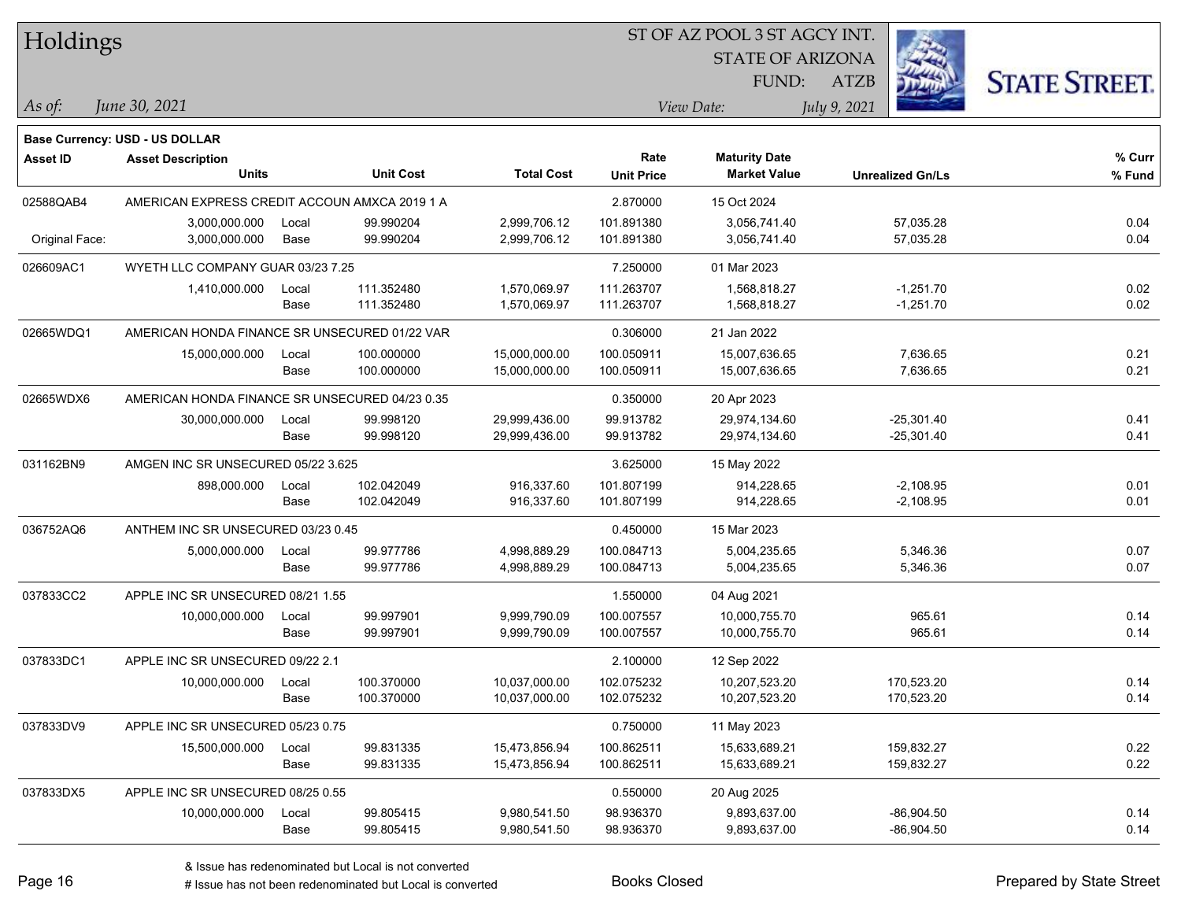# Holdings

ST OF AZ POOL 3 ST AGCY INT.
STATE OF ARIZONA
FUND: ATZB

*As of:* *June 30, 2021*
*View Date:* *July 9, 2021*

**Base Currency: USD - US DOLLAR**

| Asset ID | Asset Description / Units | | Unit Cost | Total Cost | Rate / Unit Price | Maturity Date / Market Value | Unrealized Gn/Ls | % Curr / % Fund |
|---|---|---|---|---|---|---|---|---|
| 02588QAB4 | AMERICAN EXPRESS CREDIT ACCOUN AMXCA 2019 1 A | | | | 2.870000 | 15 Oct 2024 | | |
| | 3,000,000.000 | Local | 99.990204 | 2,999,706.12 | 101.891380 | 3,056,741.40 | 57,035.28 | 0.04 |
| Original Face: | 3,000,000.000 | Base | 99.990204 | 2,999,706.12 | 101.891380 | 3,056,741.40 | 57,035.28 | 0.04 |
| 026609AC1 | WYETH LLC COMPANY GUAR 03/23 7.25 | | | | 7.250000 | 01 Mar 2023 | | |
| | 1,410,000.000 | Local | 111.352480 | 1,570,069.97 | 111.263707 | 1,568,818.27 | -1,251.70 | 0.02 |
| | | Base | 111.352480 | 1,570,069.97 | 111.263707 | 1,568,818.27 | -1,251.70 | 0.02 |
| 02665WDQ1 | AMERICAN HONDA FINANCE SR UNSECURED 01/22 VAR | | | | 0.306000 | 21 Jan 2022 | | |
| | 15,000,000.000 | Local | 100.000000 | 15,000,000.00 | 100.050911 | 15,007,636.65 | 7,636.65 | 0.21 |
| | | Base | 100.000000 | 15,000,000.00 | 100.050911 | 15,007,636.65 | 7,636.65 | 0.21 |
| 02665WDX6 | AMERICAN HONDA FINANCE SR UNSECURED 04/23 0.35 | | | | 0.350000 | 20 Apr 2023 | | |
| | 30,000,000.000 | Local | 99.998120 | 29,999,436.00 | 99.913782 | 29,974,134.60 | -25,301.40 | 0.41 |
| | | Base | 99.998120 | 29,999,436.00 | 99.913782 | 29,974,134.60 | -25,301.40 | 0.41 |
| 031162BN9 | AMGEN INC SR UNSECURED 05/22 3.625 | | | | 3.625000 | 15 May 2022 | | |
| | 898,000.000 | Local | 102.042049 | 916,337.60 | 101.807199 | 914,228.65 | -2,108.95 | 0.01 |
| | | Base | 102.042049 | 916,337.60 | 101.807199 | 914,228.65 | -2,108.95 | 0.01 |
| 036752AQ6 | ANTHEM INC SR UNSECURED 03/23 0.45 | | | | 0.450000 | 15 Mar 2023 | | |
| | 5,000,000.000 | Local | 99.977786 | 4,998,889.29 | 100.084713 | 5,004,235.65 | 5,346.36 | 0.07 |
| | | Base | 99.977786 | 4,998,889.29 | 100.084713 | 5,004,235.65 | 5,346.36 | 0.07 |
| 037833CC2 | APPLE INC SR UNSECURED 08/21 1.55 | | | | 1.550000 | 04 Aug 2021 | | |
| | 10,000,000.000 | Local | 99.997901 | 9,999,790.09 | 100.007557 | 10,000,755.70 | 965.61 | 0.14 |
| | | Base | 99.997901 | 9,999,790.09 | 100.007557 | 10,000,755.70 | 965.61 | 0.14 |
| 037833DC1 | APPLE INC SR UNSECURED 09/22 2.1 | | | | 2.100000 | 12 Sep 2022 | | |
| | 10,000,000.000 | Local | 100.370000 | 10,037,000.00 | 102.075232 | 10,207,523.20 | 170,523.20 | 0.14 |
| | | Base | 100.370000 | 10,037,000.00 | 102.075232 | 10,207,523.20 | 170,523.20 | 0.14 |
| 037833DV9 | APPLE INC SR UNSECURED 05/23 0.75 | | | | 0.750000 | 11 May 2023 | | |
| | 15,500,000.000 | Local | 99.831335 | 15,473,856.94 | 100.862511 | 15,633,689.21 | 159,832.27 | 0.22 |
| | | Base | 99.831335 | 15,473,856.94 | 100.862511 | 15,633,689.21 | 159,832.27 | 0.22 |
| 037833DX5 | APPLE INC SR UNSECURED 08/25 0.55 | | | | 0.550000 | 20 Aug 2025 | | |
| | 10,000,000.000 | Local | 99.805415 | 9,980,541.50 | 98.936370 | 9,893,637.00 | -86,904.50 | 0.14 |
| | | Base | 99.805415 | 9,980,541.50 | 98.936370 | 9,893,637.00 | -86,904.50 | 0.14 |

& Issue has redenominated but Local is not converted
# Issue has not been redenominated but Local is converted

Books Closed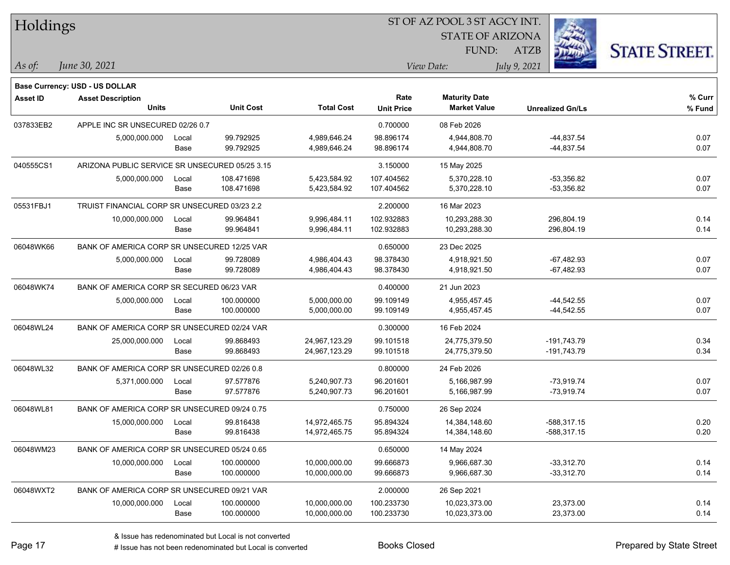# Holdings

ST OF AZ POOL 3 ST AGCY INT.
STATE OF ARIZONA
FUND: ATZB

*As of:* *June 30, 2021*
*View Date:* *July 9, 2021*

**Base Currency: USD - US DOLLAR**

| Asset ID | Asset Description / Units | | Unit Cost | Total Cost | Rate / Unit Price | Maturity Date / Market Value | Unrealized Gn/Ls | % Curr / % Fund |
|---|---|---|---|---|---|---|---|---|
| 037833EB2 | APPLE INC SR UNSECURED 02/26 0.7 | | | | 0.700000 | 08 Feb 2026 | | |
| | 5,000,000.000 | Local | 99.792925 | 4,989,646.24 | 98.896174 | 4,944,808.70 | -44,837.54 | 0.07 |
| | | Base | 99.792925 | 4,989,646.24 | 98.896174 | 4,944,808.70 | -44,837.54 | 0.07 |
| 040555CS1 | ARIZONA PUBLIC SERVICE SR UNSECURED 05/25 3.15 | | | | 3.150000 | 15 May 2025 | | |
| | 5,000,000.000 | Local | 108.471698 | 5,423,584.92 | 107.404562 | 5,370,228.10 | -53,356.82 | 0.07 |
| | | Base | 108.471698 | 5,423,584.92 | 107.404562 | 5,370,228.10 | -53,356.82 | 0.07 |
| 05531FBJ1 | TRUIST FINANCIAL CORP SR UNSECURED 03/23 2.2 | | | | 2.200000 | 16 Mar 2023 | | |
| | 10,000,000.000 | Local | 99.964841 | 9,996,484.11 | 102.932883 | 10,293,288.30 | 296,804.19 | 0.14 |
| | | Base | 99.964841 | 9,996,484.11 | 102.932883 | 10,293,288.30 | 296,804.19 | 0.14 |
| 06048WK66 | BANK OF AMERICA CORP SR UNSECURED 12/25 VAR | | | | 0.650000 | 23 Dec 2025 | | |
| | 5,000,000.000 | Local | 99.728089 | 4,986,404.43 | 98.378430 | 4,918,921.50 | -67,482.93 | 0.07 |
| | | Base | 99.728089 | 4,986,404.43 | 98.378430 | 4,918,921.50 | -67,482.93 | 0.07 |
| 06048WK74 | BANK OF AMERICA CORP SR SECURED 06/23 VAR | | | | 0.400000 | 21 Jun 2023 | | |
| | 5,000,000.000 | Local | 100.000000 | 5,000,000.00 | 99.109149 | 4,955,457.45 | -44,542.55 | 0.07 |
| | | Base | 100.000000 | 5,000,000.00 | 99.109149 | 4,955,457.45 | -44,542.55 | 0.07 |
| 06048WL24 | BANK OF AMERICA CORP SR UNSECURED 02/24 VAR | | | | 0.300000 | 16 Feb 2024 | | |
| | 25,000,000.000 | Local | 99.868493 | 24,967,123.29 | 99.101518 | 24,775,379.50 | -191,743.79 | 0.34 |
| | | Base | 99.868493 | 24,967,123.29 | 99.101518 | 24,775,379.50 | -191,743.79 | 0.34 |
| 06048WL32 | BANK OF AMERICA CORP SR UNSECURED 02/26 0.8 | | | | 0.800000 | 24 Feb 2026 | | |
| | 5,371,000.000 | Local | 97.577876 | 5,240,907.73 | 96.201601 | 5,166,987.99 | -73,919.74 | 0.07 |
| | | Base | 97.577876 | 5,240,907.73 | 96.201601 | 5,166,987.99 | -73,919.74 | 0.07 |
| 06048WL81 | BANK OF AMERICA CORP SR UNSECURED 09/24 0.75 | | | | 0.750000 | 26 Sep 2024 | | |
| | 15,000,000.000 | Local | 99.816438 | 14,972,465.75 | 95.894324 | 14,384,148.60 | -588,317.15 | 0.20 |
| | | Base | 99.816438 | 14,972,465.75 | 95.894324 | 14,384,148.60 | -588,317.15 | 0.20 |
| 06048WM23 | BANK OF AMERICA CORP SR UNSECURED 05/24 0.65 | | | | 0.650000 | 14 May 2024 | | |
| | 10,000,000.000 | Local | 100.000000 | 10,000,000.00 | 99.666873 | 9,966,687.30 | -33,312.70 | 0.14 |
| | | Base | 100.000000 | 10,000,000.00 | 99.666873 | 9,966,687.30 | -33,312.70 | 0.14 |
| 06048WXT2 | BANK OF AMERICA CORP SR UNSECURED 09/21 VAR | | | | 2.000000 | 26 Sep 2021 | | |
| | 10,000,000.000 | Local | 100.000000 | 10,000,000.00 | 100.233730 | 10,023,373.00 | 23,373.00 | 0.14 |
| | | Base | 100.000000 | 10,000,000.00 | 100.233730 | 10,023,373.00 | 23,373.00 | 0.14 |

& Issue has redenominated but Local is not converted
# Issue has not been redenominated but Local is converted

Books Closed

Prepared by State Street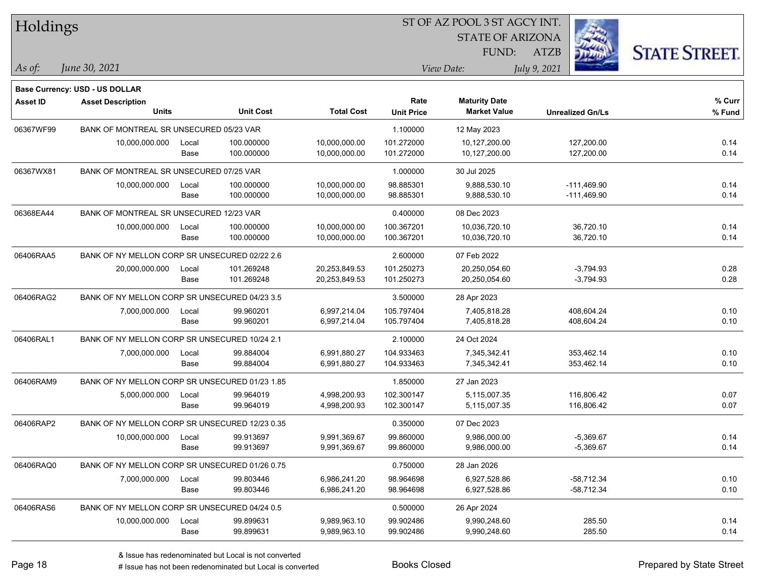# Holdings

ST OF AZ POOL 3 ST AGCY INT.
STATE OF ARIZONA
FUND: ATZB

*As of: June 30, 2021*

*View Date: July 9, 2021*

**Base Currency: USD - US DOLLAR**

| Asset ID | Asset Description / Units | | Unit Cost | Total Cost | Rate / Unit Price | Maturity Date / Market Value | Unrealized Gn/Ls | % Curr / % Fund |
|---|---|---|---|---|---|---|---|---|
| 06367WF99 | BANK OF MONTREAL SR UNSECURED 05/23 VAR | | | | 1.100000 | 12 May 2023 | | |
| | 10,000,000.000 | Local | 100.000000 | 10,000,000.00 | 101.272000 | 10,127,200.00 | 127,200.00 | 0.14 |
| | | Base | 100.000000 | 10,000,000.00 | 101.272000 | 10,127,200.00 | 127,200.00 | 0.14 |
| 06367WX81 | BANK OF MONTREAL SR UNSECURED 07/25 VAR | | | | 1.000000 | 30 Jul 2025 | | |
| | 10,000,000.000 | Local | 100.000000 | 10,000,000.00 | 98.885301 | 9,888,530.10 | -111,469.90 | 0.14 |
| | | Base | 100.000000 | 10,000,000.00 | 98.885301 | 9,888,530.10 | -111,469.90 | 0.14 |
| 06368EA44 | BANK OF MONTREAL SR UNSECURED 12/23 VAR | | | | 0.400000 | 08 Dec 2023 | | |
| | 10,000,000.000 | Local | 100.000000 | 10,000,000.00 | 100.367201 | 10,036,720.10 | 36,720.10 | 0.14 |
| | | Base | 100.000000 | 10,000,000.00 | 100.367201 | 10,036,720.10 | 36,720.10 | 0.14 |
| 06406RAA5 | BANK OF NY MELLON CORP SR UNSECURED 02/22 2.6 | | | | 2.600000 | 07 Feb 2022 | | |
| | 20,000,000.000 | Local | 101.269248 | 20,253,849.53 | 101.250273 | 20,250,054.60 | -3,794.93 | 0.28 |
| | | Base | 101.269248 | 20,253,849.53 | 101.250273 | 20,250,054.60 | -3,794.93 | 0.28 |
| 06406RAG2 | BANK OF NY MELLON CORP SR UNSECURED 04/23 3.5 | | | | 3.500000 | 28 Apr 2023 | | |
| | 7,000,000.000 | Local | 99.960201 | 6,997,214.04 | 105.797404 | 7,405,818.28 | 408,604.24 | 0.10 |
| | | Base | 99.960201 | 6,997,214.04 | 105.797404 | 7,405,818.28 | 408,604.24 | 0.10 |
| 06406RAL1 | BANK OF NY MELLON CORP SR UNSECURED 10/24 2.1 | | | | 2.100000 | 24 Oct 2024 | | |
| | 7,000,000.000 | Local | 99.884004 | 6,991,880.27 | 104.933463 | 7,345,342.41 | 353,462.14 | 0.10 |
| | | Base | 99.884004 | 6,991,880.27 | 104.933463 | 7,345,342.41 | 353,462.14 | 0.10 |
| 06406RAM9 | BANK OF NY MELLON CORP SR UNSECURED 01/23 1.85 | | | | 1.850000 | 27 Jan 2023 | | |
| | 5,000,000.000 | Local | 99.964019 | 4,998,200.93 | 102.300147 | 5,115,007.35 | 116,806.42 | 0.07 |
| | | Base | 99.964019 | 4,998,200.93 | 102.300147 | 5,115,007.35 | 116,806.42 | 0.07 |
| 06406RAP2 | BANK OF NY MELLON CORP SR UNSECURED 12/23 0.35 | | | | 0.350000 | 07 Dec 2023 | | |
| | 10,000,000.000 | Local | 99.913697 | 9,991,369.67 | 99.860000 | 9,986,000.00 | -5,369.67 | 0.14 |
| | | Base | 99.913697 | 9,991,369.67 | 99.860000 | 9,986,000.00 | -5,369.67 | 0.14 |
| 06406RAQ0 | BANK OF NY MELLON CORP SR UNSECURED 01/26 0.75 | | | | 0.750000 | 28 Jan 2026 | | |
| | 7,000,000.000 | Local | 99.803446 | 6,986,241.20 | 98.964698 | 6,927,528.86 | -58,712.34 | 0.10 |
| | | Base | 99.803446 | 6,986,241.20 | 98.964698 | 6,927,528.86 | -58,712.34 | 0.10 |
| 06406RAS6 | BANK OF NY MELLON CORP SR UNSECURED 04/24 0.5 | | | | 0.500000 | 26 Apr 2024 | | |
| | 10,000,000.000 | Local | 99.899631 | 9,989,963.10 | 99.902486 | 9,990,248.60 | 285.50 | 0.14 |
| | | Base | 99.899631 | 9,989,963.10 | 99.902486 | 9,990,248.60 | 285.50 | 0.14 |

& Issue has redenominated but Local is not converted
# Issue has not been redenominated but Local is converted

Books Closed

Prepared by State Street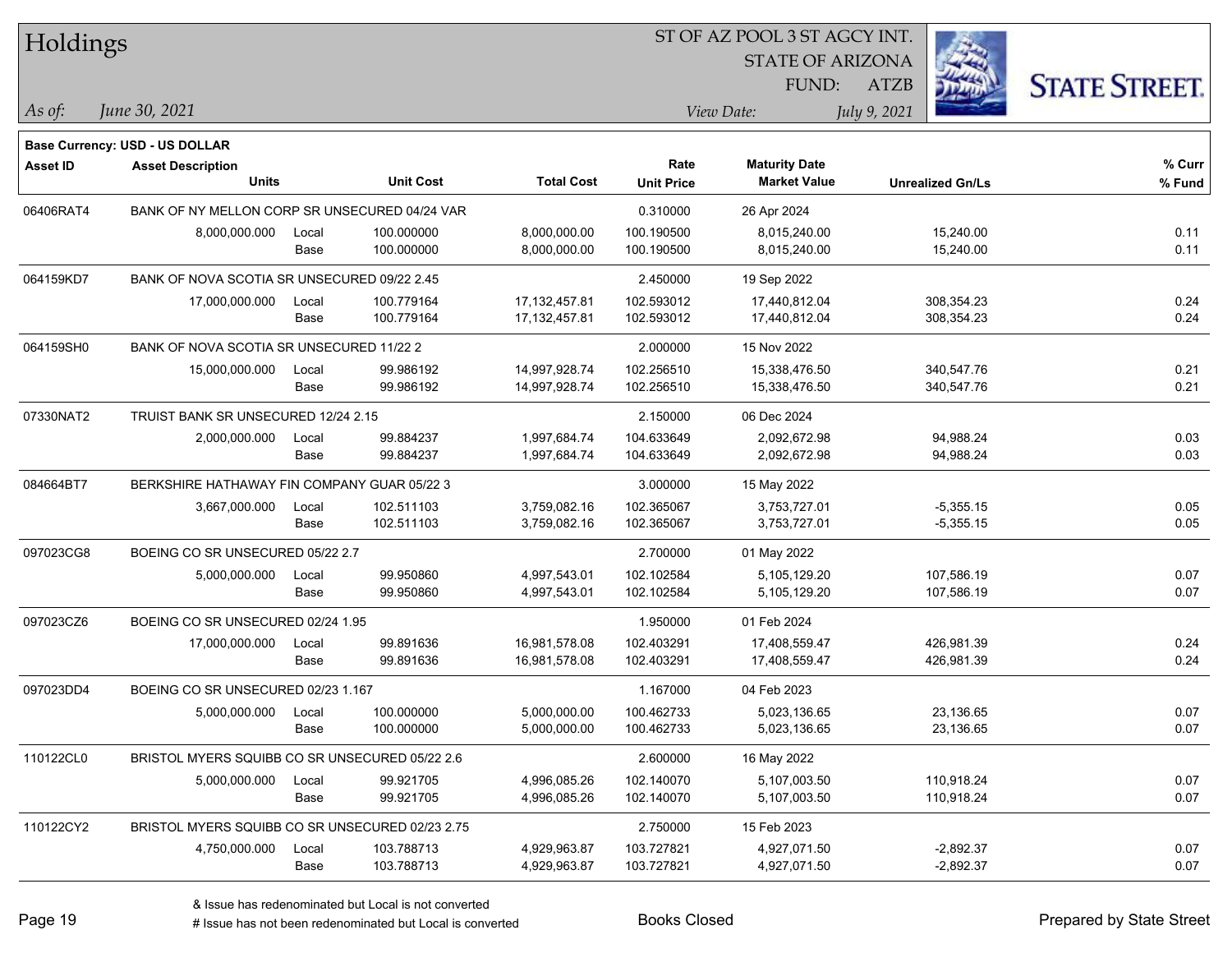# Holdings

ST OF AZ POOL 3 ST AGCY INT.
STATE OF ARIZONA
FUND: ATZB

*As of:* *June 30, 2021*
*View Date:* *July 9, 2021*

**Base Currency: USD - US DOLLAR**

| Asset ID | Asset Description / Units | | Unit Cost | Total Cost | Rate / Unit Price | Maturity Date / Market Value | Unrealized Gn/Ls | % Curr / % Fund |
|---|---|---|---|---|---|---|---|---|
| 06406RAT4 | BANK OF NY MELLON CORP SR UNSECURED 04/24 VAR | | | | 0.310000 | 26 Apr 2024 | | |
| | 8,000,000.000 | Local | 100.000000 | 8,000,000.00 | 100.190500 | 8,015,240.00 | 15,240.00 | 0.11 |
| | | Base | 100.000000 | 8,000,000.00 | 100.190500 | 8,015,240.00 | 15,240.00 | 0.11 |
| 064159KD7 | BANK OF NOVA SCOTIA SR UNSECURED 09/22 2.45 | | | | 2.450000 | 19 Sep 2022 | | |
| | 17,000,000.000 | Local | 100.779164 | 17,132,457.81 | 102.593012 | 17,440,812.04 | 308,354.23 | 0.24 |
| | | Base | 100.779164 | 17,132,457.81 | 102.593012 | 17,440,812.04 | 308,354.23 | 0.24 |
| 064159SH0 | BANK OF NOVA SCOTIA SR UNSECURED 11/22 2 | | | | 2.000000 | 15 Nov 2022 | | |
| | 15,000,000.000 | Local | 99.986192 | 14,997,928.74 | 102.256510 | 15,338,476.50 | 340,547.76 | 0.21 |
| | | Base | 99.986192 | 14,997,928.74 | 102.256510 | 15,338,476.50 | 340,547.76 | 0.21 |
| 07330NAT2 | TRUIST BANK SR UNSECURED 12/24 2.15 | | | | 2.150000 | 06 Dec 2024 | | |
| | 2,000,000.000 | Local | 99.884237 | 1,997,684.74 | 104.633649 | 2,092,672.98 | 94,988.24 | 0.03 |
| | | Base | 99.884237 | 1,997,684.74 | 104.633649 | 2,092,672.98 | 94,988.24 | 0.03 |
| 084664BT7 | BERKSHIRE HATHAWAY FIN COMPANY GUAR 05/22 3 | | | | 3.000000 | 15 May 2022 | | |
| | 3,667,000.000 | Local | 102.511103 | 3,759,082.16 | 102.365067 | 3,753,727.01 | -5,355.15 | 0.05 |
| | | Base | 102.511103 | 3,759,082.16 | 102.365067 | 3,753,727.01 | -5,355.15 | 0.05 |
| 097023CG8 | BOEING CO SR UNSECURED 05/22 2.7 | | | | 2.700000 | 01 May 2022 | | |
| | 5,000,000.000 | Local | 99.950860 | 4,997,543.01 | 102.102584 | 5,105,129.20 | 107,586.19 | 0.07 |
| | | Base | 99.950860 | 4,997,543.01 | 102.102584 | 5,105,129.20 | 107,586.19 | 0.07 |
| 097023CZ6 | BOEING CO SR UNSECURED 02/24 1.95 | | | | 1.950000 | 01 Feb 2024 | | |
| | 17,000,000.000 | Local | 99.891636 | 16,981,578.08 | 102.403291 | 17,408,559.47 | 426,981.39 | 0.24 |
| | | Base | 99.891636 | 16,981,578.08 | 102.403291 | 17,408,559.47 | 426,981.39 | 0.24 |
| 097023DD4 | BOEING CO SR UNSECURED 02/23 1.167 | | | | 1.167000 | 04 Feb 2023 | | |
| | 5,000,000.000 | Local | 100.000000 | 5,000,000.00 | 100.462733 | 5,023,136.65 | 23,136.65 | 0.07 |
| | | Base | 100.000000 | 5,000,000.00 | 100.462733 | 5,023,136.65 | 23,136.65 | 0.07 |
| 110122CL0 | BRISTOL MYERS SQUIBB CO SR UNSECURED 05/22 2.6 | | | | 2.600000 | 16 May 2022 | | |
| | 5,000,000.000 | Local | 99.921705 | 4,996,085.26 | 102.140070 | 5,107,003.50 | 110,918.24 | 0.07 |
| | | Base | 99.921705 | 4,996,085.26 | 102.140070 | 5,107,003.50 | 110,918.24 | 0.07 |
| 110122CY2 | BRISTOL MYERS SQUIBB CO SR UNSECURED 02/23 2.75 | | | | 2.750000 | 15 Feb 2023 | | |
| | 4,750,000.000 | Local | 103.788713 | 4,929,963.87 | 103.727821 | 4,927,071.50 | -2,892.37 | 0.07 |
| | | Base | 103.788713 | 4,929,963.87 | 103.727821 | 4,927,071.50 | -2,892.37 | 0.07 |

& Issue has redenominated but Local is not converted
# Issue has not been redenominated but Local is converted

Books Closed

Prepared by State Street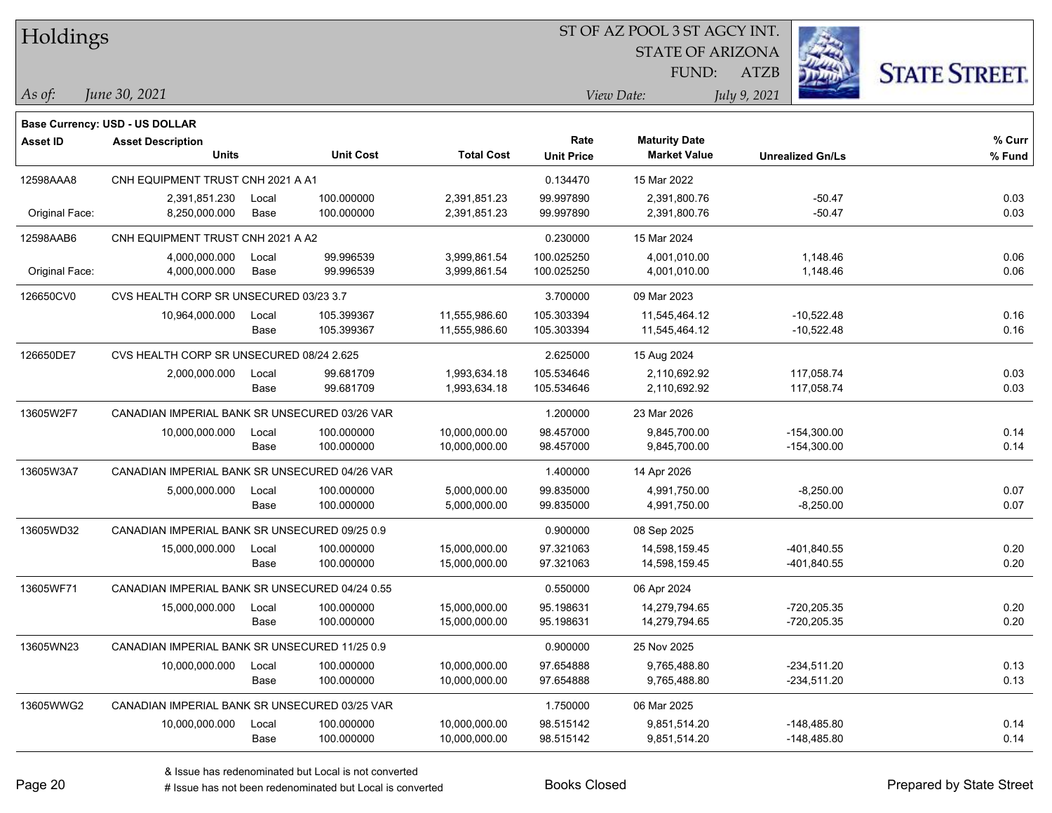# Holdings

ST OF AZ POOL 3 ST AGCY INT.
STATE OF ARIZONA
FUND: ATZB

*As of:* *June 30, 2021*

*View Date:* *July 9, 2021*

**Base Currency: USD - US DOLLAR**

| Asset ID | Asset Description / Units | | Unit Cost | Total Cost | Rate / Unit Price | Maturity Date / Market Value | Unrealized Gn/Ls | % Curr / % Fund |
|---|---|---|---|---|---|---|---|---|
| 12598AAA8 | CNH EQUIPMENT TRUST CNH 2021 A A1 | | | | 0.134470 | 15 Mar 2022 | | |
| | 2,391,851.230 | Local | 100.000000 | 2,391,851.23 | 99.997890 | 2,391,800.76 | -50.47 | 0.03 |
| Original Face: | 8,250,000.000 | Base | 100.000000 | 2,391,851.23 | 99.997890 | 2,391,800.76 | -50.47 | 0.03 |
| 12598AAB6 | CNH EQUIPMENT TRUST CNH 2021 A A2 | | | | 0.230000 | 15 Mar 2024 | | |
| | 4,000,000.000 | Local | 99.996539 | 3,999,861.54 | 100.025250 | 4,001,010.00 | 1,148.46 | 0.06 |
| Original Face: | 4,000,000.000 | Base | 99.996539 | 3,999,861.54 | 100.025250 | 4,001,010.00 | 1,148.46 | 0.06 |
| 126650CV0 | CVS HEALTH CORP SR UNSECURED 03/23 3.7 | | | | 3.700000 | 09 Mar 2023 | | |
| | 10,964,000.000 | Local | 105.399367 | 11,555,986.60 | 105.303394 | 11,545,464.12 | -10,522.48 | 0.16 |
| | | Base | 105.399367 | 11,555,986.60 | 105.303394 | 11,545,464.12 | -10,522.48 | 0.16 |
| 126650DE7 | CVS HEALTH CORP SR UNSECURED 08/24 2.625 | | | | 2.625000 | 15 Aug 2024 | | |
| | 2,000,000.000 | Local | 99.681709 | 1,993,634.18 | 105.534646 | 2,110,692.92 | 117,058.74 | 0.03 |
| | | Base | 99.681709 | 1,993,634.18 | 105.534646 | 2,110,692.92 | 117,058.74 | 0.03 |
| 13605W2F7 | CANADIAN IMPERIAL BANK SR UNSECURED 03/26 VAR | | | | 1.200000 | 23 Mar 2026 | | |
| | 10,000,000.000 | Local | 100.000000 | 10,000,000.00 | 98.457000 | 9,845,700.00 | -154,300.00 | 0.14 |
| | | Base | 100.000000 | 10,000,000.00 | 98.457000 | 9,845,700.00 | -154,300.00 | 0.14 |
| 13605W3A7 | CANADIAN IMPERIAL BANK SR UNSECURED 04/26 VAR | | | | 1.400000 | 14 Apr 2026 | | |
| | 5,000,000.000 | Local | 100.000000 | 5,000,000.00 | 99.835000 | 4,991,750.00 | -8,250.00 | 0.07 |
| | | Base | 100.000000 | 5,000,000.00 | 99.835000 | 4,991,750.00 | -8,250.00 | 0.07 |
| 13605WD32 | CANADIAN IMPERIAL BANK SR UNSECURED 09/25 0.9 | | | | 0.900000 | 08 Sep 2025 | | |
| | 15,000,000.000 | Local | 100.000000 | 15,000,000.00 | 97.321063 | 14,598,159.45 | -401,840.55 | 0.20 |
| | | Base | 100.000000 | 15,000,000.00 | 97.321063 | 14,598,159.45 | -401,840.55 | 0.20 |
| 13605WF71 | CANADIAN IMPERIAL BANK SR UNSECURED 04/24 0.55 | | | | 0.550000 | 06 Apr 2024 | | |
| | 15,000,000.000 | Local | 100.000000 | 15,000,000.00 | 95.198631 | 14,279,794.65 | -720,205.35 | 0.20 |
| | | Base | 100.000000 | 15,000,000.00 | 95.198631 | 14,279,794.65 | -720,205.35 | 0.20 |
| 13605WN23 | CANADIAN IMPERIAL BANK SR UNSECURED 11/25 0.9 | | | | 0.900000 | 25 Nov 2025 | | |
| | 10,000,000.000 | Local | 100.000000 | 10,000,000.00 | 97.654888 | 9,765,488.80 | -234,511.20 | 0.13 |
| | | Base | 100.000000 | 10,000,000.00 | 97.654888 | 9,765,488.80 | -234,511.20 | 0.13 |
| 13605WWG2 | CANADIAN IMPERIAL BANK SR UNSECURED 03/25 VAR | | | | 1.750000 | 06 Mar 2025 | | |
| | 10,000,000.000 | Local | 100.000000 | 10,000,000.00 | 98.515142 | 9,851,514.20 | -148,485.80 | 0.14 |
| | | Base | 100.000000 | 10,000,000.00 | 98.515142 | 9,851,514.20 | -148,485.80 | 0.14 |

& Issue has redenominated but Local is not converted
# Issue has not been redenominated but Local is converted

Books Closed

Prepared by State Street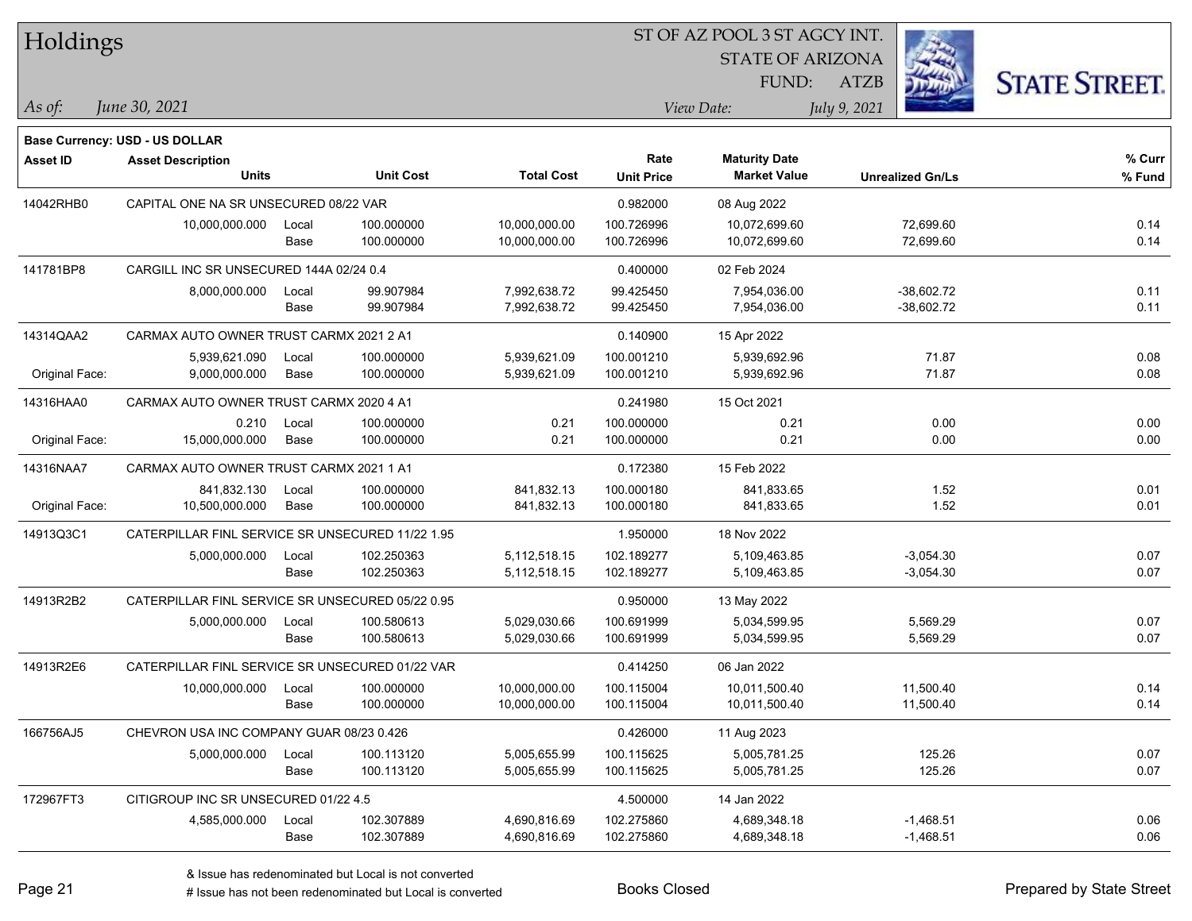# Holdings

ST OF AZ POOL 3 ST AGCY INT.
STATE OF ARIZONA
FUND: ATZB

*As of:* *June 30, 2021*

*View Date:* *July 9, 2021*

**Base Currency: USD - US DOLLAR**

| Asset ID | Asset Description / Units | | Unit Cost | Total Cost | Rate / Unit Price | Maturity Date / Market Value | Unrealized Gn/Ls | % Curr / % Fund |
|---|---|---|---|---|---|---|---|---|
| 14042RHB0 | CAPITAL ONE NA SR UNSECURED 08/22 VAR | | | | 0.982000 | 08 Aug 2022 | | |
| | 10,000,000.000 | Local | 100.000000 | 10,000,000.00 | 100.726996 | 10,072,699.60 | 72,699.60 | 0.14 |
| | | Base | 100.000000 | 10,000,000.00 | 100.726996 | 10,072,699.60 | 72,699.60 | 0.14 |
| 141781BP8 | CARGILL INC SR UNSECURED 144A 02/24 0.4 | | | | 0.400000 | 02 Feb 2024 | | |
| | 8,000,000.000 | Local | 99.907984 | 7,992,638.72 | 99.425450 | 7,954,036.00 | -38,602.72 | 0.11 |
| | | Base | 99.907984 | 7,992,638.72 | 99.425450 | 7,954,036.00 | -38,602.72 | 0.11 |
| 14314QAA2 | CARMAX AUTO OWNER TRUST CARMX 2021 2 A1 | | | | 0.140900 | 15 Apr 2022 | | |
| | 5,939,621.090 | Local | 100.000000 | 5,939,621.09 | 100.001210 | 5,939,692.96 | 71.87 | 0.08 |
| Original Face: | 9,000,000.000 | Base | 100.000000 | 5,939,621.09 | 100.001210 | 5,939,692.96 | 71.87 | 0.08 |
| 14316HAA0 | CARMAX AUTO OWNER TRUST CARMX 2020 4 A1 | | | | 0.241980 | 15 Oct 2021 | | |
| | 0.210 | Local | 100.000000 | 0.21 | 100.000000 | 0.21 | 0.00 | 0.00 |
| Original Face: | 15,000,000.000 | Base | 100.000000 | 0.21 | 100.000000 | 0.21 | 0.00 | 0.00 |
| 14316NAA7 | CARMAX AUTO OWNER TRUST CARMX 2021 1 A1 | | | | 0.172380 | 15 Feb 2022 | | |
| | 841,832.130 | Local | 100.000000 | 841,832.13 | 100.000180 | 841,833.65 | 1.52 | 0.01 |
| Original Face: | 10,500,000.000 | Base | 100.000000 | 841,832.13 | 100.000180 | 841,833.65 | 1.52 | 0.01 |
| 14913Q3C1 | CATERPILLAR FINL SERVICE SR UNSECURED 11/22 1.95 | | | | 1.950000 | 18 Nov 2022 | | |
| | 5,000,000.000 | Local | 102.250363 | 5,112,518.15 | 102.189277 | 5,109,463.85 | -3,054.30 | 0.07 |
| | | Base | 102.250363 | 5,112,518.15 | 102.189277 | 5,109,463.85 | -3,054.30 | 0.07 |
| 14913R2B2 | CATERPILLAR FINL SERVICE SR UNSECURED 05/22 0.95 | | | | 0.950000 | 13 May 2022 | | |
| | 5,000,000.000 | Local | 100.580613 | 5,029,030.66 | 100.691999 | 5,034,599.95 | 5,569.29 | 0.07 |
| | | Base | 100.580613 | 5,029,030.66 | 100.691999 | 5,034,599.95 | 5,569.29 | 0.07 |
| 14913R2E6 | CATERPILLAR FINL SERVICE SR UNSECURED 01/22 VAR | | | | 0.414250 | 06 Jan 2022 | | |
| | 10,000,000.000 | Local | 100.000000 | 10,000,000.00 | 100.115004 | 10,011,500.40 | 11,500.40 | 0.14 |
| | | Base | 100.000000 | 10,000,000.00 | 100.115004 | 10,011,500.40 | 11,500.40 | 0.14 |
| 166756AJ5 | CHEVRON USA INC COMPANY GUAR 08/23 0.426 | | | | 0.426000 | 11 Aug 2023 | | |
| | 5,000,000.000 | Local | 100.113120 | 5,005,655.99 | 100.115625 | 5,005,781.25 | 125.26 | 0.07 |
| | | Base | 100.113120 | 5,005,655.99 | 100.115625 | 5,005,781.25 | 125.26 | 0.07 |
| 172967FT3 | CITIGROUP INC SR UNSECURED 01/22 4.5 | | | | 4.500000 | 14 Jan 2022 | | |
| | 4,585,000.000 | Local | 102.307889 | 4,690,816.69 | 102.275860 | 4,689,348.18 | -1,468.51 | 0.06 |
| | | Base | 102.307889 | 4,690,816.69 | 102.275860 | 4,689,348.18 | -1,468.51 | 0.06 |

& Issue has redenominated but Local is not converted
# Issue has not been redenominated but Local is converted

Books Closed

Prepared by State Street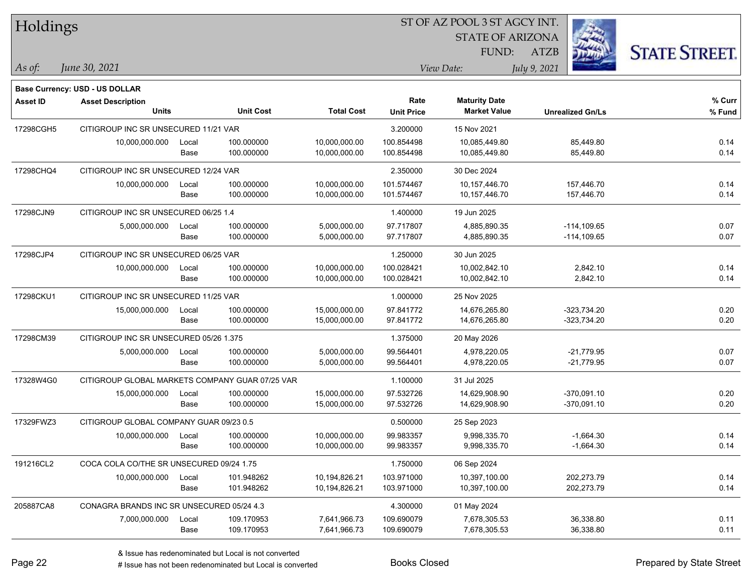# Holdings

ST OF AZ POOL 3 ST AGCY INT.
STATE OF ARIZONA
FUND: ATZB

*As of:* *June 30, 2021*

*View Date:* *July 9, 2021*

**Base Currency: USD - US DOLLAR**

| Asset ID | Asset Description / Units | | Unit Cost | Total Cost | Rate / Unit Price | Maturity Date / Market Value | Unrealized Gn/Ls | % Curr / % Fund |
|---|---|---|---|---|---|---|---|---|
| 17298CGH5 | CITIGROUP INC SR UNSECURED 11/21 VAR | | | | 3.200000 | 15 Nov 2021 | | |
| | 10,000,000.000 | Local | 100.000000 | 10,000,000.00 | 100.854498 | 10,085,449.80 | 85,449.80 | 0.14 |
| | | Base | 100.000000 | 10,000,000.00 | 100.854498 | 10,085,449.80 | 85,449.80 | 0.14 |
| 17298CHQ4 | CITIGROUP INC SR UNSECURED 12/24 VAR | | | | 2.350000 | 30 Dec 2024 | | |
| | 10,000,000.000 | Local | 100.000000 | 10,000,000.00 | 101.574467 | 10,157,446.70 | 157,446.70 | 0.14 |
| | | Base | 100.000000 | 10,000,000.00 | 101.574467 | 10,157,446.70 | 157,446.70 | 0.14 |
| 17298CJN9 | CITIGROUP INC SR UNSECURED 06/25 1.4 | | | | 1.400000 | 19 Jun 2025 | | |
| | 5,000,000.000 | Local | 100.000000 | 5,000,000.00 | 97.717807 | 4,885,890.35 | -114,109.65 | 0.07 |
| | | Base | 100.000000 | 5,000,000.00 | 97.717807 | 4,885,890.35 | -114,109.65 | 0.07 |
| 17298CJP4 | CITIGROUP INC SR UNSECURED 06/25 VAR | | | | 1.250000 | 30 Jun 2025 | | |
| | 10,000,000.000 | Local | 100.000000 | 10,000,000.00 | 100.028421 | 10,002,842.10 | 2,842.10 | 0.14 |
| | | Base | 100.000000 | 10,000,000.00 | 100.028421 | 10,002,842.10 | 2,842.10 | 0.14 |
| 17298CKU1 | CITIGROUP INC SR UNSECURED 11/25 VAR | | | | 1.000000 | 25 Nov 2025 | | |
| | 15,000,000.000 | Local | 100.000000 | 15,000,000.00 | 97.841772 | 14,676,265.80 | -323,734.20 | 0.20 |
| | | Base | 100.000000 | 15,000,000.00 | 97.841772 | 14,676,265.80 | -323,734.20 | 0.20 |
| 17298CM39 | CITIGROUP INC SR UNSECURED 05/26 1.375 | | | | 1.375000 | 20 May 2026 | | |
| | 5,000,000.000 | Local | 100.000000 | 5,000,000.00 | 99.564401 | 4,978,220.05 | -21,779.95 | 0.07 |
| | | Base | 100.000000 | 5,000,000.00 | 99.564401 | 4,978,220.05 | -21,779.95 | 0.07 |
| 17328W4G0 | CITIGROUP GLOBAL MARKETS COMPANY GUAR 07/25 VAR | | | | 1.100000 | 31 Jul 2025 | | |
| | 15,000,000.000 | Local | 100.000000 | 15,000,000.00 | 97.532726 | 14,629,908.90 | -370,091.10 | 0.20 |
| | | Base | 100.000000 | 15,000,000.00 | 97.532726 | 14,629,908.90 | -370,091.10 | 0.20 |
| 17329FWZ3 | CITIGROUP GLOBAL COMPANY GUAR 09/23 0.5 | | | | 0.500000 | 25 Sep 2023 | | |
| | 10,000,000.000 | Local | 100.000000 | 10,000,000.00 | 99.983357 | 9,998,335.70 | -1,664.30 | 0.14 |
| | | Base | 100.000000 | 10,000,000.00 | 99.983357 | 9,998,335.70 | -1,664.30 | 0.14 |
| 191216CL2 | COCA COLA CO/THE SR UNSECURED 09/24 1.75 | | | | 1.750000 | 06 Sep 2024 | | |
| | 10,000,000.000 | Local | 101.948262 | 10,194,826.21 | 103.971000 | 10,397,100.00 | 202,273.79 | 0.14 |
| | | Base | 101.948262 | 10,194,826.21 | 103.971000 | 10,397,100.00 | 202,273.79 | 0.14 |
| 205887CA8 | CONAGRA BRANDS INC SR UNSECURED 05/24 4.3 | | | | 4.300000 | 01 May 2024 | | |
| | 7,000,000.000 | Local | 109.170953 | 7,641,966.73 | 109.690079 | 7,678,305.53 | 36,338.80 | 0.11 |
| | | Base | 109.170953 | 7,641,966.73 | 109.690079 | 7,678,305.53 | 36,338.80 | 0.11 |

& Issue has redenominated but Local is not converted
# Issue has not been redenominated but Local is converted

Books Closed

Prepared by State Street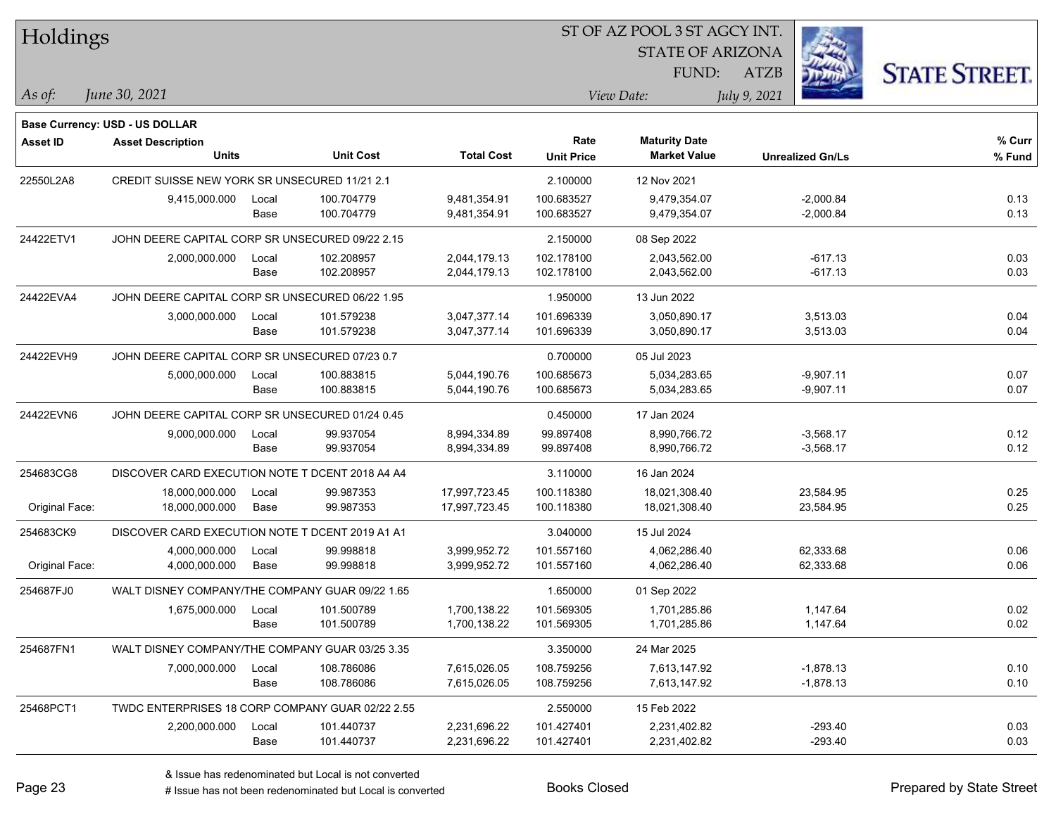# Holdings

ST OF AZ POOL 3 ST AGCY INT.
STATE OF ARIZONA
FUND: ATZB

*As of: June 30, 2021*
*View Date: July 9, 2021*

**Base Currency: USD - US DOLLAR**

| Asset ID | Asset Description / Units | | Unit Cost | Total Cost | Rate / Unit Price | Maturity Date / Market Value | Unrealized Gn/Ls | % Curr / % Fund |
|---|---|---|---|---|---|---|---|---|
| 22550L2A8 | CREDIT SUISSE NEW YORK SR UNSECURED 11/21 2.1 | | | | 2.100000 | 12 Nov 2021 | | |
| | 9,415,000.000 | Local | 100.704779 | 9,481,354.91 | 100.683527 | 9,479,354.07 | -2,000.84 | 0.13 |
| | | Base | 100.704779 | 9,481,354.91 | 100.683527 | 9,479,354.07 | -2,000.84 | 0.13 |
| 24422ETV1 | JOHN DEERE CAPITAL CORP SR UNSECURED 09/22 2.15 | | | | 2.150000 | 08 Sep 2022 | | |
| | 2,000,000.000 | Local | 102.208957 | 2,044,179.13 | 102.178100 | 2,043,562.00 | -617.13 | 0.03 |
| | | Base | 102.208957 | 2,044,179.13 | 102.178100 | 2,043,562.00 | -617.13 | 0.03 |
| 24422EVA4 | JOHN DEERE CAPITAL CORP SR UNSECURED 06/22 1.95 | | | | 1.950000 | 13 Jun 2022 | | |
| | 3,000,000.000 | Local | 101.579238 | 3,047,377.14 | 101.696339 | 3,050,890.17 | 3,513.03 | 0.04 |
| | | Base | 101.579238 | 3,047,377.14 | 101.696339 | 3,050,890.17 | 3,513.03 | 0.04 |
| 24422EVH9 | JOHN DEERE CAPITAL CORP SR UNSECURED 07/23 0.7 | | | | 0.700000 | 05 Jul 2023 | | |
| | 5,000,000.000 | Local | 100.883815 | 5,044,190.76 | 100.685673 | 5,034,283.65 | -9,907.11 | 0.07 |
| | | Base | 100.883815 | 5,044,190.76 | 100.685673 | 5,034,283.65 | -9,907.11 | 0.07 |
| 24422EVN6 | JOHN DEERE CAPITAL CORP SR UNSECURED 01/24 0.45 | | | | 0.450000 | 17 Jan 2024 | | |
| | 9,000,000.000 | Local | 99.937054 | 8,994,334.89 | 99.897408 | 8,990,766.72 | -3,568.17 | 0.12 |
| | | Base | 99.937054 | 8,994,334.89 | 99.897408 | 8,990,766.72 | -3,568.17 | 0.12 |
| 254683CG8 | DISCOVER CARD EXECUTION NOTE T DCENT 2018 A4 A4 | | | | 3.110000 | 16 Jan 2024 | | |
| | 18,000,000.000 | Local | 99.987353 | 17,997,723.45 | 100.118380 | 18,021,308.40 | 23,584.95 | 0.25 |
| Original Face: | 18,000,000.000 | Base | 99.987353 | 17,997,723.45 | 100.118380 | 18,021,308.40 | 23,584.95 | 0.25 |
| 254683CK9 | DISCOVER CARD EXECUTION NOTE T DCENT 2019 A1 A1 | | | | 3.040000 | 15 Jul 2024 | | |
| | 4,000,000.000 | Local | 99.998818 | 3,999,952.72 | 101.557160 | 4,062,286.40 | 62,333.68 | 0.06 |
| Original Face: | 4,000,000.000 | Base | 99.998818 | 3,999,952.72 | 101.557160 | 4,062,286.40 | 62,333.68 | 0.06 |
| 254687FJ0 | WALT DISNEY COMPANY/THE COMPANY GUAR 09/22 1.65 | | | | 1.650000 | 01 Sep 2022 | | |
| | 1,675,000.000 | Local | 101.500789 | 1,700,138.22 | 101.569305 | 1,701,285.86 | 1,147.64 | 0.02 |
| | | Base | 101.500789 | 1,700,138.22 | 101.569305 | 1,701,285.86 | 1,147.64 | 0.02 |
| 254687FN1 | WALT DISNEY COMPANY/THE COMPANY GUAR 03/25 3.35 | | | | 3.350000 | 24 Mar 2025 | | |
| | 7,000,000.000 | Local | 108.786086 | 7,615,026.05 | 108.759256 | 7,613,147.92 | -1,878.13 | 0.10 |
| | | Base | 108.786086 | 7,615,026.05 | 108.759256 | 7,613,147.92 | -1,878.13 | 0.10 |
| 25468PCT1 | TWDC ENTERPRISES 18 CORP COMPANY GUAR 02/22 2.55 | | | | 2.550000 | 15 Feb 2022 | | |
| | 2,200,000.000 | Local | 101.440737 | 2,231,696.22 | 101.427401 | 2,231,402.82 | -293.40 | 0.03 |
| | | Base | 101.440737 | 2,231,696.22 | 101.427401 | 2,231,402.82 | -293.40 | 0.03 |

& Issue has redenominated but Local is not converted
# Issue has not been redenominated but Local is converted

Books Closed

Prepared by State Street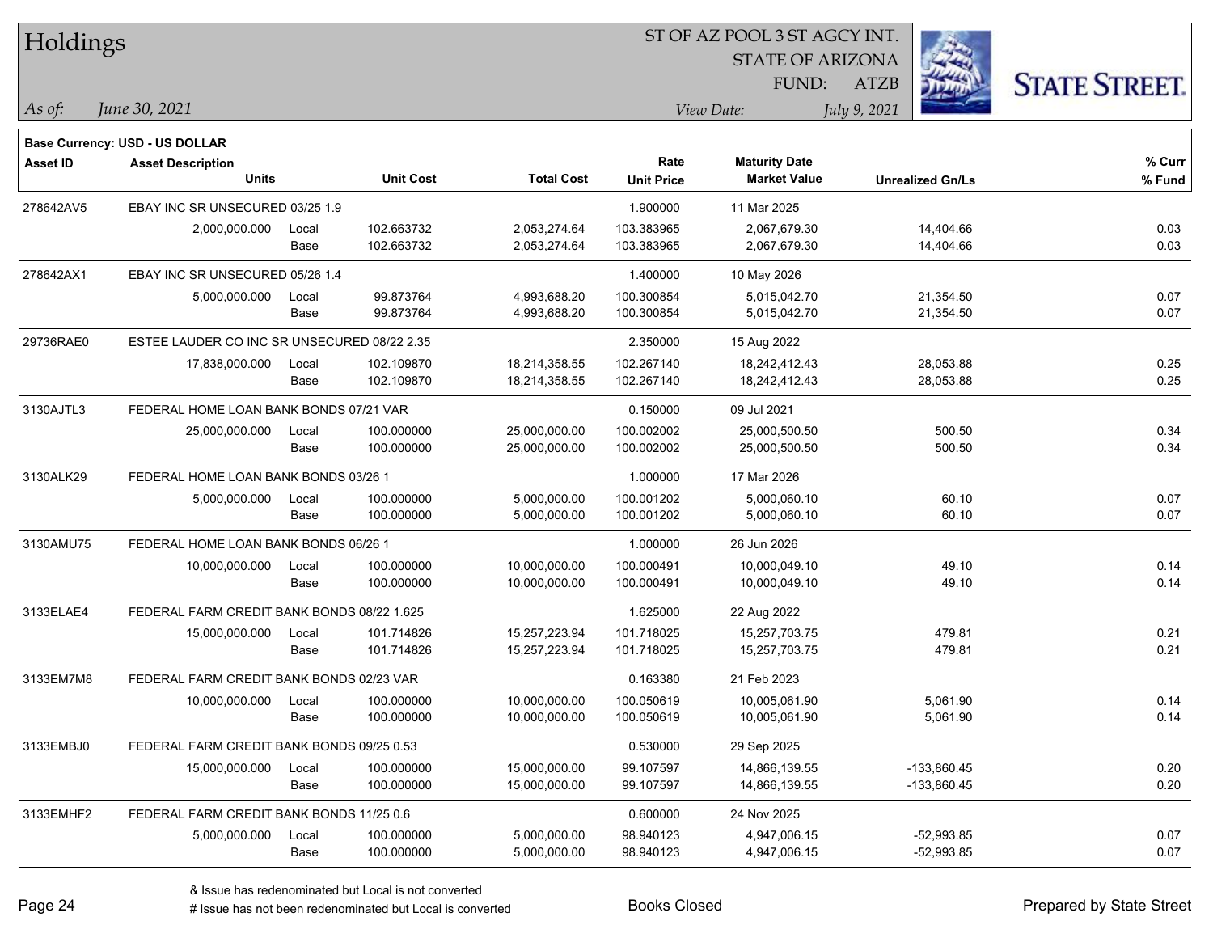# Holdings

ST OF AZ POOL 3 ST AGCY INT.
STATE OF ARIZONA
FUND: ATZB

*As of:* *June 30, 2021*
*View Date:* *July 9, 2021*

**Base Currency: USD - US DOLLAR**

| Asset ID | Asset Description / Units | | Unit Cost | Total Cost | Rate / Unit Price | Maturity Date / Market Value | Unrealized Gn/Ls | % Curr / % Fund |
|---|---|---|---|---|---|---|---|---|
| 278642AV5 | EBAY INC SR UNSECURED 03/25 1.9 | | | | 1.900000 | 11 Mar 2025 | | |
| | 2,000,000.000 | Local | 102.663732 | 2,053,274.64 | 103.383965 | 2,067,679.30 | 14,404.66 | 0.03 |
| | | Base | 102.663732 | 2,053,274.64 | 103.383965 | 2,067,679.30 | 14,404.66 | 0.03 |
| 278642AX1 | EBAY INC SR UNSECURED 05/26 1.4 | | | | 1.400000 | 10 May 2026 | | |
| | 5,000,000.000 | Local | 99.873764 | 4,993,688.20 | 100.300854 | 5,015,042.70 | 21,354.50 | 0.07 |
| | | Base | 99.873764 | 4,993,688.20 | 100.300854 | 5,015,042.70 | 21,354.50 | 0.07 |
| 29736RAE0 | ESTEE LAUDER CO INC SR UNSECURED 08/22 2.35 | | | | 2.350000 | 15 Aug 2022 | | |
| | 17,838,000.000 | Local | 102.109870 | 18,214,358.55 | 102.267140 | 18,242,412.43 | 28,053.88 | 0.25 |
| | | Base | 102.109870 | 18,214,358.55 | 102.267140 | 18,242,412.43 | 28,053.88 | 0.25 |
| 3130AJTL3 | FEDERAL HOME LOAN BANK BONDS 07/21 VAR | | | | 0.150000 | 09 Jul 2021 | | |
| | 25,000,000.000 | Local | 100.000000 | 25,000,000.00 | 100.002002 | 25,000,500.50 | 500.50 | 0.34 |
| | | Base | 100.000000 | 25,000,000.00 | 100.002002 | 25,000,500.50 | 500.50 | 0.34 |
| 3130ALK29 | FEDERAL HOME LOAN BANK BONDS 03/26 1 | | | | 1.000000 | 17 Mar 2026 | | |
| | 5,000,000.000 | Local | 100.000000 | 5,000,000.00 | 100.001202 | 5,000,060.10 | 60.10 | 0.07 |
| | | Base | 100.000000 | 5,000,000.00 | 100.001202 | 5,000,060.10 | 60.10 | 0.07 |
| 3130AMU75 | FEDERAL HOME LOAN BANK BONDS 06/26 1 | | | | 1.000000 | 26 Jun 2026 | | |
| | 10,000,000.000 | Local | 100.000000 | 10,000,000.00 | 100.000491 | 10,000,049.10 | 49.10 | 0.14 |
| | | Base | 100.000000 | 10,000,000.00 | 100.000491 | 10,000,049.10 | 49.10 | 0.14 |
| 3133ELAE4 | FEDERAL FARM CREDIT BANK BONDS 08/22 1.625 | | | | 1.625000 | 22 Aug 2022 | | |
| | 15,000,000.000 | Local | 101.714826 | 15,257,223.94 | 101.718025 | 15,257,703.75 | 479.81 | 0.21 |
| | | Base | 101.714826 | 15,257,223.94 | 101.718025 | 15,257,703.75 | 479.81 | 0.21 |
| 3133EM7M8 | FEDERAL FARM CREDIT BANK BONDS 02/23 VAR | | | | 0.163380 | 21 Feb 2023 | | |
| | 10,000,000.000 | Local | 100.000000 | 10,000,000.00 | 100.050619 | 10,005,061.90 | 5,061.90 | 0.14 |
| | | Base | 100.000000 | 10,000,000.00 | 100.050619 | 10,005,061.90 | 5,061.90 | 0.14 |
| 3133EMBJ0 | FEDERAL FARM CREDIT BANK BONDS 09/25 0.53 | | | | 0.530000 | 29 Sep 2025 | | |
| | 15,000,000.000 | Local | 100.000000 | 15,000,000.00 | 99.107597 | 14,866,139.55 | -133,860.45 | 0.20 |
| | | Base | 100.000000 | 15,000,000.00 | 99.107597 | 14,866,139.55 | -133,860.45 | 0.20 |
| 3133EMHF2 | FEDERAL FARM CREDIT BANK BONDS 11/25 0.6 | | | | 0.600000 | 24 Nov 2025 | | |
| | 5,000,000.000 | Local | 100.000000 | 5,000,000.00 | 98.940123 | 4,947,006.15 | -52,993.85 | 0.07 |
| | | Base | 100.000000 | 5,000,000.00 | 98.940123 | 4,947,006.15 | -52,993.85 | 0.07 |

& Issue has redenominated but Local is not converted
# Issue has not been redenominated but Local is converted

Books Closed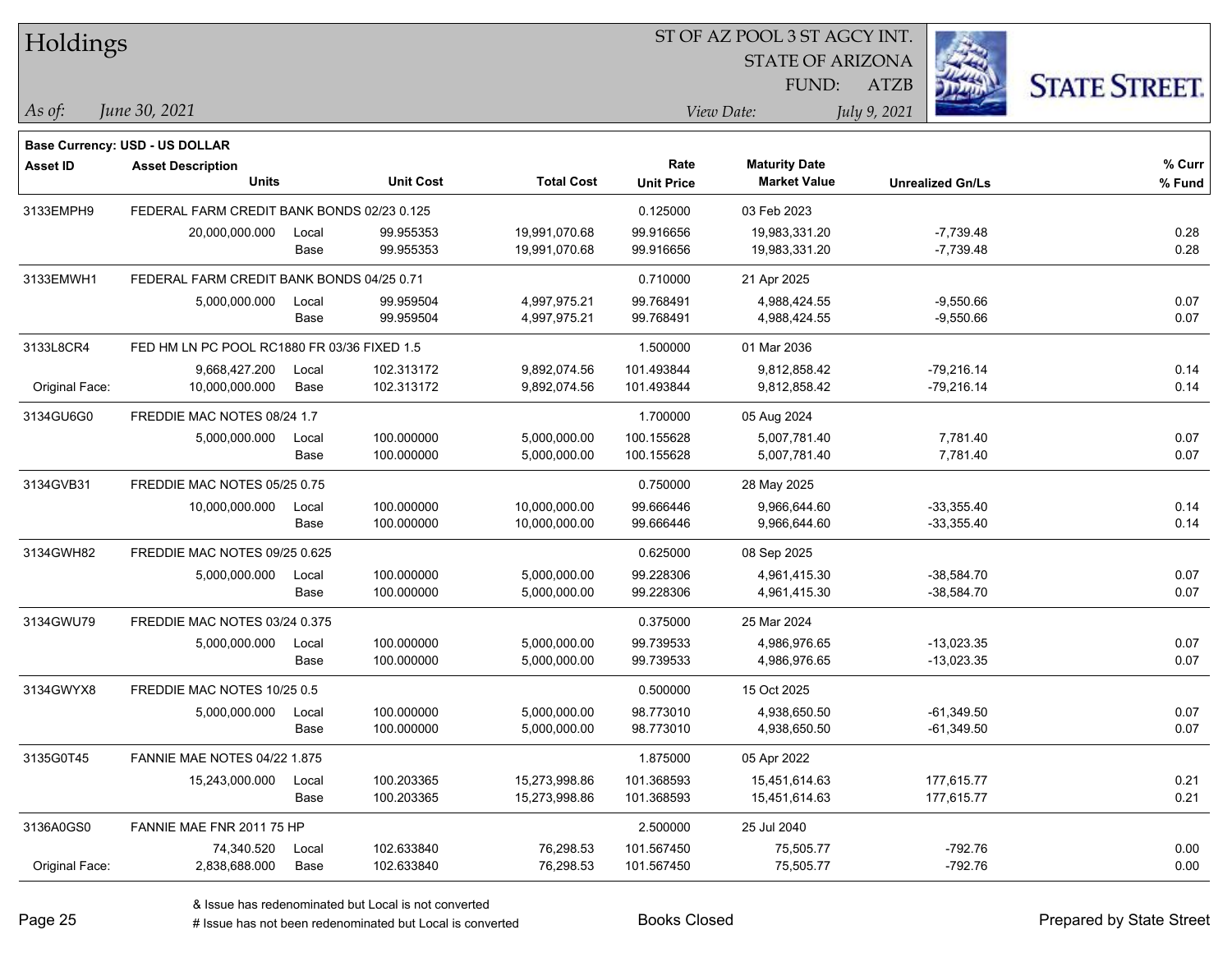# Holdings

ST OF AZ POOL 3 ST AGCY INT.
STATE OF ARIZONA
FUND: ATZB

*As of:* *June 30, 2021*
*View Date:* *July 9, 2021*

**Base Currency: USD - US DOLLAR**

| Asset ID | Asset Description / Units | | Unit Cost | Total Cost | Rate / Unit Price | Maturity Date / Market Value | Unrealized Gn/Ls | % Curr / % Fund |
|---|---|---|---|---|---|---|---|---|
| 3133EMPH9 | FEDERAL FARM CREDIT BANK BONDS 02/23 0.125 | | | | 0.125000 | 03 Feb 2023 | | |
| | 20,000,000.000 | Local | 99.955353 | 19,991,070.68 | 99.916656 | 19,983,331.20 | -7,739.48 | 0.28 |
| | | Base | 99.955353 | 19,991,070.68 | 99.916656 | 19,983,331.20 | -7,739.48 | 0.28 |
| 3133EMWH1 | FEDERAL FARM CREDIT BANK BONDS 04/25 0.71 | | | | 0.710000 | 21 Apr 2025 | | |
| | 5,000,000.000 | Local | 99.959504 | 4,997,975.21 | 99.768491 | 4,988,424.55 | -9,550.66 | 0.07 |
| | | Base | 99.959504 | 4,997,975.21 | 99.768491 | 4,988,424.55 | -9,550.66 | 0.07 |
| 3133L8CR4 | FED HM LN PC POOL RC1880 FR 03/36 FIXED 1.5 | | | | 1.500000 | 01 Mar 2036 | | |
| | 9,668,427.200 | Local | 102.313172 | 9,892,074.56 | 101.493844 | 9,812,858.42 | -79,216.14 | 0.14 |
| Original Face: | 10,000,000.000 | Base | 102.313172 | 9,892,074.56 | 101.493844 | 9,812,858.42 | -79,216.14 | 0.14 |
| 3134GU6G0 | FREDDIE MAC NOTES 08/24 1.7 | | | | 1.700000 | 05 Aug 2024 | | |
| | 5,000,000.000 | Local | 100.000000 | 5,000,000.00 | 100.155628 | 5,007,781.40 | 7,781.40 | 0.07 |
| | | Base | 100.000000 | 5,000,000.00 | 100.155628 | 5,007,781.40 | 7,781.40 | 0.07 |
| 3134GVB31 | FREDDIE MAC NOTES 05/25 0.75 | | | | 0.750000 | 28 May 2025 | | |
| | 10,000,000.000 | Local | 100.000000 | 10,000,000.00 | 99.666446 | 9,966,644.60 | -33,355.40 | 0.14 |
| | | Base | 100.000000 | 10,000,000.00 | 99.666446 | 9,966,644.60 | -33,355.40 | 0.14 |
| 3134GWH82 | FREDDIE MAC NOTES 09/25 0.625 | | | | 0.625000 | 08 Sep 2025 | | |
| | 5,000,000.000 | Local | 100.000000 | 5,000,000.00 | 99.228306 | 4,961,415.30 | -38,584.70 | 0.07 |
| | | Base | 100.000000 | 5,000,000.00 | 99.228306 | 4,961,415.30 | -38,584.70 | 0.07 |
| 3134GWU79 | FREDDIE MAC NOTES 03/24 0.375 | | | | 0.375000 | 25 Mar 2024 | | |
| | 5,000,000.000 | Local | 100.000000 | 5,000,000.00 | 99.739533 | 4,986,976.65 | -13,023.35 | 0.07 |
| | | Base | 100.000000 | 5,000,000.00 | 99.739533 | 4,986,976.65 | -13,023.35 | 0.07 |
| 3134GWYX8 | FREDDIE MAC NOTES 10/25 0.5 | | | | 0.500000 | 15 Oct 2025 | | |
| | 5,000,000.000 | Local | 100.000000 | 5,000,000.00 | 98.773010 | 4,938,650.50 | -61,349.50 | 0.07 |
| | | Base | 100.000000 | 5,000,000.00 | 98.773010 | 4,938,650.50 | -61,349.50 | 0.07 |
| 3135G0T45 | FANNIE MAE NOTES 04/22 1.875 | | | | 1.875000 | 05 Apr 2022 | | |
| | 15,243,000.000 | Local | 100.203365 | 15,273,998.86 | 101.368593 | 15,451,614.63 | 177,615.77 | 0.21 |
| | | Base | 100.203365 | 15,273,998.86 | 101.368593 | 15,451,614.63 | 177,615.77 | 0.21 |
| 3136A0GS0 | FANNIE MAE FNR 2011 75 HP | | | | 2.500000 | 25 Jul 2040 | | |
| | 74,340.520 | Local | 102.633840 | 76,298.53 | 101.567450 | 75,505.77 | -792.76 | 0.00 |
| Original Face: | 2,838,688.000 | Base | 102.633840 | 76,298.53 | 101.567450 | 75,505.77 | -792.76 | 0.00 |

& Issue has redenominated but Local is not converted
# Issue has not been redenominated but Local is converted

Books Closed

Prepared by State Street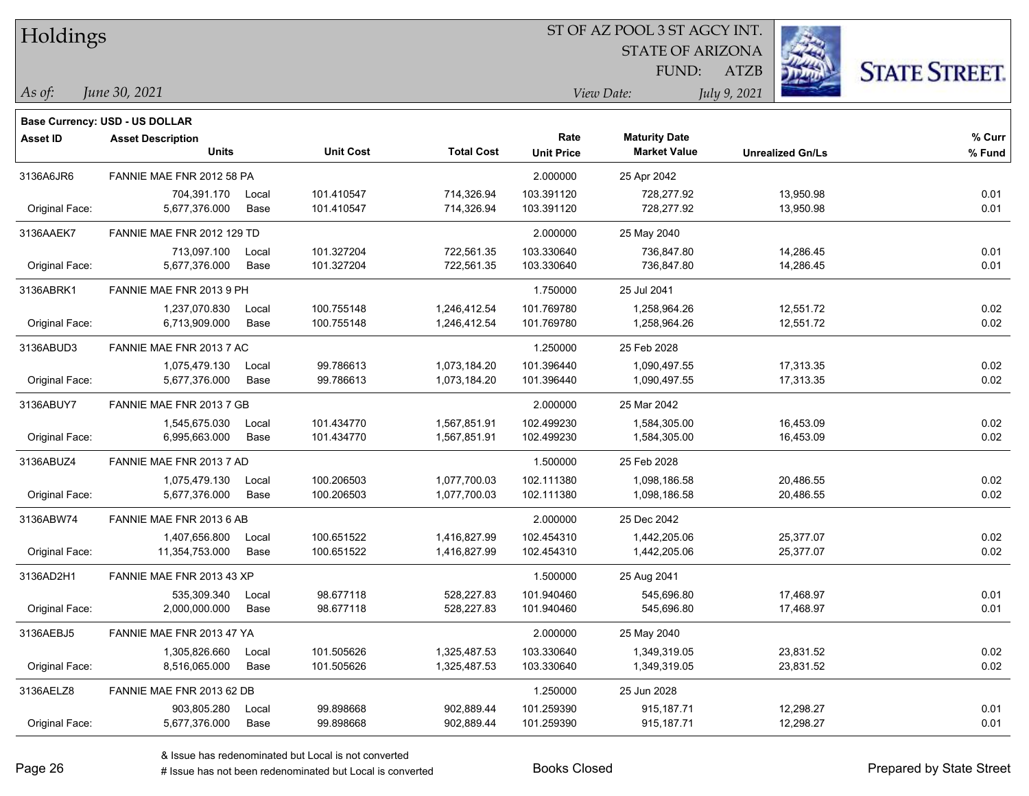# Holdings

ST OF AZ POOL 3 ST AGCY INT.
STATE OF ARIZONA
FUND: ATZB

*As of:* *June 30, 2021*
*View Date:* *July 9, 2021*

**Base Currency: USD - US DOLLAR**

| Asset ID | Asset Description / Units | | Unit Cost | Total Cost | Rate / Unit Price | Maturity Date / Market Value | Unrealized Gn/Ls | % Curr / % Fund |
|---|---|---|---|---|---|---|---|---|
| 3136A6JR6 | FANNIE MAE FNR 2012 58 PA | | | | 2.000000 | 25 Apr 2042 | | |
| | 704,391.170 | Local | 101.410547 | 714,326.94 | 103.391120 | 728,277.92 | 13,950.98 | 0.01 |
| Original Face: | 5,677,376.000 | Base | 101.410547 | 714,326.94 | 103.391120 | 728,277.92 | 13,950.98 | 0.01 |
| 3136AAEK7 | FANNIE MAE FNR 2012 129 TD | | | | 2.000000 | 25 May 2040 | | |
| | 713,097.100 | Local | 101.327204 | 722,561.35 | 103.330640 | 736,847.80 | 14,286.45 | 0.01 |
| Original Face: | 5,677,376.000 | Base | 101.327204 | 722,561.35 | 103.330640 | 736,847.80 | 14,286.45 | 0.01 |
| 3136ABRK1 | FANNIE MAE FNR 2013 9 PH | | | | 1.750000 | 25 Jul 2041 | | |
| | 1,237,070.830 | Local | 100.755148 | 1,246,412.54 | 101.769780 | 1,258,964.26 | 12,551.72 | 0.02 |
| Original Face: | 6,713,909.000 | Base | 100.755148 | 1,246,412.54 | 101.769780 | 1,258,964.26 | 12,551.72 | 0.02 |
| 3136ABUD3 | FANNIE MAE FNR 2013 7 AC | | | | 1.250000 | 25 Feb 2028 | | |
| | 1,075,479.130 | Local | 99.786613 | 1,073,184.20 | 101.396440 | 1,090,497.55 | 17,313.35 | 0.02 |
| Original Face: | 5,677,376.000 | Base | 99.786613 | 1,073,184.20 | 101.396440 | 1,090,497.55 | 17,313.35 | 0.02 |
| 3136ABUY7 | FANNIE MAE FNR 2013 7 GB | | | | 2.000000 | 25 Mar 2042 | | |
| | 1,545,675.030 | Local | 101.434770 | 1,567,851.91 | 102.499230 | 1,584,305.00 | 16,453.09 | 0.02 |
| Original Face: | 6,995,663.000 | Base | 101.434770 | 1,567,851.91 | 102.499230 | 1,584,305.00 | 16,453.09 | 0.02 |
| 3136ABUZ4 | FANNIE MAE FNR 2013 7 AD | | | | 1.500000 | 25 Feb 2028 | | |
| | 1,075,479.130 | Local | 100.206503 | 1,077,700.03 | 102.111380 | 1,098,186.58 | 20,486.55 | 0.02 |
| Original Face: | 5,677,376.000 | Base | 100.206503 | 1,077,700.03 | 102.111380 | 1,098,186.58 | 20,486.55 | 0.02 |
| 3136ABW74 | FANNIE MAE FNR 2013 6 AB | | | | 2.000000 | 25 Dec 2042 | | |
| | 1,407,656.800 | Local | 100.651522 | 1,416,827.99 | 102.454310 | 1,442,205.06 | 25,377.07 | 0.02 |
| Original Face: | 11,354,753.000 | Base | 100.651522 | 1,416,827.99 | 102.454310 | 1,442,205.06 | 25,377.07 | 0.02 |
| 3136AD2H1 | FANNIE MAE FNR 2013 43 XP | | | | 1.500000 | 25 Aug 2041 | | |
| | 535,309.340 | Local | 98.677118 | 528,227.83 | 101.940460 | 545,696.80 | 17,468.97 | 0.01 |
| Original Face: | 2,000,000.000 | Base | 98.677118 | 528,227.83 | 101.940460 | 545,696.80 | 17,468.97 | 0.01 |
| 3136AEBJ5 | FANNIE MAE FNR 2013 47 YA | | | | 2.000000 | 25 May 2040 | | |
| | 1,305,826.660 | Local | 101.505626 | 1,325,487.53 | 103.330640 | 1,349,319.05 | 23,831.52 | 0.02 |
| Original Face: | 8,516,065.000 | Base | 101.505626 | 1,325,487.53 | 103.330640 | 1,349,319.05 | 23,831.52 | 0.02 |
| 3136AELZ8 | FANNIE MAE FNR 2013 62 DB | | | | 1.250000 | 25 Jun 2028 | | |
| | 903,805.280 | Local | 99.898668 | 902,889.44 | 101.259390 | 915,187.71 | 12,298.27 | 0.01 |
| Original Face: | 5,677,376.000 | Base | 99.898668 | 902,889.44 | 101.259390 | 915,187.71 | 12,298.27 | 0.01 |

& Issue has redenominated but Local is not converted
# Issue has not been redenominated but Local is converted

Books Closed

Prepared by State Street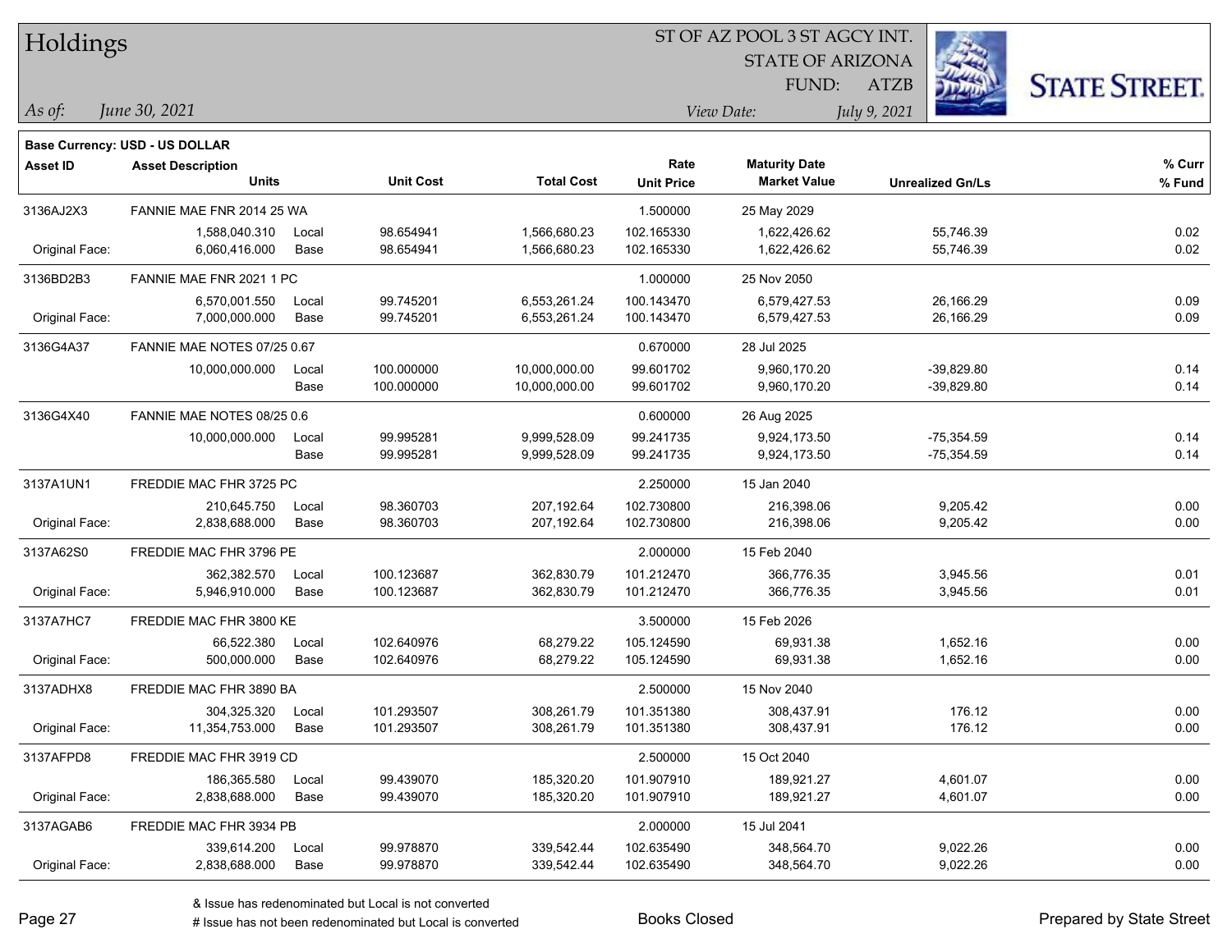# Holdings

ST OF AZ POOL 3 ST AGCY INT.
STATE OF ARIZONA
FUND: ATZB

*As of:* *June 30, 2021*
*View Date:* *July 9, 2021*

**Base Currency: USD - US DOLLAR**

| Asset ID | Asset Description / Units | | Unit Cost | Total Cost | Rate / Unit Price | Maturity Date / Market Value | Unrealized Gn/Ls | % Curr / % Fund |
|---|---|---|---|---|---|---|---|---|
| 3136AJ2X3 | FANNIE MAE FNR 2014 25 WA | | | | 1.500000 | 25 May 2029 | | |
| | 1,588,040.310 | Local | 98.654941 | 1,566,680.23 | 102.165330 | 1,622,426.62 | 55,746.39 | 0.02 |
| Original Face: | 6,060,416.000 | Base | 98.654941 | 1,566,680.23 | 102.165330 | 1,622,426.62 | 55,746.39 | 0.02 |
| 3136BD2B3 | FANNIE MAE FNR 2021 1 PC | | | | 1.000000 | 25 Nov 2050 | | |
| | 6,570,001.550 | Local | 99.745201 | 6,553,261.24 | 100.143470 | 6,579,427.53 | 26,166.29 | 0.09 |
| Original Face: | 7,000,000.000 | Base | 99.745201 | 6,553,261.24 | 100.143470 | 6,579,427.53 | 26,166.29 | 0.09 |
| 3136G4A37 | FANNIE MAE NOTES 07/25 0.67 | | | | 0.670000 | 28 Jul 2025 | | |
| | 10,000,000.000 | Local | 100.000000 | 10,000,000.00 | 99.601702 | 9,960,170.20 | -39,829.80 | 0.14 |
| | | Base | 100.000000 | 10,000,000.00 | 99.601702 | 9,960,170.20 | -39,829.80 | 0.14 |
| 3136G4X40 | FANNIE MAE NOTES 08/25 0.6 | | | | 0.600000 | 26 Aug 2025 | | |
| | 10,000,000.000 | Local | 99.995281 | 9,999,528.09 | 99.241735 | 9,924,173.50 | -75,354.59 | 0.14 |
| | | Base | 99.995281 | 9,999,528.09 | 99.241735 | 9,924,173.50 | -75,354.59 | 0.14 |
| 3137A1UN1 | FREDDIE MAC FHR 3725 PC | | | | 2.250000 | 15 Jan 2040 | | |
| | 210,645.750 | Local | 98.360703 | 207,192.64 | 102.730800 | 216,398.06 | 9,205.42 | 0.00 |
| Original Face: | 2,838,688.000 | Base | 98.360703 | 207,192.64 | 102.730800 | 216,398.06 | 9,205.42 | 0.00 |
| 3137A62S0 | FREDDIE MAC FHR 3796 PE | | | | 2.000000 | 15 Feb 2040 | | |
| | 362,382.570 | Local | 100.123687 | 362,830.79 | 101.212470 | 366,776.35 | 3,945.56 | 0.01 |
| Original Face: | 5,946,910.000 | Base | 100.123687 | 362,830.79 | 101.212470 | 366,776.35 | 3,945.56 | 0.01 |
| 3137A7HC7 | FREDDIE MAC FHR 3800 KE | | | | 3.500000 | 15 Feb 2026 | | |
| | 66,522.380 | Local | 102.640976 | 68,279.22 | 105.124590 | 69,931.38 | 1,652.16 | 0.00 |
| Original Face: | 500,000.000 | Base | 102.640976 | 68,279.22 | 105.124590 | 69,931.38 | 1,652.16 | 0.00 |
| 3137ADHX8 | FREDDIE MAC FHR 3890 BA | | | | 2.500000 | 15 Nov 2040 | | |
| | 304,325.320 | Local | 101.293507 | 308,261.79 | 101.351380 | 308,437.91 | 176.12 | 0.00 |
| Original Face: | 11,354,753.000 | Base | 101.293507 | 308,261.79 | 101.351380 | 308,437.91 | 176.12 | 0.00 |
| 3137AFPD8 | FREDDIE MAC FHR 3919 CD | | | | 2.500000 | 15 Oct 2040 | | |
| | 186,365.580 | Local | 99.439070 | 185,320.20 | 101.907910 | 189,921.27 | 4,601.07 | 0.00 |
| Original Face: | 2,838,688.000 | Base | 99.439070 | 185,320.20 | 101.907910 | 189,921.27 | 4,601.07 | 0.00 |
| 3137AGAB6 | FREDDIE MAC FHR 3934 PB | | | | 2.000000 | 15 Jul 2041 | | |
| | 339,614.200 | Local | 99.978870 | 339,542.44 | 102.635490 | 348,564.70 | 9,022.26 | 0.00 |
| Original Face: | 2,838,688.000 | Base | 99.978870 | 339,542.44 | 102.635490 | 348,564.70 | 9,022.26 | 0.00 |

& Issue has redenominated but Local is not converted
# Issue has not been redenominated but Local is converted

Books Closed

Prepared by State Street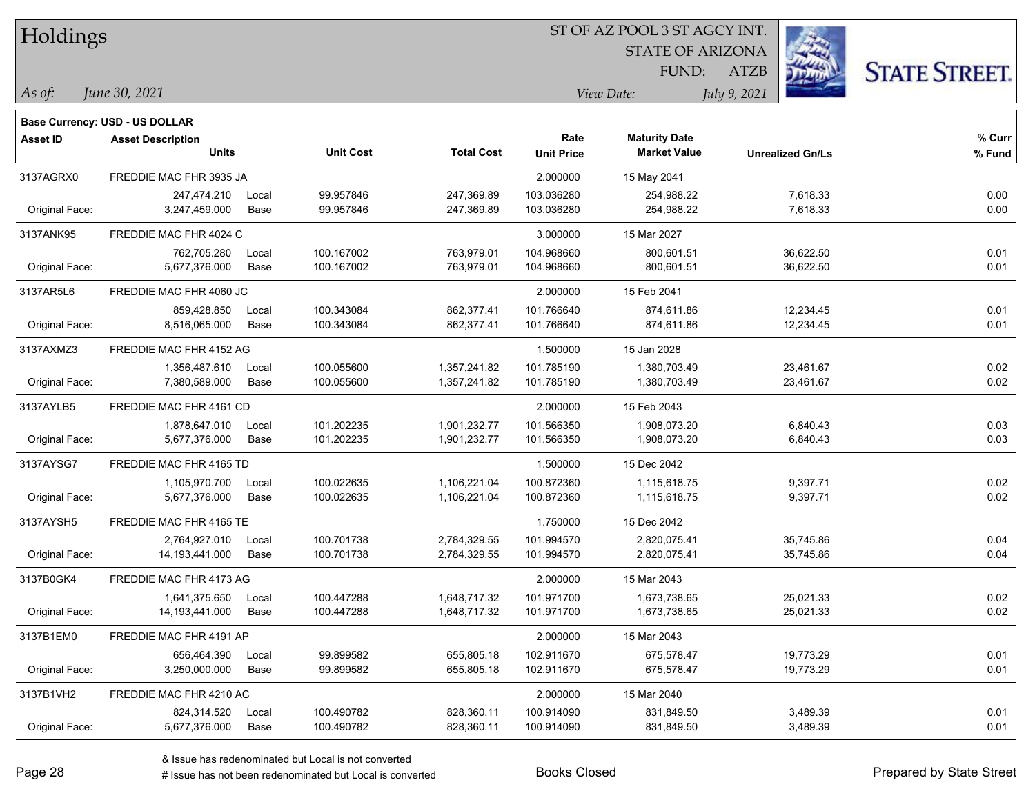# Holdings

ST OF AZ POOL 3 ST AGCY INT.
STATE OF ARIZONA
FUND: ATZB

*As of:* *June 30, 2021*

*View Date:* *July 9, 2021*

**Base Currency: USD - US DOLLAR**

| Asset ID | Asset Description / Units | | Unit Cost | Total Cost | Rate / Unit Price | Maturity Date / Market Value | Unrealized Gn/Ls | % Curr / % Fund |
|---|---|---|---|---|---|---|---|---|
| 3137AGRX0 | FREDDIE MAC FHR 3935 JA | | | | 2.000000 | 15 May 2041 | | |
| | 247,474.210 | Local | 99.957846 | 247,369.89 | 103.036280 | 254,988.22 | 7,618.33 | 0.00 |
| Original Face: | 3,247,459.000 | Base | 99.957846 | 247,369.89 | 103.036280 | 254,988.22 | 7,618.33 | 0.00 |
| 3137ANK95 | FREDDIE MAC FHR 4024 C | | | | 3.000000 | 15 Mar 2027 | | |
| | 762,705.280 | Local | 100.167002 | 763,979.01 | 104.968660 | 800,601.51 | 36,622.50 | 0.01 |
| Original Face: | 5,677,376.000 | Base | 100.167002 | 763,979.01 | 104.968660 | 800,601.51 | 36,622.50 | 0.01 |
| 3137AR5L6 | FREDDIE MAC FHR 4060 JC | | | | 2.000000 | 15 Feb 2041 | | |
| | 859,428.850 | Local | 100.343084 | 862,377.41 | 101.766640 | 874,611.86 | 12,234.45 | 0.01 |
| Original Face: | 8,516,065.000 | Base | 100.343084 | 862,377.41 | 101.766640 | 874,611.86 | 12,234.45 | 0.01 |
| 3137AXMZ3 | FREDDIE MAC FHR 4152 AG | | | | 1.500000 | 15 Jan 2028 | | |
| | 1,356,487.610 | Local | 100.055600 | 1,357,241.82 | 101.785190 | 1,380,703.49 | 23,461.67 | 0.02 |
| Original Face: | 7,380,589.000 | Base | 100.055600 | 1,357,241.82 | 101.785190 | 1,380,703.49 | 23,461.67 | 0.02 |
| 3137AYLB5 | FREDDIE MAC FHR 4161 CD | | | | 2.000000 | 15 Feb 2043 | | |
| | 1,878,647.010 | Local | 101.202235 | 1,901,232.77 | 101.566350 | 1,908,073.20 | 6,840.43 | 0.03 |
| Original Face: | 5,677,376.000 | Base | 101.202235 | 1,901,232.77 | 101.566350 | 1,908,073.20 | 6,840.43 | 0.03 |
| 3137AYSG7 | FREDDIE MAC FHR 4165 TD | | | | 1.500000 | 15 Dec 2042 | | |
| | 1,105,970.700 | Local | 100.022635 | 1,106,221.04 | 100.872360 | 1,115,618.75 | 9,397.71 | 0.02 |
| Original Face: | 5,677,376.000 | Base | 100.022635 | 1,106,221.04 | 100.872360 | 1,115,618.75 | 9,397.71 | 0.02 |
| 3137AYSH5 | FREDDIE MAC FHR 4165 TE | | | | 1.750000 | 15 Dec 2042 | | |
| | 2,764,927.010 | Local | 100.701738 | 2,784,329.55 | 101.994570 | 2,820,075.41 | 35,745.86 | 0.04 |
| Original Face: | 14,193,441.000 | Base | 100.701738 | 2,784,329.55 | 101.994570 | 2,820,075.41 | 35,745.86 | 0.04 |
| 3137B0GK4 | FREDDIE MAC FHR 4173 AG | | | | 2.000000 | 15 Mar 2043 | | |
| | 1,641,375.650 | Local | 100.447288 | 1,648,717.32 | 101.971700 | 1,673,738.65 | 25,021.33 | 0.02 |
| Original Face: | 14,193,441.000 | Base | 100.447288 | 1,648,717.32 | 101.971700 | 1,673,738.65 | 25,021.33 | 0.02 |
| 3137B1EM0 | FREDDIE MAC FHR 4191 AP | | | | 2.000000 | 15 Mar 2043 | | |
| | 656,464.390 | Local | 99.899582 | 655,805.18 | 102.911670 | 675,578.47 | 19,773.29 | 0.01 |
| Original Face: | 3,250,000.000 | Base | 99.899582 | 655,805.18 | 102.911670 | 675,578.47 | 19,773.29 | 0.01 |
| 3137B1VH2 | FREDDIE MAC FHR 4210 AC | | | | 2.000000 | 15 Mar 2040 | | |
| | 824,314.520 | Local | 100.490782 | 828,360.11 | 100.914090 | 831,849.50 | 3,489.39 | 0.01 |
| Original Face: | 5,677,376.000 | Base | 100.490782 | 828,360.11 | 100.914090 | 831,849.50 | 3,489.39 | 0.01 |

& Issue has redenominated but Local is not converted
# Issue has not been redenominated but Local is converted

Books Closed

Prepared by State Street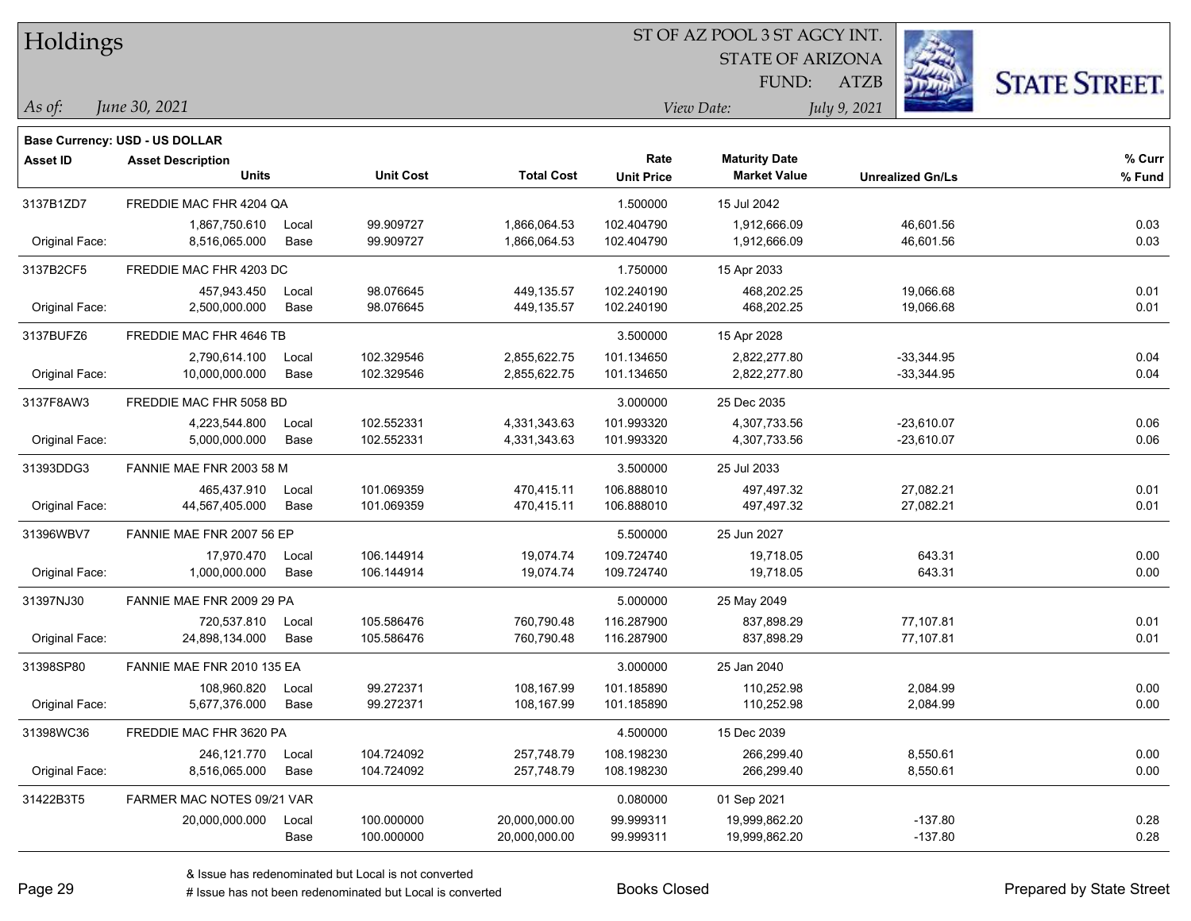# Holdings

ST OF AZ POOL 3 ST AGCY INT.
STATE OF ARIZONA
FUND: ATZB

*As of:* *June 30, 2021*
*View Date:* *July 9, 2021*

**Base Currency: USD - US DOLLAR**

| Asset ID | Asset Description / Units | | Unit Cost | Total Cost | Rate / Unit Price | Maturity Date / Market Value | Unrealized Gn/Ls | % Curr / % Fund |
|---|---|---|---|---|---|---|---|---|
| 3137B1ZD7 | FREDDIE MAC FHR 4204 QA | | | | 1.500000 | 15 Jul 2042 | | |
| | 1,867,750.610 | Local | 99.909727 | 1,866,064.53 | 102.404790 | 1,912,666.09 | 46,601.56 | 0.03 |
| Original Face: | 8,516,065.000 | Base | 99.909727 | 1,866,064.53 | 102.404790 | 1,912,666.09 | 46,601.56 | 0.03 |
| 3137B2CF5 | FREDDIE MAC FHR 4203 DC | | | | 1.750000 | 15 Apr 2033 | | |
| | 457,943.450 | Local | 98.076645 | 449,135.57 | 102.240190 | 468,202.25 | 19,066.68 | 0.01 |
| Original Face: | 2,500,000.000 | Base | 98.076645 | 449,135.57 | 102.240190 | 468,202.25 | 19,066.68 | 0.01 |
| 3137BUFZ6 | FREDDIE MAC FHR 4646 TB | | | | 3.500000 | 15 Apr 2028 | | |
| | 2,790,614.100 | Local | 102.329546 | 2,855,622.75 | 101.134650 | 2,822,277.80 | -33,344.95 | 0.04 |
| Original Face: | 10,000,000.000 | Base | 102.329546 | 2,855,622.75 | 101.134650 | 2,822,277.80 | -33,344.95 | 0.04 |
| 3137F8AW3 | FREDDIE MAC FHR 5058 BD | | | | 3.000000 | 25 Dec 2035 | | |
| | 4,223,544.800 | Local | 102.552331 | 4,331,343.63 | 101.993320 | 4,307,733.56 | -23,610.07 | 0.06 |
| Original Face: | 5,000,000.000 | Base | 102.552331 | 4,331,343.63 | 101.993320 | 4,307,733.56 | -23,610.07 | 0.06 |
| 31393DDG3 | FANNIE MAE FNR 2003 58 M | | | | 3.500000 | 25 Jul 2033 | | |
| | 465,437.910 | Local | 101.069359 | 470,415.11 | 106.888010 | 497,497.32 | 27,082.21 | 0.01 |
| Original Face: | 44,567,405.000 | Base | 101.069359 | 470,415.11 | 106.888010 | 497,497.32 | 27,082.21 | 0.01 |
| 31396WBV7 | FANNIE MAE FNR 2007 56 EP | | | | 5.500000 | 25 Jun 2027 | | |
| | 17,970.470 | Local | 106.144914 | 19,074.74 | 109.724740 | 19,718.05 | 643.31 | 0.00 |
| Original Face: | 1,000,000.000 | Base | 106.144914 | 19,074.74 | 109.724740 | 19,718.05 | 643.31 | 0.00 |
| 31397NJ30 | FANNIE MAE FNR 2009 29 PA | | | | 5.000000 | 25 May 2049 | | |
| | 720,537.810 | Local | 105.586476 | 760,790.48 | 116.287900 | 837,898.29 | 77,107.81 | 0.01 |
| Original Face: | 24,898,134.000 | Base | 105.586476 | 760,790.48 | 116.287900 | 837,898.29 | 77,107.81 | 0.01 |
| 31398SP80 | FANNIE MAE FNR 2010 135 EA | | | | 3.000000 | 25 Jan 2040 | | |
| | 108,960.820 | Local | 99.272371 | 108,167.99 | 101.185890 | 110,252.98 | 2,084.99 | 0.00 |
| Original Face: | 5,677,376.000 | Base | 99.272371 | 108,167.99 | 101.185890 | 110,252.98 | 2,084.99 | 0.00 |
| 31398WC36 | FREDDIE MAC FHR 3620 PA | | | | 4.500000 | 15 Dec 2039 | | |
| | 246,121.770 | Local | 104.724092 | 257,748.79 | 108.198230 | 266,299.40 | 8,550.61 | 0.00 |
| Original Face: | 8,516,065.000 | Base | 104.724092 | 257,748.79 | 108.198230 | 266,299.40 | 8,550.61 | 0.00 |
| 31422B3T5 | FARMER MAC NOTES 09/21 VAR | | | | 0.080000 | 01 Sep 2021 | | |
| | 20,000,000.000 | Local | 100.000000 | 20,000,000.00 | 99.999311 | 19,999,862.20 | -137.80 | 0.28 |
| | | Base | 100.000000 | 20,000,000.00 | 99.999311 | 19,999,862.20 | -137.80 | 0.28 |

& Issue has redenominated but Local is not converted
# Issue has not been redenominated but Local is converted

Books Closed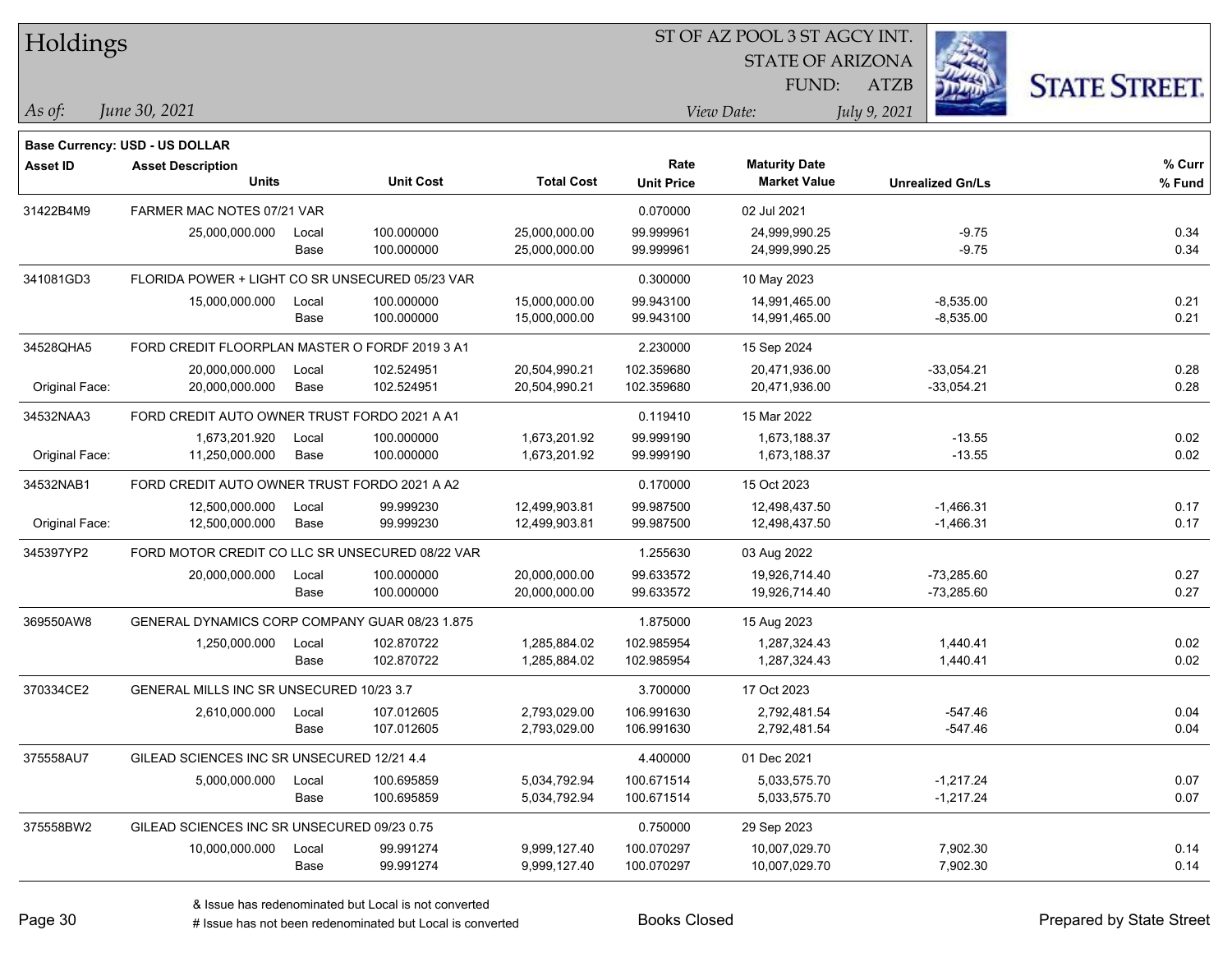# Holdings

ST OF AZ POOL 3 ST AGCY INT.
STATE OF ARIZONA
FUND: ATZB

*As of:* *June 30, 2021*
*View Date:* *July 9, 2021*

**Base Currency: USD - US DOLLAR**

| Asset ID | Asset Description / Units | | Unit Cost | Total Cost | Rate / Unit Price | Maturity Date / Market Value | Unrealized Gn/Ls | % Curr / % Fund |
|---|---|---|---|---|---|---|---|---|
| 31422B4M9 | FARMER MAC NOTES 07/21 VAR | | | | 0.070000 | 02 Jul 2021 | | |
| | 25,000,000.000 | Local | 100.000000 | 25,000,000.00 | 99.999961 | 24,999,990.25 | -9.75 | 0.34 |
| | | Base | 100.000000 | 25,000,000.00 | 99.999961 | 24,999,990.25 | -9.75 | 0.34 |
| 341081GD3 | FLORIDA POWER + LIGHT CO SR UNSECURED 05/23 VAR | | | | 0.300000 | 10 May 2023 | | |
| | 15,000,000.000 | Local | 100.000000 | 15,000,000.00 | 99.943100 | 14,991,465.00 | -8,535.00 | 0.21 |
| | | Base | 100.000000 | 15,000,000.00 | 99.943100 | 14,991,465.00 | -8,535.00 | 0.21 |
| 34528QHA5 | FORD CREDIT FLOORPLAN MASTER O FORDF 2019 3 A1 | | | | 2.230000 | 15 Sep 2024 | | |
| | 20,000,000.000 | Local | 102.524951 | 20,504,990.21 | 102.359680 | 20,471,936.00 | -33,054.21 | 0.28 |
| Original Face: | 20,000,000.000 | Base | 102.524951 | 20,504,990.21 | 102.359680 | 20,471,936.00 | -33,054.21 | 0.28 |
| 34532NAA3 | FORD CREDIT AUTO OWNER TRUST FORDO 2021 A A1 | | | | 0.119410 | 15 Mar 2022 | | |
| | 1,673,201.920 | Local | 100.000000 | 1,673,201.92 | 99.999190 | 1,673,188.37 | -13.55 | 0.02 |
| Original Face: | 11,250,000.000 | Base | 100.000000 | 1,673,201.92 | 99.999190 | 1,673,188.37 | -13.55 | 0.02 |
| 34532NAB1 | FORD CREDIT AUTO OWNER TRUST FORDO 2021 A A2 | | | | 0.170000 | 15 Oct 2023 | | |
| | 12,500,000.000 | Local | 99.999230 | 12,499,903.81 | 99.987500 | 12,498,437.50 | -1,466.31 | 0.17 |
| Original Face: | 12,500,000.000 | Base | 99.999230 | 12,499,903.81 | 99.987500 | 12,498,437.50 | -1,466.31 | 0.17 |
| 345397YP2 | FORD MOTOR CREDIT CO LLC SR UNSECURED 08/22 VAR | | | | 1.255630 | 03 Aug 2022 | | |
| | 20,000,000.000 | Local | 100.000000 | 20,000,000.00 | 99.633572 | 19,926,714.40 | -73,285.60 | 0.27 |
| | | Base | 100.000000 | 20,000,000.00 | 99.633572 | 19,926,714.40 | -73,285.60 | 0.27 |
| 369550AW8 | GENERAL DYNAMICS CORP COMPANY GUAR 08/23 1.875 | | | | 1.875000 | 15 Aug 2023 | | |
| | 1,250,000.000 | Local | 102.870722 | 1,285,884.02 | 102.985954 | 1,287,324.43 | 1,440.41 | 0.02 |
| | | Base | 102.870722 | 1,285,884.02 | 102.985954 | 1,287,324.43 | 1,440.41 | 0.02 |
| 370334CE2 | GENERAL MILLS INC SR UNSECURED 10/23 3.7 | | | | 3.700000 | 17 Oct 2023 | | |
| | 2,610,000.000 | Local | 107.012605 | 2,793,029.00 | 106.991630 | 2,792,481.54 | -547.46 | 0.04 |
| | | Base | 107.012605 | 2,793,029.00 | 106.991630 | 2,792,481.54 | -547.46 | 0.04 |
| 375558AU7 | GILEAD SCIENCES INC SR UNSECURED 12/21 4.4 | | | | 4.400000 | 01 Dec 2021 | | |
| | 5,000,000.000 | Local | 100.695859 | 5,034,792.94 | 100.671514 | 5,033,575.70 | -1,217.24 | 0.07 |
| | | Base | 100.695859 | 5,034,792.94 | 100.671514 | 5,033,575.70 | -1,217.24 | 0.07 |
| 375558BW2 | GILEAD SCIENCES INC SR UNSECURED 09/23 0.75 | | | | 0.750000 | 29 Sep 2023 | | |
| | 10,000,000.000 | Local | 99.991274 | 9,999,127.40 | 100.070297 | 10,007,029.70 | 7,902.30 | 0.14 |
| | | Base | 99.991274 | 9,999,127.40 | 100.070297 | 10,007,029.70 | 7,902.30 | 0.14 |

& Issue has redenominated but Local is not converted
# Issue has not been redenominated but Local is converted

Books Closed

Prepared by State Street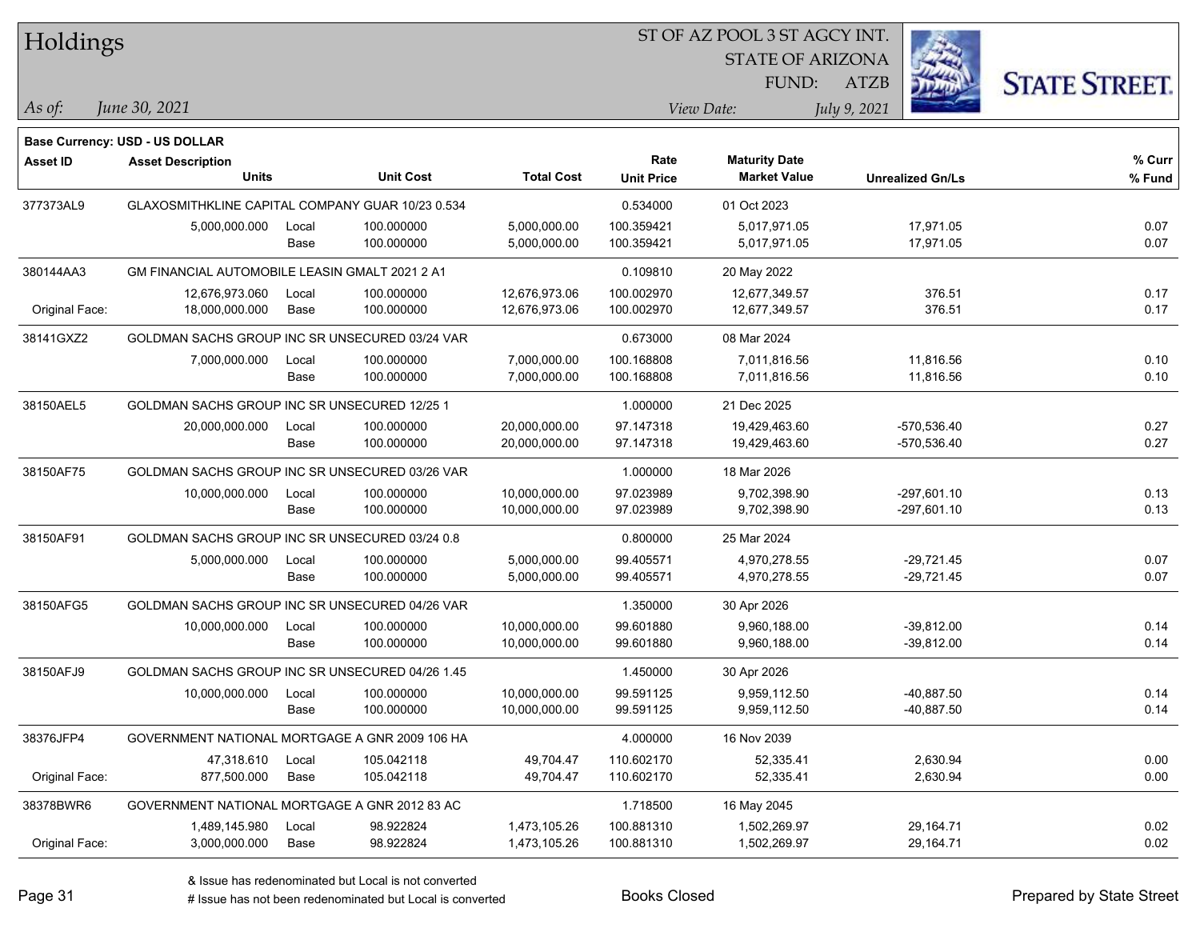**Base Currency: USD - US DOLLAR**

| Asset ID | Asset Description / Units | | Unit Cost | Total Cost | Rate / Unit Price | Maturity Date / Market Value | Unrealized Gn/Ls | % Curr / % Fund |
|---|---|---|---|---|---|---|---|---|
| 377373AL9 | GLAXOSMITHKLINE CAPITAL COMPANY GUAR 10/23 0.534 | | | | 0.534000 | 01 Oct 2023 | | |
| | 5,000,000.000 | Local | 100.000000 | 5,000,000.00 | 100.359421 | 5,017,971.05 | 17,971.05 | 0.07 |
| | | Base | 100.000000 | 5,000,000.00 | 100.359421 | 5,017,971.05 | 17,971.05 | 0.07 |
| 380144AA3 | GM FINANCIAL AUTOMOBILE LEASIN GMALT 2021 2 A1 | | | | 0.109810 | 20 May 2022 | | |
| | 12,676,973.060 | Local | 100.000000 | 12,676,973.06 | 100.002970 | 12,677,349.57 | 376.51 | 0.17 |
| Original Face: | 18,000,000.000 | Base | 100.000000 | 12,676,973.06 | 100.002970 | 12,677,349.57 | 376.51 | 0.17 |
| 38141GXZ2 | GOLDMAN SACHS GROUP INC SR UNSECURED 03/24 VAR | | | | 0.673000 | 08 Mar 2024 | | |
| | 7,000,000.000 | Local | 100.000000 | 7,000,000.00 | 100.168808 | 7,011,816.56 | 11,816.56 | 0.10 |
| | | Base | 100.000000 | 7,000,000.00 | 100.168808 | 7,011,816.56 | 11,816.56 | 0.10 |
| 38150AEL5 | GOLDMAN SACHS GROUP INC SR UNSECURED 12/25 1 | | | | 1.000000 | 21 Dec 2025 | | |
| | 20,000,000.000 | Local | 100.000000 | 20,000,000.00 | 97.147318 | 19,429,463.60 | -570,536.40 | 0.27 |
| | | Base | 100.000000 | 20,000,000.00 | 97.147318 | 19,429,463.60 | -570,536.40 | 0.27 |
| 38150AF75 | GOLDMAN SACHS GROUP INC SR UNSECURED 03/26 VAR | | | | 1.000000 | 18 Mar 2026 | | |
| | 10,000,000.000 | Local | 100.000000 | 10,000,000.00 | 97.023989 | 9,702,398.90 | -297,601.10 | 0.13 |
| | | Base | 100.000000 | 10,000,000.00 | 97.023989 | 9,702,398.90 | -297,601.10 | 0.13 |
| 38150AF91 | GOLDMAN SACHS GROUP INC SR UNSECURED 03/24 0.8 | | | | 0.800000 | 25 Mar 2024 | | |
| | 5,000,000.000 | Local | 100.000000 | 5,000,000.00 | 99.405571 | 4,970,278.55 | -29,721.45 | 0.07 |
| | | Base | 100.000000 | 5,000,000.00 | 99.405571 | 4,970,278.55 | -29,721.45 | 0.07 |
| 38150AFG5 | GOLDMAN SACHS GROUP INC SR UNSECURED 04/26 VAR | | | | 1.350000 | 30 Apr 2026 | | |
| | 10,000,000.000 | Local | 100.000000 | 10,000,000.00 | 99.601880 | 9,960,188.00 | -39,812.00 | 0.14 |
| | | Base | 100.000000 | 10,000,000.00 | 99.601880 | 9,960,188.00 | -39,812.00 | 0.14 |
| 38150AFJ9 | GOLDMAN SACHS GROUP INC SR UNSECURED 04/26 1.45 | | | | 1.450000 | 30 Apr 2026 | | |
| | 10,000,000.000 | Local | 100.000000 | 10,000,000.00 | 99.591125 | 9,959,112.50 | -40,887.50 | 0.14 |
| | | Base | 100.000000 | 10,000,000.00 | 99.591125 | 9,959,112.50 | -40,887.50 | 0.14 |
| 38376JFP4 | GOVERNMENT NATIONAL MORTGAGE A GNR 2009 106 HA | | | | 4.000000 | 16 Nov 2039 | | |
| | 47,318.610 | Local | 105.042118 | 49,704.47 | 110.602170 | 52,335.41 | 2,630.94 | 0.00 |
| Original Face: | 877,500.000 | Base | 105.042118 | 49,704.47 | 110.602170 | 52,335.41 | 2,630.94 | 0.00 |
| 38378BWR6 | GOVERNMENT NATIONAL MORTGAGE A GNR 2012 83 AC | | | | 1.718500 | 16 May 2045 | | |
| | 1,489,145.980 | Local | 98.922824 | 1,473,105.26 | 100.881310 | 1,502,269.97 | 29,164.71 | 0.02 |
| Original Face: | 3,000,000.000 | Base | 98.922824 | 1,473,105.26 | 100.881310 | 1,502,269.97 | 29,164.71 | 0.02 |

& Issue has redenominated but Local is not converted

# Issue has not been redenominated but Local is converted

Books Closed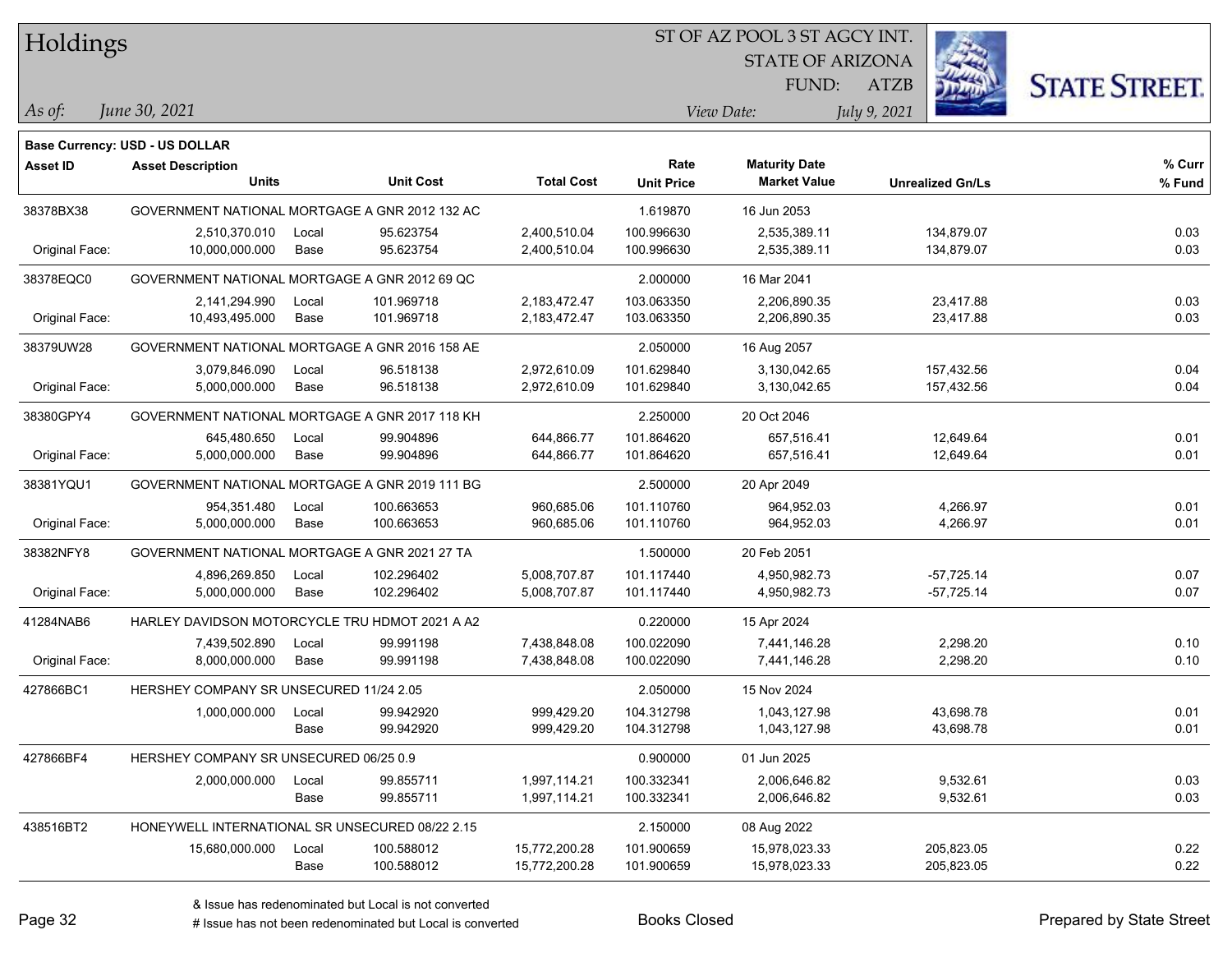# Holdings

ST OF AZ POOL 3 ST AGCY INT.
STATE OF ARIZONA
FUND: ATZB

*As of:* *June 30, 2021*
*View Date:* *July 9, 2021*

**Base Currency: USD - US DOLLAR**

| Asset ID | Asset Description / Units | | Unit Cost | Total Cost | Rate / Unit Price | Maturity Date / Market Value | Unrealized Gn/Ls | % Curr / % Fund |
|---|---|---|---|---|---|---|---|---|
| 38378BX38 | GOVERNMENT NATIONAL MORTGAGE A GNR 2012 132 AC | | | | 1.619870 | 16 Jun 2053 | | |
| | 2,510,370.010 | Local | 95.623754 | 2,400,510.04 | 100.996630 | 2,535,389.11 | 134,879.07 | 0.03 |
| Original Face: | 10,000,000.000 | Base | 95.623754 | 2,400,510.04 | 100.996630 | 2,535,389.11 | 134,879.07 | 0.03 |
| 38378EQC0 | GOVERNMENT NATIONAL MORTGAGE A GNR 2012 69 QC | | | | 2.000000 | 16 Mar 2041 | | |
| | 2,141,294.990 | Local | 101.969718 | 2,183,472.47 | 103.063350 | 2,206,890.35 | 23,417.88 | 0.03 |
| Original Face: | 10,493,495.000 | Base | 101.969718 | 2,183,472.47 | 103.063350 | 2,206,890.35 | 23,417.88 | 0.03 |
| 38379UW28 | GOVERNMENT NATIONAL MORTGAGE A GNR 2016 158 AE | | | | 2.050000 | 16 Aug 2057 | | |
| | 3,079,846.090 | Local | 96.518138 | 2,972,610.09 | 101.629840 | 3,130,042.65 | 157,432.56 | 0.04 |
| Original Face: | 5,000,000.000 | Base | 96.518138 | 2,972,610.09 | 101.629840 | 3,130,042.65 | 157,432.56 | 0.04 |
| 38380GPY4 | GOVERNMENT NATIONAL MORTGAGE A GNR 2017 118 KH | | | | 2.250000 | 20 Oct 2046 | | |
| | 645,480.650 | Local | 99.904896 | 644,866.77 | 101.864620 | 657,516.41 | 12,649.64 | 0.01 |
| Original Face: | 5,000,000.000 | Base | 99.904896 | 644,866.77 | 101.864620 | 657,516.41 | 12,649.64 | 0.01 |
| 38381YQU1 | GOVERNMENT NATIONAL MORTGAGE A GNR 2019 111 BG | | | | 2.500000 | 20 Apr 2049 | | |
| | 954,351.480 | Local | 100.663653 | 960,685.06 | 101.110760 | 964,952.03 | 4,266.97 | 0.01 |
| Original Face: | 5,000,000.000 | Base | 100.663653 | 960,685.06 | 101.110760 | 964,952.03 | 4,266.97 | 0.01 |
| 38382NFY8 | GOVERNMENT NATIONAL MORTGAGE A GNR 2021 27 TA | | | | 1.500000 | 20 Feb 2051 | | |
| | 4,896,269.850 | Local | 102.296402 | 5,008,707.87 | 101.117440 | 4,950,982.73 | -57,725.14 | 0.07 |
| Original Face: | 5,000,000.000 | Base | 102.296402 | 5,008,707.87 | 101.117440 | 4,950,982.73 | -57,725.14 | 0.07 |
| 41284NAB6 | HARLEY DAVIDSON MOTORCYCLE TRU HDMOT 2021 A A2 | | | | 0.220000 | 15 Apr 2024 | | |
| | 7,439,502.890 | Local | 99.991198 | 7,438,848.08 | 100.022090 | 7,441,146.28 | 2,298.20 | 0.10 |
| Original Face: | 8,000,000.000 | Base | 99.991198 | 7,438,848.08 | 100.022090 | 7,441,146.28 | 2,298.20 | 0.10 |
| 427866BC1 | HERSHEY COMPANY SR UNSECURED 11/24 2.05 | | | | 2.050000 | 15 Nov 2024 | | |
| | 1,000,000.000 | Local | 99.942920 | 999,429.20 | 104.312798 | 1,043,127.98 | 43,698.78 | 0.01 |
| | | Base | 99.942920 | 999,429.20 | 104.312798 | 1,043,127.98 | 43,698.78 | 0.01 |
| 427866BF4 | HERSHEY COMPANY SR UNSECURED 06/25 0.9 | | | | 0.900000 | 01 Jun 2025 | | |
| | 2,000,000.000 | Local | 99.855711 | 1,997,114.21 | 100.332341 | 2,006,646.82 | 9,532.61 | 0.03 |
| | | Base | 99.855711 | 1,997,114.21 | 100.332341 | 2,006,646.82 | 9,532.61 | 0.03 |
| 438516BT2 | HONEYWELL INTERNATIONAL SR UNSECURED 08/22 2.15 | | | | 2.150000 | 08 Aug 2022 | | |
| | 15,680,000.000 | Local | 100.588012 | 15,772,200.28 | 101.900659 | 15,978,023.33 | 205,823.05 | 0.22 |
| | | Base | 100.588012 | 15,772,200.28 | 101.900659 | 15,978,023.33 | 205,823.05 | 0.22 |

& Issue has redenominated but Local is not converted
# Issue has not been redenominated but Local is converted

Books Closed

Prepared by State Street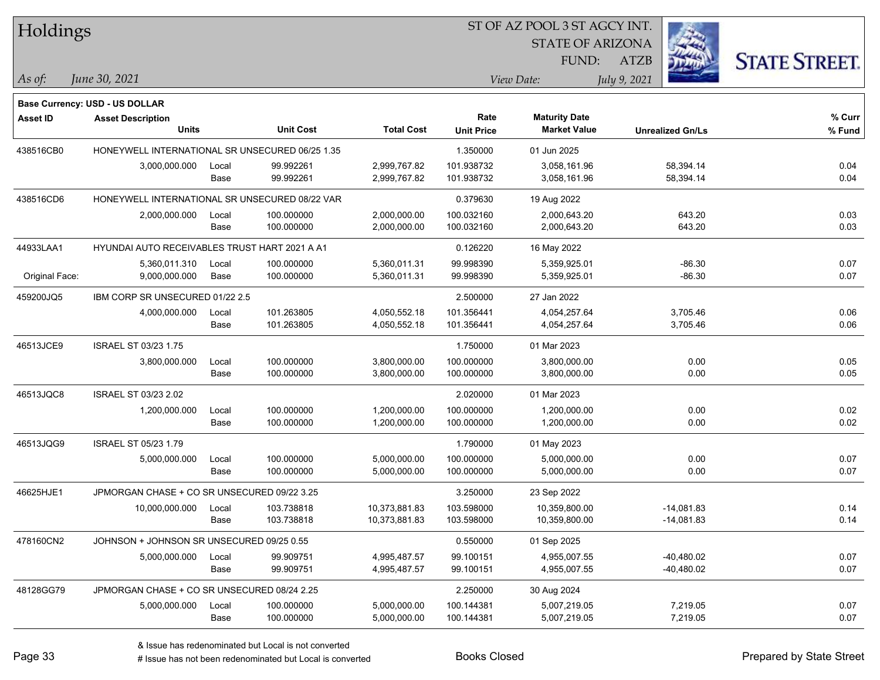# Holdings

ST OF AZ POOL 3 ST AGCY INT.
STATE OF ARIZONA
FUND: ATZB

*As of:* *June 30, 2021*
*View Date:* *July 9, 2021*

**Base Currency: USD - US DOLLAR**

| Asset ID | Asset Description / Units | | Unit Cost | Total Cost | Rate / Unit Price | Maturity Date / Market Value | Unrealized Gn/Ls | % Curr / % Fund |
|---|---|---|---|---|---|---|---|---|
| 438516CB0 | HONEYWELL INTERNATIONAL SR UNSECURED 06/25 1.35 | | | | 1.350000 | 01 Jun 2025 | | |
| | 3,000,000.000 | Local | 99.992261 | 2,999,767.82 | 101.938732 | 3,058,161.96 | 58,394.14 | 0.04 |
| | | Base | 99.992261 | 2,999,767.82 | 101.938732 | 3,058,161.96 | 58,394.14 | 0.04 |
| 438516CD6 | HONEYWELL INTERNATIONAL SR UNSECURED 08/22 VAR | | | | 0.379630 | 19 Aug 2022 | | |
| | 2,000,000.000 | Local | 100.000000 | 2,000,000.00 | 100.032160 | 2,000,643.20 | 643.20 | 0.03 |
| | | Base | 100.000000 | 2,000,000.00 | 100.032160 | 2,000,643.20 | 643.20 | 0.03 |
| 44933LAA1 | HYUNDAI AUTO RECEIVABLES TRUST HART 2021 A A1 | | | | 0.126220 | 16 May 2022 | | |
| | 5,360,011.310 | Local | 100.000000 | 5,360,011.31 | 99.998390 | 5,359,925.01 | -86.30 | 0.07 |
| Original Face: | 9,000,000.000 | Base | 100.000000 | 5,360,011.31 | 99.998390 | 5,359,925.01 | -86.30 | 0.07 |
| 459200JQ5 | IBM CORP SR UNSECURED 01/22 2.5 | | | | 2.500000 | 27 Jan 2022 | | |
| | 4,000,000.000 | Local | 101.263805 | 4,050,552.18 | 101.356441 | 4,054,257.64 | 3,705.46 | 0.06 |
| | | Base | 101.263805 | 4,050,552.18 | 101.356441 | 4,054,257.64 | 3,705.46 | 0.06 |
| 46513JCE9 | ISRAEL ST 03/23 1.75 | | | | 1.750000 | 01 Mar 2023 | | |
| | 3,800,000.000 | Local | 100.000000 | 3,800,000.00 | 100.000000 | 3,800,000.00 | 0.00 | 0.05 |
| | | Base | 100.000000 | 3,800,000.00 | 100.000000 | 3,800,000.00 | 0.00 | 0.05 |
| 46513JQC8 | ISRAEL ST 03/23 2.02 | | | | 2.020000 | 01 Mar 2023 | | |
| | 1,200,000.000 | Local | 100.000000 | 1,200,000.00 | 100.000000 | 1,200,000.00 | 0.00 | 0.02 |
| | | Base | 100.000000 | 1,200,000.00 | 100.000000 | 1,200,000.00 | 0.00 | 0.02 |
| 46513JQG9 | ISRAEL ST 05/23 1.79 | | | | 1.790000 | 01 May 2023 | | |
| | 5,000,000.000 | Local | 100.000000 | 5,000,000.00 | 100.000000 | 5,000,000.00 | 0.00 | 0.07 |
| | | Base | 100.000000 | 5,000,000.00 | 100.000000 | 5,000,000.00 | 0.00 | 0.07 |
| 46625HJE1 | JPMORGAN CHASE + CO SR UNSECURED 09/22 3.25 | | | | 3.250000 | 23 Sep 2022 | | |
| | 10,000,000.000 | Local | 103.738818 | 10,373,881.83 | 103.598000 | 10,359,800.00 | -14,081.83 | 0.14 |
| | | Base | 103.738818 | 10,373,881.83 | 103.598000 | 10,359,800.00 | -14,081.83 | 0.14 |
| 478160CN2 | JOHNSON + JOHNSON SR UNSECURED 09/25 0.55 | | | | 0.550000 | 01 Sep 2025 | | |
| | 5,000,000.000 | Local | 99.909751 | 4,995,487.57 | 99.100151 | 4,955,007.55 | -40,480.02 | 0.07 |
| | | Base | 99.909751 | 4,995,487.57 | 99.100151 | 4,955,007.55 | -40,480.02 | 0.07 |
| 48128GG79 | JPMORGAN CHASE + CO SR UNSECURED 08/24 2.25 | | | | 2.250000 | 30 Aug 2024 | | |
| | 5,000,000.000 | Local | 100.000000 | 5,000,000.00 | 100.144381 | 5,007,219.05 | 7,219.05 | 0.07 |
| | | Base | 100.000000 | 5,000,000.00 | 100.144381 | 5,007,219.05 | 7,219.05 | 0.07 |

& Issue has redenominated but Local is not converted
# Issue has not been redenominated but Local is converted

Books Closed

Prepared by State Street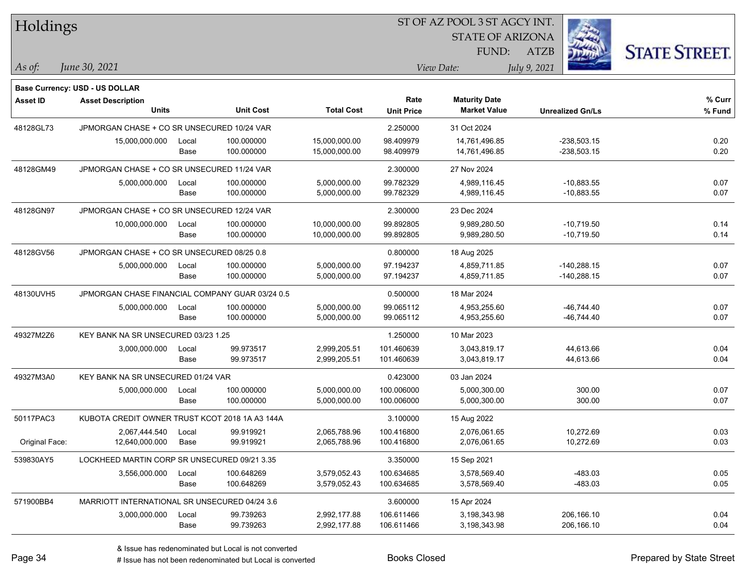# Holdings

ST OF AZ POOL 3 ST AGCY INT.
STATE OF ARIZONA
FUND: ATZB

*As of:* *June 30, 2021*

*View Date:* *July 9, 2021*

**Base Currency: USD - US DOLLAR**

| Asset ID | Asset Description / Units | | Unit Cost | Total Cost | Rate / Unit Price | Maturity Date / Market Value | Unrealized Gn/Ls | % Curr / % Fund |
|---|---|---|---|---|---|---|---|---|
| 48128GL73 | JPMORGAN CHASE + CO SR UNSECURED 10/24 VAR | | | | 2.250000 | 31 Oct 2024 | | |
| | 15,000,000.000 | Local | 100.000000 | 15,000,000.00 | 98.409979 | 14,761,496.85 | -238,503.15 | 0.20 |
| | | Base | 100.000000 | 15,000,000.00 | 98.409979 | 14,761,496.85 | -238,503.15 | 0.20 |
| 48128GM49 | JPMORGAN CHASE + CO SR UNSECURED 11/24 VAR | | | | 2.300000 | 27 Nov 2024 | | |
| | 5,000,000.000 | Local | 100.000000 | 5,000,000.00 | 99.782329 | 4,989,116.45 | -10,883.55 | 0.07 |
| | | Base | 100.000000 | 5,000,000.00 | 99.782329 | 4,989,116.45 | -10,883.55 | 0.07 |
| 48128GN97 | JPMORGAN CHASE + CO SR UNSECURED 12/24 VAR | | | | 2.300000 | 23 Dec 2024 | | |
| | 10,000,000.000 | Local | 100.000000 | 10,000,000.00 | 99.892805 | 9,989,280.50 | -10,719.50 | 0.14 |
| | | Base | 100.000000 | 10,000,000.00 | 99.892805 | 9,989,280.50 | -10,719.50 | 0.14 |
| 48128GV56 | JPMORGAN CHASE + CO SR UNSECURED 08/25 0.8 | | | | 0.800000 | 18 Aug 2025 | | |
| | 5,000,000.000 | Local | 100.000000 | 5,000,000.00 | 97.194237 | 4,859,711.85 | -140,288.15 | 0.07 |
| | | Base | 100.000000 | 5,000,000.00 | 97.194237 | 4,859,711.85 | -140,288.15 | 0.07 |
| 48130UVH5 | JPMORGAN CHASE FINANCIAL COMPANY GUAR 03/24 0.5 | | | | 0.500000 | 18 Mar 2024 | | |
| | 5,000,000.000 | Local | 100.000000 | 5,000,000.00 | 99.065112 | 4,953,255.60 | -46,744.40 | 0.07 |
| | | Base | 100.000000 | 5,000,000.00 | 99.065112 | 4,953,255.60 | -46,744.40 | 0.07 |
| 49327M2Z6 | KEY BANK NA SR UNSECURED 03/23 1.25 | | | | 1.250000 | 10 Mar 2023 | | |
| | 3,000,000.000 | Local | 99.973517 | 2,999,205.51 | 101.460639 | 3,043,819.17 | 44,613.66 | 0.04 |
| | | Base | 99.973517 | 2,999,205.51 | 101.460639 | 3,043,819.17 | 44,613.66 | 0.04 |
| 49327M3A0 | KEY BANK NA SR UNSECURED 01/24 VAR | | | | 0.423000 | 03 Jan 2024 | | |
| | 5,000,000.000 | Local | 100.000000 | 5,000,000.00 | 100.006000 | 5,000,300.00 | 300.00 | 0.07 |
| | | Base | 100.000000 | 5,000,000.00 | 100.006000 | 5,000,300.00 | 300.00 | 0.07 |
| 50117PAC3 | KUBOTA CREDIT OWNER TRUST KCOT 2018 1A A3 144A | | | | 3.100000 | 15 Aug 2022 | | |
| | 2,067,444.540 | Local | 99.919921 | 2,065,788.96 | 100.416800 | 2,076,061.65 | 10,272.69 | 0.03 |
| Original Face: | 12,640,000.000 | Base | 99.919921 | 2,065,788.96 | 100.416800 | 2,076,061.65 | 10,272.69 | 0.03 |
| 539830AY5 | LOCKHEED MARTIN CORP SR UNSECURED 09/21 3.35 | | | | 3.350000 | 15 Sep 2021 | | |
| | 3,556,000.000 | Local | 100.648269 | 3,579,052.43 | 100.634685 | 3,578,569.40 | -483.03 | 0.05 |
| | | Base | 100.648269 | 3,579,052.43 | 100.634685 | 3,578,569.40 | -483.03 | 0.05 |
| 571900BB4 | MARRIOTT INTERNATIONAL SR UNSECURED 04/24 3.6 | | | | 3.600000 | 15 Apr 2024 | | |
| | 3,000,000.000 | Local | 99.739263 | 2,992,177.88 | 106.611466 | 3,198,343.98 | 206,166.10 | 0.04 |
| | | Base | 99.739263 | 2,992,177.88 | 106.611466 | 3,198,343.98 | 206,166.10 | 0.04 |

& Issue has redenominated but Local is not converted
# Issue has not been redenominated but Local is converted

Books Closed

Prepared by State Street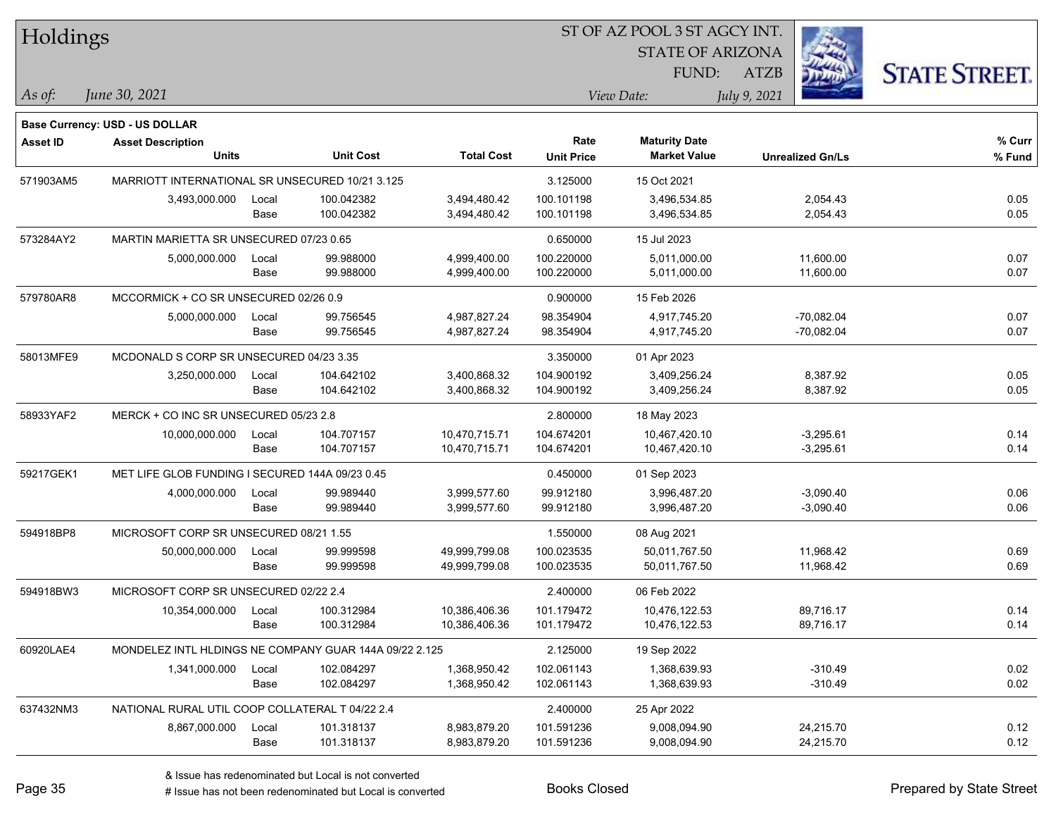# Holdings

ST OF AZ POOL 3 ST AGCY INT.
STATE OF ARIZONA
FUND: ATZB

*As of:* *June 30, 2021*
*View Date:* *July 9, 2021*

**Base Currency: USD - US DOLLAR**

| Asset ID | Asset Description / Units | | Unit Cost | Total Cost | Rate / Unit Price | Maturity Date / Market Value | Unrealized Gn/Ls | % Curr / % Fund |
|---|---|---|---|---|---|---|---|---|
| 571903AM5 | MARRIOTT INTERNATIONAL SR UNSECURED 10/21 3.125 | | | | 3.125000 | 15 Oct 2021 | | |
| | 3,493,000.000 | Local | 100.042382 | 3,494,480.42 | 100.101198 | 3,496,534.85 | 2,054.43 | 0.05 |
| | | Base | 100.042382 | 3,494,480.42 | 100.101198 | 3,496,534.85 | 2,054.43 | 0.05 |
| 573284AY2 | MARTIN MARIETTA SR UNSECURED 07/23 0.65 | | | | 0.650000 | 15 Jul 2023 | | |
| | 5,000,000.000 | Local | 99.988000 | 4,999,400.00 | 100.220000 | 5,011,000.00 | 11,600.00 | 0.07 |
| | | Base | 99.988000 | 4,999,400.00 | 100.220000 | 5,011,000.00 | 11,600.00 | 0.07 |
| 579780AR8 | MCCORMICK + CO SR UNSECURED 02/26 0.9 | | | | 0.900000 | 15 Feb 2026 | | |
| | 5,000,000.000 | Local | 99.756545 | 4,987,827.24 | 98.354904 | 4,917,745.20 | -70,082.04 | 0.07 |
| | | Base | 99.756545 | 4,987,827.24 | 98.354904 | 4,917,745.20 | -70,082.04 | 0.07 |
| 58013MFE9 | MCDONALD S CORP SR UNSECURED 04/23 3.35 | | | | 3.350000 | 01 Apr 2023 | | |
| | 3,250,000.000 | Local | 104.642102 | 3,400,868.32 | 104.900192 | 3,409,256.24 | 8,387.92 | 0.05 |
| | | Base | 104.642102 | 3,400,868.32 | 104.900192 | 3,409,256.24 | 8,387.92 | 0.05 |
| 58933YAF2 | MERCK + CO INC SR UNSECURED 05/23 2.8 | | | | 2.800000 | 18 May 2023 | | |
| | 10,000,000.000 | Local | 104.707157 | 10,470,715.71 | 104.674201 | 10,467,420.10 | -3,295.61 | 0.14 |
| | | Base | 104.707157 | 10,470,715.71 | 104.674201 | 10,467,420.10 | -3,295.61 | 0.14 |
| 59217GEK1 | MET LIFE GLOB FUNDING I SECURED 144A 09/23 0.45 | | | | 0.450000 | 01 Sep 2023 | | |
| | 4,000,000.000 | Local | 99.989440 | 3,999,577.60 | 99.912180 | 3,996,487.20 | -3,090.40 | 0.06 |
| | | Base | 99.989440 | 3,999,577.60 | 99.912180 | 3,996,487.20 | -3,090.40 | 0.06 |
| 594918BP8 | MICROSOFT CORP SR UNSECURED 08/21 1.55 | | | | 1.550000 | 08 Aug 2021 | | |
| | 50,000,000.000 | Local | 99.999598 | 49,999,799.08 | 100.023535 | 50,011,767.50 | 11,968.42 | 0.69 |
| | | Base | 99.999598 | 49,999,799.08 | 100.023535 | 50,011,767.50 | 11,968.42 | 0.69 |
| 594918BW3 | MICROSOFT CORP SR UNSECURED 02/22 2.4 | | | | 2.400000 | 06 Feb 2022 | | |
| | 10,354,000.000 | Local | 100.312984 | 10,386,406.36 | 101.179472 | 10,476,122.53 | 89,716.17 | 0.14 |
| | | Base | 100.312984 | 10,386,406.36 | 101.179472 | 10,476,122.53 | 89,716.17 | 0.14 |
| 60920LAE4 | MONDELEZ INTL HLDINGS NE COMPANY GUAR 144A 09/22 2.125 | | | | 2.125000 | 19 Sep 2022 | | |
| | 1,341,000.000 | Local | 102.084297 | 1,368,950.42 | 102.061143 | 1,368,639.93 | -310.49 | 0.02 |
| | | Base | 102.084297 | 1,368,950.42 | 102.061143 | 1,368,639.93 | -310.49 | 0.02 |
| 637432NM3 | NATIONAL RURAL UTIL COOP COLLATERAL T 04/22 2.4 | | | | 2.400000 | 25 Apr 2022 | | |
| | 8,867,000.000 | Local | 101.318137 | 8,983,879.20 | 101.591236 | 9,008,094.90 | 24,215.70 | 0.12 |
| | | Base | 101.318137 | 8,983,879.20 | 101.591236 | 9,008,094.90 | 24,215.70 | 0.12 |

& Issue has redenominated but Local is not converted
# Issue has not been redenominated but Local is converted

Books Closed

Prepared by State Street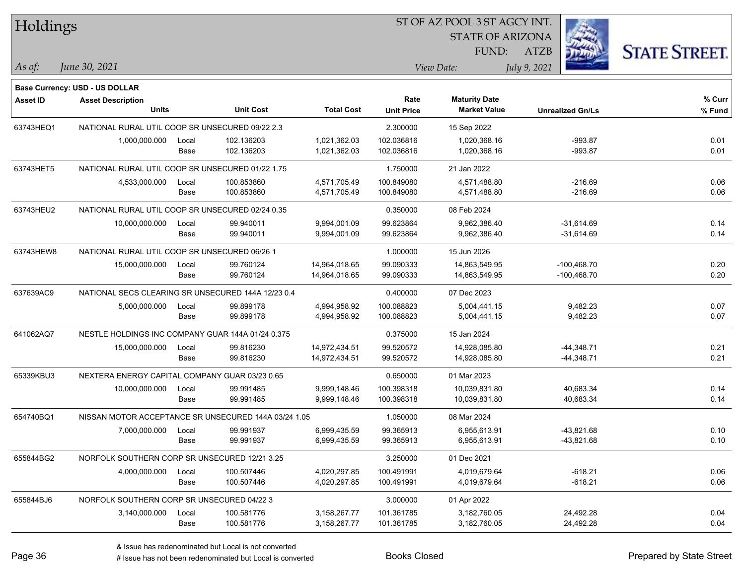# Holdings

ST OF AZ POOL 3 ST AGCY INT.
STATE OF ARIZONA
FUND: ATZB

*As of:* *June 30, 2021*
*View Date:* *July 9, 2021*

**Base Currency: USD - US DOLLAR**

| Asset ID | Asset Description / Units | | Unit Cost | Total Cost | Rate / Unit Price | Maturity Date / Market Value | Unrealized Gn/Ls | % Curr / % Fund |
|---|---|---|---|---|---|---|---|---|
| 63743HEQ1 | NATIONAL RURAL UTIL COOP SR UNSECURED 09/22 2.3 | | | | 2.300000 | 15 Sep 2022 | | |
| | 1,000,000.000 | Local | 102.136203 | 1,021,362.03 | 102.036816 | 1,020,368.16 | -993.87 | 0.01 |
| | | Base | 102.136203 | 1,021,362.03 | 102.036816 | 1,020,368.16 | -993.87 | 0.01 |
| 63743HET5 | NATIONAL RURAL UTIL COOP SR UNSECURED 01/22 1.75 | | | | 1.750000 | 21 Jan 2022 | | |
| | 4,533,000.000 | Local | 100.853860 | 4,571,705.49 | 100.849080 | 4,571,488.80 | -216.69 | 0.06 |
| | | Base | 100.853860 | 4,571,705.49 | 100.849080 | 4,571,488.80 | -216.69 | 0.06 |
| 63743HEU2 | NATIONAL RURAL UTIL COOP SR UNSECURED 02/24 0.35 | | | | 0.350000 | 08 Feb 2024 | | |
| | 10,000,000.000 | Local | 99.940011 | 9,994,001.09 | 99.623864 | 9,962,386.40 | -31,614.69 | 0.14 |
| | | Base | 99.940011 | 9,994,001.09 | 99.623864 | 9,962,386.40 | -31,614.69 | 0.14 |
| 63743HEW8 | NATIONAL RURAL UTIL COOP SR UNSECURED 06/26 1 | | | | 1.000000 | 15 Jun 2026 | | |
| | 15,000,000.000 | Local | 99.760124 | 14,964,018.65 | 99.090333 | 14,863,549.95 | -100,468.70 | 0.20 |
| | | Base | 99.760124 | 14,964,018.65 | 99.090333 | 14,863,549.95 | -100,468.70 | 0.20 |
| 637639AC9 | NATIONAL SECS CLEARING SR UNSECURED 144A 12/23 0.4 | | | | 0.400000 | 07 Dec 2023 | | |
| | 5,000,000.000 | Local | 99.899178 | 4,994,958.92 | 100.088823 | 5,004,441.15 | 9,482.23 | 0.07 |
| | | Base | 99.899178 | 4,994,958.92 | 100.088823 | 5,004,441.15 | 9,482.23 | 0.07 |
| 641062AQ7 | NESTLE HOLDINGS INC COMPANY GUAR 144A 01/24 0.375 | | | | 0.375000 | 15 Jan 2024 | | |
| | 15,000,000.000 | Local | 99.816230 | 14,972,434.51 | 99.520572 | 14,928,085.80 | -44,348.71 | 0.21 |
| | | Base | 99.816230 | 14,972,434.51 | 99.520572 | 14,928,085.80 | -44,348.71 | 0.21 |
| 65339KBU3 | NEXTERA ENERGY CAPITAL COMPANY GUAR 03/23 0.65 | | | | 0.650000 | 01 Mar 2023 | | |
| | 10,000,000.000 | Local | 99.991485 | 9,999,148.46 | 100.398318 | 10,039,831.80 | 40,683.34 | 0.14 |
| | | Base | 99.991485 | 9,999,148.46 | 100.398318 | 10,039,831.80 | 40,683.34 | 0.14 |
| 654740BQ1 | NISSAN MOTOR ACCEPTANCE SR UNSECURED 144A 03/24 1.05 | | | | 1.050000 | 08 Mar 2024 | | |
| | 7,000,000.000 | Local | 99.991937 | 6,999,435.59 | 99.365913 | 6,955,613.91 | -43,821.68 | 0.10 |
| | | Base | 99.991937 | 6,999,435.59 | 99.365913 | 6,955,613.91 | -43,821.68 | 0.10 |
| 655844BG2 | NORFOLK SOUTHERN CORP SR UNSECURED 12/21 3.25 | | | | 3.250000 | 01 Dec 2021 | | |
| | 4,000,000.000 | Local | 100.507446 | 4,020,297.85 | 100.491991 | 4,019,679.64 | -618.21 | 0.06 |
| | | Base | 100.507446 | 4,020,297.85 | 100.491991 | 4,019,679.64 | -618.21 | 0.06 |
| 655844BJ6 | NORFOLK SOUTHERN CORP SR UNSECURED 04/22 3 | | | | 3.000000 | 01 Apr 2022 | | |
| | 3,140,000.000 | Local | 100.581776 | 3,158,267.77 | 101.361785 | 3,182,760.05 | 24,492.28 | 0.04 |
| | | Base | 100.581776 | 3,158,267.77 | 101.361785 | 3,182,760.05 | 24,492.28 | 0.04 |

& Issue has redenominated but Local is not converted
# Issue has not been redenominated but Local is converted

Books Closed

Prepared by State Street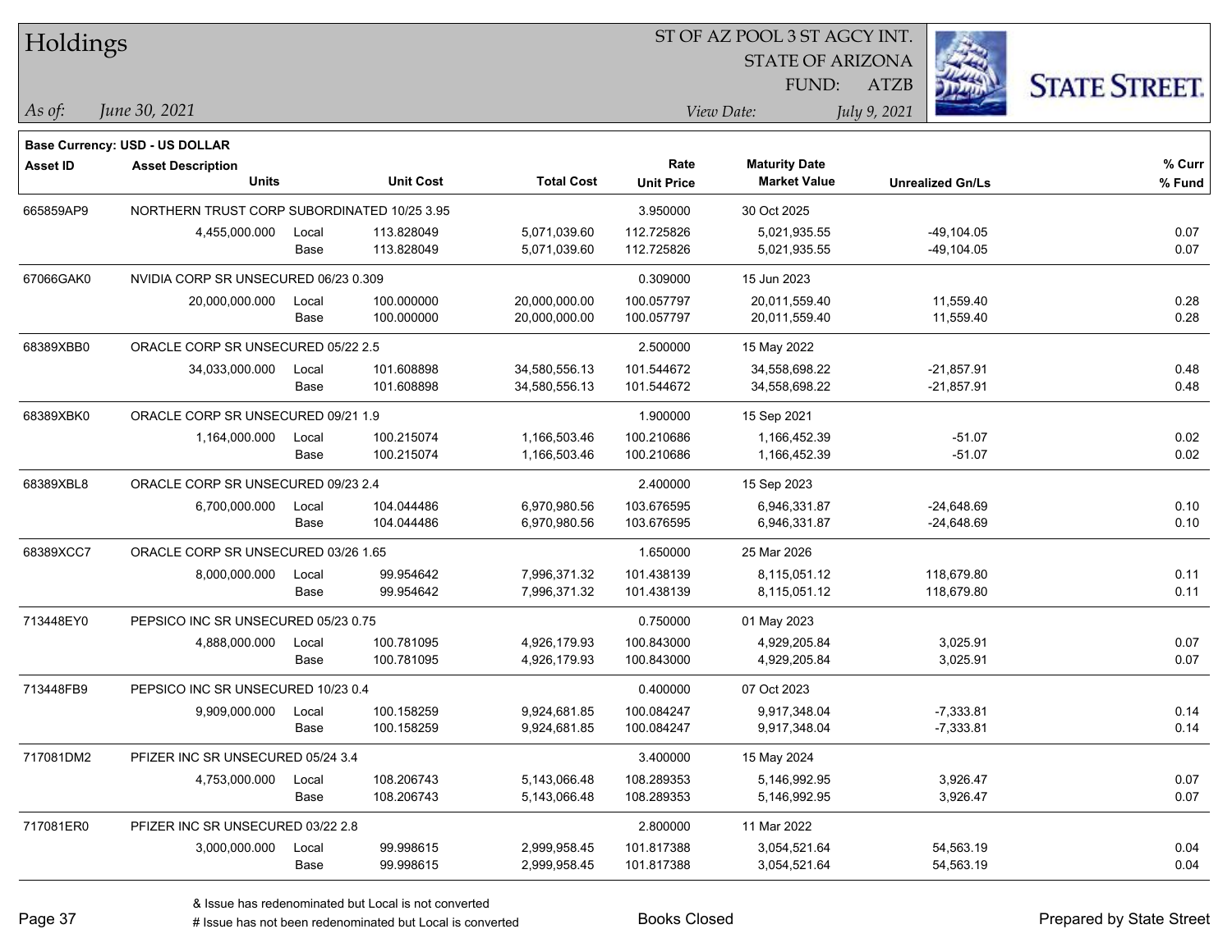# Holdings

ST OF AZ POOL 3 ST AGCY INT.
STATE OF ARIZONA
FUND: ATZB

*As of: June 30, 2021* | *View Date: July 9, 2021*

**Base Currency: USD - US DOLLAR**

| Asset ID | Asset Description / Units | | Unit Cost | Total Cost | Rate / Unit Price | Maturity Date / Market Value | Unrealized Gn/Ls | % Curr / % Fund |
|---|---|---|---|---|---|---|---|---|
| 665859AP9 | NORTHERN TRUST CORP SUBORDINATED 10/25 3.95 | | | | 3.950000 | 30 Oct 2025 | | |
| | 4,455,000.000 | Local | 113.828049 | 5,071,039.60 | 112.725826 | 5,021,935.55 | -49,104.05 | 0.07 |
| | | Base | 113.828049 | 5,071,039.60 | 112.725826 | 5,021,935.55 | -49,104.05 | 0.07 |
| 67066GAK0 | NVIDIA CORP SR UNSECURED 06/23 0.309 | | | | 0.309000 | 15 Jun 2023 | | |
| | 20,000,000.000 | Local | 100.000000 | 20,000,000.00 | 100.057797 | 20,011,559.40 | 11,559.40 | 0.28 |
| | | Base | 100.000000 | 20,000,000.00 | 100.057797 | 20,011,559.40 | 11,559.40 | 0.28 |
| 68389XBB0 | ORACLE CORP SR UNSECURED 05/22 2.5 | | | | 2.500000 | 15 May 2022 | | |
| | 34,033,000.000 | Local | 101.608898 | 34,580,556.13 | 101.544672 | 34,558,698.22 | -21,857.91 | 0.48 |
| | | Base | 101.608898 | 34,580,556.13 | 101.544672 | 34,558,698.22 | -21,857.91 | 0.48 |
| 68389XBK0 | ORACLE CORP SR UNSECURED 09/21 1.9 | | | | 1.900000 | 15 Sep 2021 | | |
| | 1,164,000.000 | Local | 100.215074 | 1,166,503.46 | 100.210686 | 1,166,452.39 | -51.07 | 0.02 |
| | | Base | 100.215074 | 1,166,503.46 | 100.210686 | 1,166,452.39 | -51.07 | 0.02 |
| 68389XBL8 | ORACLE CORP SR UNSECURED 09/23 2.4 | | | | 2.400000 | 15 Sep 2023 | | |
| | 6,700,000.000 | Local | 104.044486 | 6,970,980.56 | 103.676595 | 6,946,331.87 | -24,648.69 | 0.10 |
| | | Base | 104.044486 | 6,970,980.56 | 103.676595 | 6,946,331.87 | -24,648.69 | 0.10 |
| 68389XCC7 | ORACLE CORP SR UNSECURED 03/26 1.65 | | | | 1.650000 | 25 Mar 2026 | | |
| | 8,000,000.000 | Local | 99.954642 | 7,996,371.32 | 101.438139 | 8,115,051.12 | 118,679.80 | 0.11 |
| | | Base | 99.954642 | 7,996,371.32 | 101.438139 | 8,115,051.12 | 118,679.80 | 0.11 |
| 713448EY0 | PEPSICO INC SR UNSECURED 05/23 0.75 | | | | 0.750000 | 01 May 2023 | | |
| | 4,888,000.000 | Local | 100.781095 | 4,926,179.93 | 100.843000 | 4,929,205.84 | 3,025.91 | 0.07 |
| | | Base | 100.781095 | 4,926,179.93 | 100.843000 | 4,929,205.84 | 3,025.91 | 0.07 |
| 713448FB9 | PEPSICO INC SR UNSECURED 10/23 0.4 | | | | 0.400000 | 07 Oct 2023 | | |
| | 9,909,000.000 | Local | 100.158259 | 9,924,681.85 | 100.084247 | 9,917,348.04 | -7,333.81 | 0.14 |
| | | Base | 100.158259 | 9,924,681.85 | 100.084247 | 9,917,348.04 | -7,333.81 | 0.14 |
| 717081DM2 | PFIZER INC SR UNSECURED 05/24 3.4 | | | | 3.400000 | 15 May 2024 | | |
| | 4,753,000.000 | Local | 108.206743 | 5,143,066.48 | 108.289353 | 5,146,992.95 | 3,926.47 | 0.07 |
| | | Base | 108.206743 | 5,143,066.48 | 108.289353 | 5,146,992.95 | 3,926.47 | 0.07 |
| 717081ER0 | PFIZER INC SR UNSECURED 03/22 2.8 | | | | 2.800000 | 11 Mar 2022 | | |
| | 3,000,000.000 | Local | 99.998615 | 2,999,958.45 | 101.817388 | 3,054,521.64 | 54,563.19 | 0.04 |
| | | Base | 99.998615 | 2,999,958.45 | 101.817388 | 3,054,521.64 | 54,563.19 | 0.04 |

& Issue has redenominated but Local is not converted
# Issue has not been redenominated but Local is converted

Books Closed

Prepared by State Street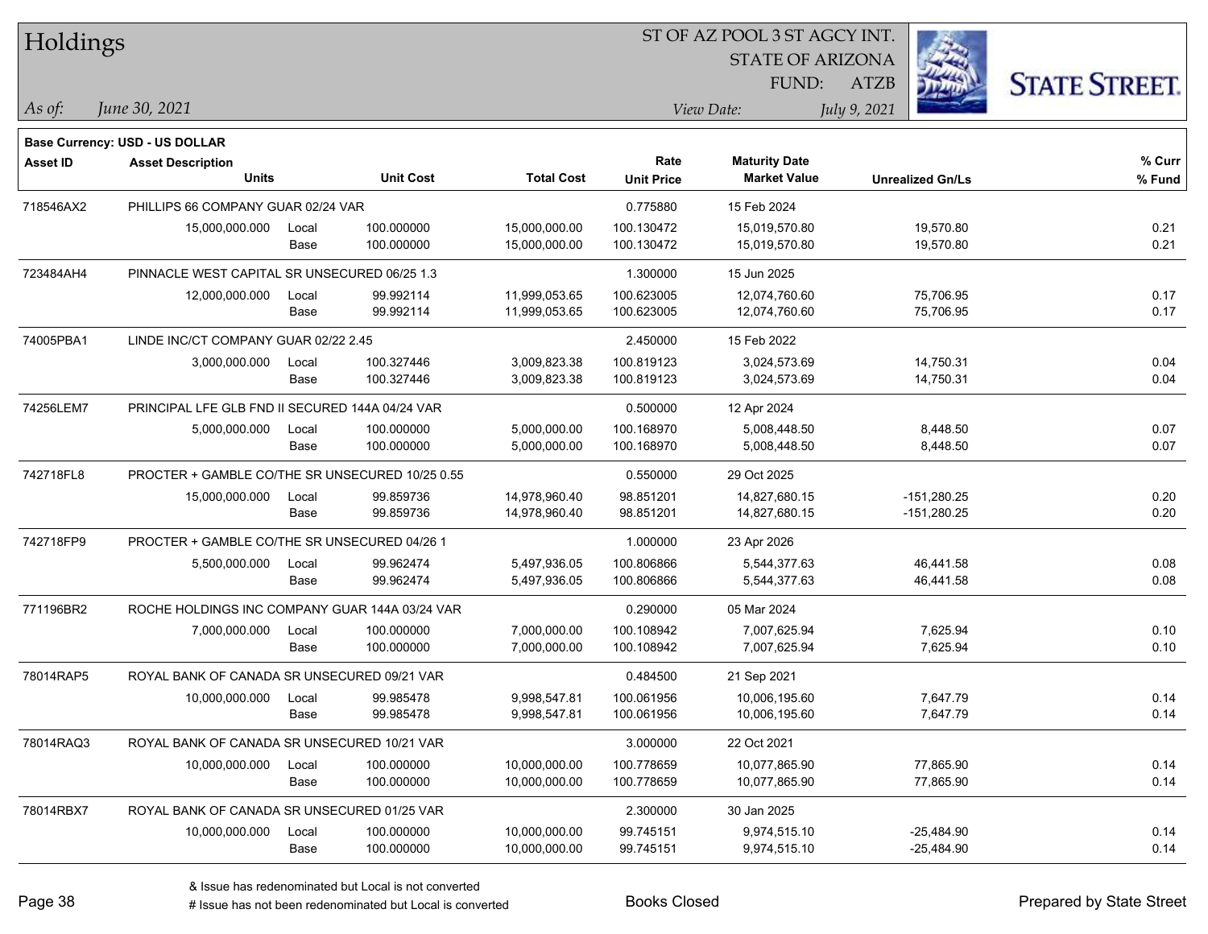# Holdings

ST OF AZ POOL 3 ST AGCY INT.
STATE OF ARIZONA
FUND: ATZB

*As of:* *June 30, 2021*
*View Date:* *July 9, 2021*

**Base Currency: USD - US DOLLAR**

| Asset ID | Asset Description / Units | | Unit Cost | Total Cost | Rate / Unit Price | Maturity Date / Market Value | Unrealized Gn/Ls | % Curr / % Fund |
|---|---|---|---|---|---|---|---|---|
| 718546AX2 | PHILLIPS 66 COMPANY GUAR 02/24 VAR | | | | 0.775880 | 15 Feb 2024 | | |
| | 15,000,000.000 | Local | 100.000000 | 15,000,000.00 | 100.130472 | 15,019,570.80 | 19,570.80 | 0.21 |
| | | Base | 100.000000 | 15,000,000.00 | 100.130472 | 15,019,570.80 | 19,570.80 | 0.21 |
| 723484AH4 | PINNACLE WEST CAPITAL SR UNSECURED 06/25 1.3 | | | | 1.300000 | 15 Jun 2025 | | |
| | 12,000,000.000 | Local | 99.992114 | 11,999,053.65 | 100.623005 | 12,074,760.60 | 75,706.95 | 0.17 |
| | | Base | 99.992114 | 11,999,053.65 | 100.623005 | 12,074,760.60 | 75,706.95 | 0.17 |
| 74005PBA1 | LINDE INC/CT COMPANY GUAR 02/22 2.45 | | | | 2.450000 | 15 Feb 2022 | | |
| | 3,000,000.000 | Local | 100.327446 | 3,009,823.38 | 100.819123 | 3,024,573.69 | 14,750.31 | 0.04 |
| | | Base | 100.327446 | 3,009,823.38 | 100.819123 | 3,024,573.69 | 14,750.31 | 0.04 |
| 74256LEM7 | PRINCIPAL LFE GLB FND II SECURED 144A 04/24 VAR | | | | 0.500000 | 12 Apr 2024 | | |
| | 5,000,000.000 | Local | 100.000000 | 5,000,000.00 | 100.168970 | 5,008,448.50 | 8,448.50 | 0.07 |
| | | Base | 100.000000 | 5,000,000.00 | 100.168970 | 5,008,448.50 | 8,448.50 | 0.07 |
| 742718FL8 | PROCTER + GAMBLE CO/THE SR UNSECURED 10/25 0.55 | | | | 0.550000 | 29 Oct 2025 | | |
| | 15,000,000.000 | Local | 99.859736 | 14,978,960.40 | 98.851201 | 14,827,680.15 | -151,280.25 | 0.20 |
| | | Base | 99.859736 | 14,978,960.40 | 98.851201 | 14,827,680.15 | -151,280.25 | 0.20 |
| 742718FP9 | PROCTER + GAMBLE CO/THE SR UNSECURED 04/26 1 | | | | 1.000000 | 23 Apr 2026 | | |
| | 5,500,000.000 | Local | 99.962474 | 5,497,936.05 | 100.806866 | 5,544,377.63 | 46,441.58 | 0.08 |
| | | Base | 99.962474 | 5,497,936.05 | 100.806866 | 5,544,377.63 | 46,441.58 | 0.08 |
| 771196BR2 | ROCHE HOLDINGS INC COMPANY GUAR 144A 03/24 VAR | | | | 0.290000 | 05 Mar 2024 | | |
| | 7,000,000.000 | Local | 100.000000 | 7,000,000.00 | 100.108942 | 7,007,625.94 | 7,625.94 | 0.10 |
| | | Base | 100.000000 | 7,000,000.00 | 100.108942 | 7,007,625.94 | 7,625.94 | 0.10 |
| 78014RAP5 | ROYAL BANK OF CANADA SR UNSECURED 09/21 VAR | | | | 0.484500 | 21 Sep 2021 | | |
| | 10,000,000.000 | Local | 99.985478 | 9,998,547.81 | 100.061956 | 10,006,195.60 | 7,647.79 | 0.14 |
| | | Base | 99.985478 | 9,998,547.81 | 100.061956 | 10,006,195.60 | 7,647.79 | 0.14 |
| 78014RAQ3 | ROYAL BANK OF CANADA SR UNSECURED 10/21 VAR | | | | 3.000000 | 22 Oct 2021 | | |
| | 10,000,000.000 | Local | 100.000000 | 10,000,000.00 | 100.778659 | 10,077,865.90 | 77,865.90 | 0.14 |
| | | Base | 100.000000 | 10,000,000.00 | 100.778659 | 10,077,865.90 | 77,865.90 | 0.14 |
| 78014RBX7 | ROYAL BANK OF CANADA SR UNSECURED 01/25 VAR | | | | 2.300000 | 30 Jan 2025 | | |
| | 10,000,000.000 | Local | 100.000000 | 10,000,000.00 | 99.745151 | 9,974,515.10 | -25,484.90 | 0.14 |
| | | Base | 100.000000 | 10,000,000.00 | 99.745151 | 9,974,515.10 | -25,484.90 | 0.14 |

& Issue has redenominated but Local is not converted
# Issue has not been redenominated but Local is converted

Books Closed

Prepared by State Street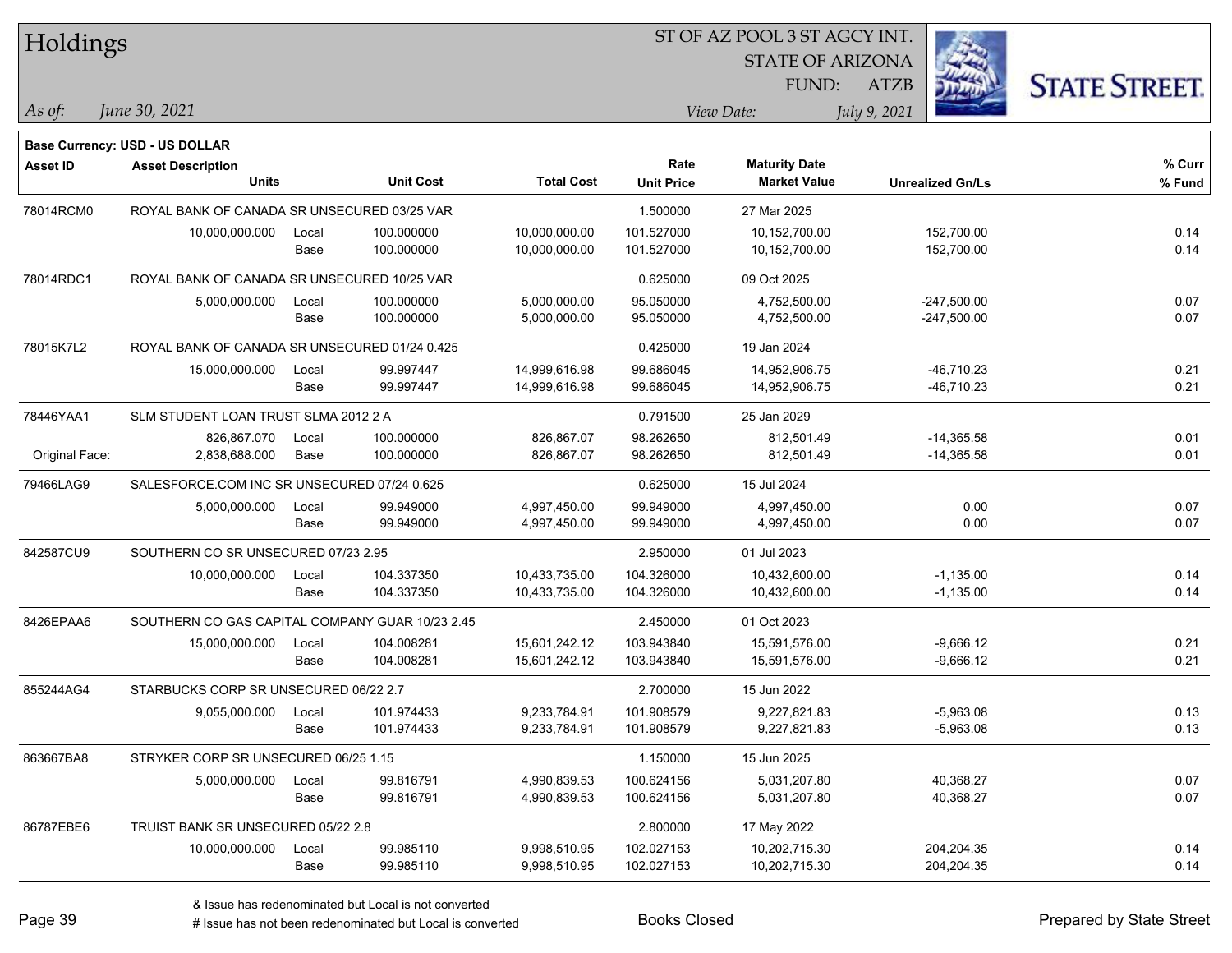# Holdings

ST OF AZ POOL 3 ST AGCY INT.
STATE OF ARIZONA
FUND: ATZB

*As of:* *June 30, 2021*

*View Date:* *July 9, 2021*

**Base Currency: USD - US DOLLAR**

| Asset ID | Asset Description / Units | | Unit Cost | Total Cost | Rate / Unit Price | Maturity Date / Market Value | Unrealized Gn/Ls | % Curr / % Fund |
|---|---|---|---|---|---|---|---|---|
| 78014RCM0 | ROYAL BANK OF CANADA SR UNSECURED 03/25 VAR | | | | 1.500000 | 27 Mar 2025 | | |
| | 10,000,000.000 | Local | 100.000000 | 10,000,000.00 | 101.527000 | 10,152,700.00 | 152,700.00 | 0.14 |
| | | Base | 100.000000 | 10,000,000.00 | 101.527000 | 10,152,700.00 | 152,700.00 | 0.14 |
| 78014RDC1 | ROYAL BANK OF CANADA SR UNSECURED 10/25 VAR | | | | 0.625000 | 09 Oct 2025 | | |
| | 5,000,000.000 | Local | 100.000000 | 5,000,000.00 | 95.050000 | 4,752,500.00 | -247,500.00 | 0.07 |
| | | Base | 100.000000 | 5,000,000.00 | 95.050000 | 4,752,500.00 | -247,500.00 | 0.07 |
| 78015K7L2 | ROYAL BANK OF CANADA SR UNSECURED 01/24 0.425 | | | | 0.425000 | 19 Jan 2024 | | |
| | 15,000,000.000 | Local | 99.997447 | 14,999,616.98 | 99.686045 | 14,952,906.75 | -46,710.23 | 0.21 |
| | | Base | 99.997447 | 14,999,616.98 | 99.686045 | 14,952,906.75 | -46,710.23 | 0.21 |
| 78446YAA1 | SLM STUDENT LOAN TRUST SLMA 2012 2 A | | | | 0.791500 | 25 Jan 2029 | | |
| | 826,867.070 | Local | 100.000000 | 826,867.07 | 98.262650 | 812,501.49 | -14,365.58 | 0.01 |
| Original Face: | 2,838,688.000 | Base | 100.000000 | 826,867.07 | 98.262650 | 812,501.49 | -14,365.58 | 0.01 |
| 79466LAG9 | SALESFORCE.COM INC SR UNSECURED 07/24 0.625 | | | | 0.625000 | 15 Jul 2024 | | |
| | 5,000,000.000 | Local | 99.949000 | 4,997,450.00 | 99.949000 | 4,997,450.00 | 0.00 | 0.07 |
| | | Base | 99.949000 | 4,997,450.00 | 99.949000 | 4,997,450.00 | 0.00 | 0.07 |
| 842587CU9 | SOUTHERN CO SR UNSECURED 07/23 2.95 | | | | 2.950000 | 01 Jul 2023 | | |
| | 10,000,000.000 | Local | 104.337350 | 10,433,735.00 | 104.326000 | 10,432,600.00 | -1,135.00 | 0.14 |
| | | Base | 104.337350 | 10,433,735.00 | 104.326000 | 10,432,600.00 | -1,135.00 | 0.14 |
| 8426EPAA6 | SOUTHERN CO GAS CAPITAL COMPANY GUAR 10/23 2.45 | | | | 2.450000 | 01 Oct 2023 | | |
| | 15,000,000.000 | Local | 104.008281 | 15,601,242.12 | 103.943840 | 15,591,576.00 | -9,666.12 | 0.21 |
| | | Base | 104.008281 | 15,601,242.12 | 103.943840 | 15,591,576.00 | -9,666.12 | 0.21 |
| 855244AG4 | STARBUCKS CORP SR UNSECURED 06/22 2.7 | | | | 2.700000 | 15 Jun 2022 | | |
| | 9,055,000.000 | Local | 101.974433 | 9,233,784.91 | 101.908579 | 9,227,821.83 | -5,963.08 | 0.13 |
| | | Base | 101.974433 | 9,233,784.91 | 101.908579 | 9,227,821.83 | -5,963.08 | 0.13 |
| 863667BA8 | STRYKER CORP SR UNSECURED 06/25 1.15 | | | | 1.150000 | 15 Jun 2025 | | |
| | 5,000,000.000 | Local | 99.816791 | 4,990,839.53 | 100.624156 | 5,031,207.80 | 40,368.27 | 0.07 |
| | | Base | 99.816791 | 4,990,839.53 | 100.624156 | 5,031,207.80 | 40,368.27 | 0.07 |
| 86787EBE6 | TRUIST BANK SR UNSECURED 05/22 2.8 | | | | 2.800000 | 17 May 2022 | | |
| | 10,000,000.000 | Local | 99.985110 | 9,998,510.95 | 102.027153 | 10,202,715.30 | 204,204.35 | 0.14 |
| | | Base | 99.985110 | 9,998,510.95 | 102.027153 | 10,202,715.30 | 204,204.35 | 0.14 |

& Issue has redenominated but Local is not converted
# Issue has not been redenominated but Local is converted

Books Closed

Prepared by State Street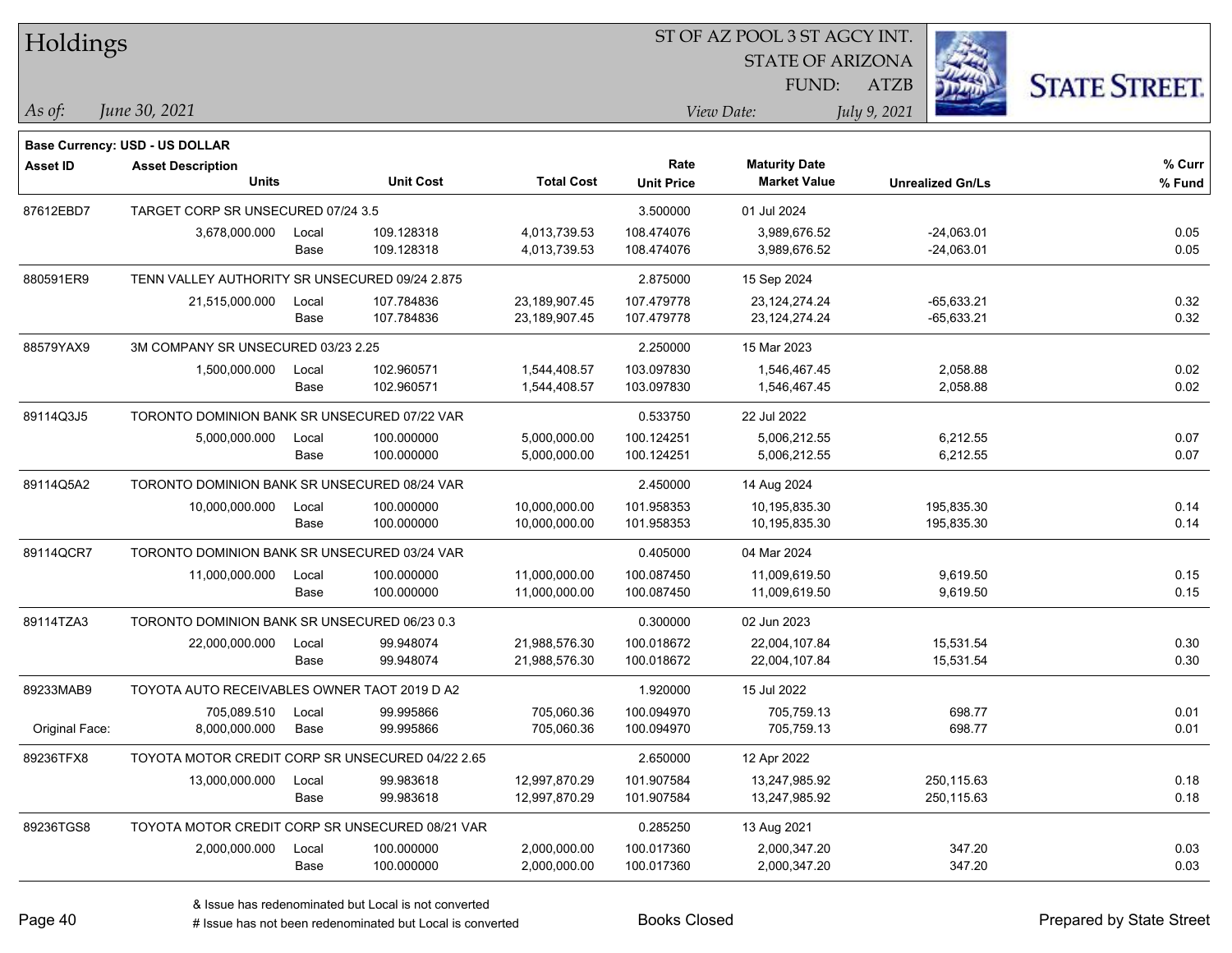# Holdings

ST OF AZ POOL 3 ST AGCY INT.
STATE OF ARIZONA
FUND: ATZB

*As of:* *June 30, 2021*

*View Date:* *July 9, 2021*

**Base Currency: USD - US DOLLAR**

| Asset ID | Asset Description / Units | | Unit Cost | Total Cost | Rate / Unit Price | Maturity Date / Market Value | Unrealized Gn/Ls | % Curr / % Fund |
|---|---|---|---|---|---|---|---|---|
| 87612EBD7 | TARGET CORP SR UNSECURED 07/24 3.5 | | | | 3.500000 | 01 Jul 2024 | | |
| | 3,678,000.000 | Local | 109.128318 | 4,013,739.53 | 108.474076 | 3,989,676.52 | -24,063.01 | 0.05 |
| | | Base | 109.128318 | 4,013,739.53 | 108.474076 | 3,989,676.52 | -24,063.01 | 0.05 |
| 880591ER9 | TENN VALLEY AUTHORITY SR UNSECURED 09/24 2.875 | | | | 2.875000 | 15 Sep 2024 | | |
| | 21,515,000.000 | Local | 107.784836 | 23,189,907.45 | 107.479778 | 23,124,274.24 | -65,633.21 | 0.32 |
| | | Base | 107.784836 | 23,189,907.45 | 107.479778 | 23,124,274.24 | -65,633.21 | 0.32 |
| 88579YAX9 | 3M COMPANY SR UNSECURED 03/23 2.25 | | | | 2.250000 | 15 Mar 2023 | | |
| | 1,500,000.000 | Local | 102.960571 | 1,544,408.57 | 103.097830 | 1,546,467.45 | 2,058.88 | 0.02 |
| | | Base | 102.960571 | 1,544,408.57 | 103.097830 | 1,546,467.45 | 2,058.88 | 0.02 |
| 89114Q3J5 | TORONTO DOMINION BANK SR UNSECURED 07/22 VAR | | | | 0.533750 | 22 Jul 2022 | | |
| | 5,000,000.000 | Local | 100.000000 | 5,000,000.00 | 100.124251 | 5,006,212.55 | 6,212.55 | 0.07 |
| | | Base | 100.000000 | 5,000,000.00 | 100.124251 | 5,006,212.55 | 6,212.55 | 0.07 |
| 89114Q5A2 | TORONTO DOMINION BANK SR UNSECURED 08/24 VAR | | | | 2.450000 | 14 Aug 2024 | | |
| | 10,000,000.000 | Local | 100.000000 | 10,000,000.00 | 101.958353 | 10,195,835.30 | 195,835.30 | 0.14 |
| | | Base | 100.000000 | 10,000,000.00 | 101.958353 | 10,195,835.30 | 195,835.30 | 0.14 |
| 89114QCR7 | TORONTO DOMINION BANK SR UNSECURED 03/24 VAR | | | | 0.405000 | 04 Mar 2024 | | |
| | 11,000,000.000 | Local | 100.000000 | 11,000,000.00 | 100.087450 | 11,009,619.50 | 9,619.50 | 0.15 |
| | | Base | 100.000000 | 11,000,000.00 | 100.087450 | 11,009,619.50 | 9,619.50 | 0.15 |
| 89114TZA3 | TORONTO DOMINION BANK SR UNSECURED 06/23 0.3 | | | | 0.300000 | 02 Jun 2023 | | |
| | 22,000,000.000 | Local | 99.948074 | 21,988,576.30 | 100.018672 | 22,004,107.84 | 15,531.54 | 0.30 |
| | | Base | 99.948074 | 21,988,576.30 | 100.018672 | 22,004,107.84 | 15,531.54 | 0.30 |
| 89233MAB9 | TOYOTA AUTO RECEIVABLES OWNER TAOT 2019 D A2 | | | | 1.920000 | 15 Jul 2022 | | |
| | 705,089.510 | Local | 99.995866 | 705,060.36 | 100.094970 | 705,759.13 | 698.77 | 0.01 |
| Original Face: | 8,000,000.000 | Base | 99.995866 | 705,060.36 | 100.094970 | 705,759.13 | 698.77 | 0.01 |
| 89236TFX8 | TOYOTA MOTOR CREDIT CORP SR UNSECURED 04/22 2.65 | | | | 2.650000 | 12 Apr 2022 | | |
| | 13,000,000.000 | Local | 99.983618 | 12,997,870.29 | 101.907584 | 13,247,985.92 | 250,115.63 | 0.18 |
| | | Base | 99.983618 | 12,997,870.29 | 101.907584 | 13,247,985.92 | 250,115.63 | 0.18 |
| 89236TGS8 | TOYOTA MOTOR CREDIT CORP SR UNSECURED 08/21 VAR | | | | 0.285250 | 13 Aug 2021 | | |
| | 2,000,000.000 | Local | 100.000000 | 2,000,000.00 | 100.017360 | 2,000,347.20 | 347.20 | 0.03 |
| | | Base | 100.000000 | 2,000,000.00 | 100.017360 | 2,000,347.20 | 347.20 | 0.03 |

& Issue has redenominated but Local is not converted
# Issue has not been redenominated but Local is converted

Books Closed

Prepared by State Street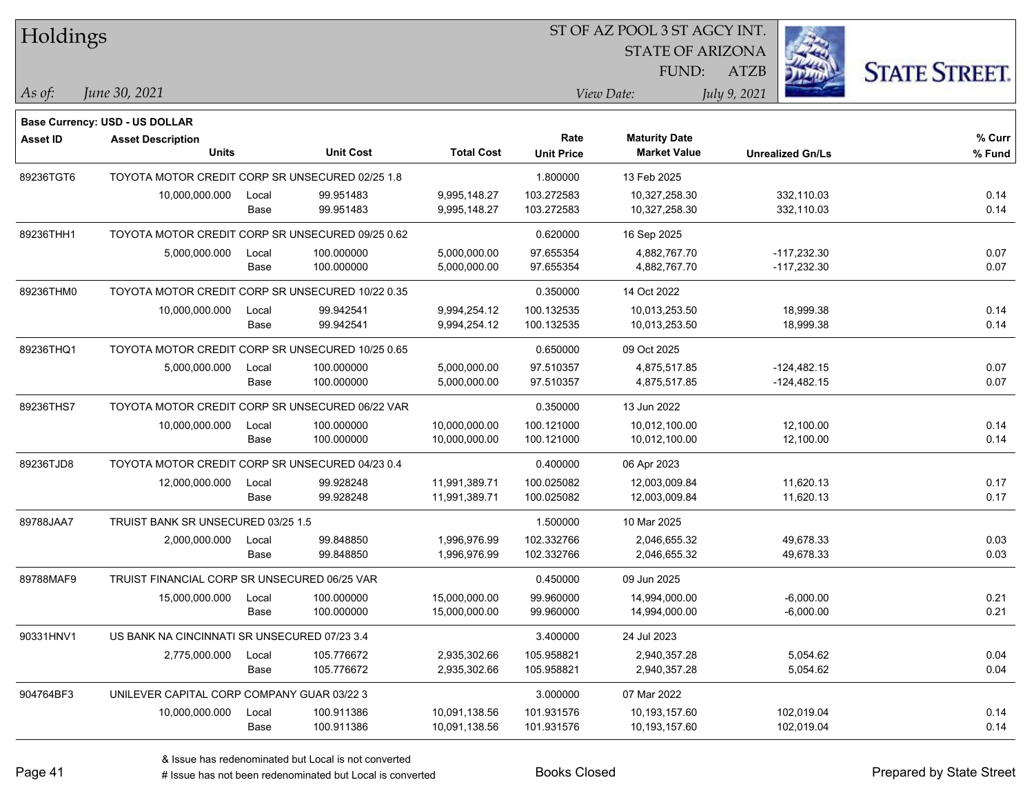# Holdings

ST OF AZ POOL 3 ST AGCY INT.
STATE OF ARIZONA
FUND: ATZB

*As of:* *June 30, 2021*

*View Date:* *July 9, 2021*

**Base Currency: USD - US DOLLAR**

| Asset ID | Asset Description / Units | | Unit Cost | Total Cost | Rate / Unit Price | Maturity Date / Market Value | Unrealized Gn/Ls | % Curr / % Fund |
|---|---|---|---|---|---|---|---|---|
| 89236TGT6 | TOYOTA MOTOR CREDIT CORP SR UNSECURED 02/25 1.8 | | | | 1.800000 | 13 Feb 2025 | | |
| | 10,000,000.000 | Local | 99.951483 | 9,995,148.27 | 103.272583 | 10,327,258.30 | 332,110.03 | 0.14 |
| | | Base | 99.951483 | 9,995,148.27 | 103.272583 | 10,327,258.30 | 332,110.03 | 0.14 |
| 89236THH1 | TOYOTA MOTOR CREDIT CORP SR UNSECURED 09/25 0.62 | | | | 0.620000 | 16 Sep 2025 | | |
| | 5,000,000.000 | Local | 100.000000 | 5,000,000.00 | 97.655354 | 4,882,767.70 | -117,232.30 | 0.07 |
| | | Base | 100.000000 | 5,000,000.00 | 97.655354 | 4,882,767.70 | -117,232.30 | 0.07 |
| 89236THM0 | TOYOTA MOTOR CREDIT CORP SR UNSECURED 10/22 0.35 | | | | 0.350000 | 14 Oct 2022 | | |
| | 10,000,000.000 | Local | 99.942541 | 9,994,254.12 | 100.132535 | 10,013,253.50 | 18,999.38 | 0.14 |
| | | Base | 99.942541 | 9,994,254.12 | 100.132535 | 10,013,253.50 | 18,999.38 | 0.14 |
| 89236THQ1 | TOYOTA MOTOR CREDIT CORP SR UNSECURED 10/25 0.65 | | | | 0.650000 | 09 Oct 2025 | | |
| | 5,000,000.000 | Local | 100.000000 | 5,000,000.00 | 97.510357 | 4,875,517.85 | -124,482.15 | 0.07 |
| | | Base | 100.000000 | 5,000,000.00 | 97.510357 | 4,875,517.85 | -124,482.15 | 0.07 |
| 89236THS7 | TOYOTA MOTOR CREDIT CORP SR UNSECURED 06/22 VAR | | | | 0.350000 | 13 Jun 2022 | | |
| | 10,000,000.000 | Local | 100.000000 | 10,000,000.00 | 100.121000 | 10,012,100.00 | 12,100.00 | 0.14 |
| | | Base | 100.000000 | 10,000,000.00 | 100.121000 | 10,012,100.00 | 12,100.00 | 0.14 |
| 89236TJD8 | TOYOTA MOTOR CREDIT CORP SR UNSECURED 04/23 0.4 | | | | 0.400000 | 06 Apr 2023 | | |
| | 12,000,000.000 | Local | 99.928248 | 11,991,389.71 | 100.025082 | 12,003,009.84 | 11,620.13 | 0.17 |
| | | Base | 99.928248 | 11,991,389.71 | 100.025082 | 12,003,009.84 | 11,620.13 | 0.17 |
| 89788JAA7 | TRUIST BANK SR UNSECURED 03/25 1.5 | | | | 1.500000 | 10 Mar 2025 | | |
| | 2,000,000.000 | Local | 99.848850 | 1,996,976.99 | 102.332766 | 2,046,655.32 | 49,678.33 | 0.03 |
| | | Base | 99.848850 | 1,996,976.99 | 102.332766 | 2,046,655.32 | 49,678.33 | 0.03 |
| 89788MAF9 | TRUIST FINANCIAL CORP SR UNSECURED 06/25 VAR | | | | 0.450000 | 09 Jun 2025 | | |
| | 15,000,000.000 | Local | 100.000000 | 15,000,000.00 | 99.960000 | 14,994,000.00 | -6,000.00 | 0.21 |
| | | Base | 100.000000 | 15,000,000.00 | 99.960000 | 14,994,000.00 | -6,000.00 | 0.21 |
| 90331HNV1 | US BANK NA CINCINNATI SR UNSECURED 07/23 3.4 | | | | 3.400000 | 24 Jul 2023 | | |
| | 2,775,000.000 | Local | 105.776672 | 2,935,302.66 | 105.958821 | 2,940,357.28 | 5,054.62 | 0.04 |
| | | Base | 105.776672 | 2,935,302.66 | 105.958821 | 2,940,357.28 | 5,054.62 | 0.04 |
| 904764BF3 | UNILEVER CAPITAL CORP COMPANY GUAR 03/22 3 | | | | 3.000000 | 07 Mar 2022 | | |
| | 10,000,000.000 | Local | 100.911386 | 10,091,138.56 | 101.931576 | 10,193,157.60 | 102,019.04 | 0.14 |
| | | Base | 100.911386 | 10,091,138.56 | 101.931576 | 10,193,157.60 | 102,019.04 | 0.14 |

& Issue has redenominated but Local is not converted
# Issue has not been redenominated but Local is converted

Books Closed

Prepared by State Street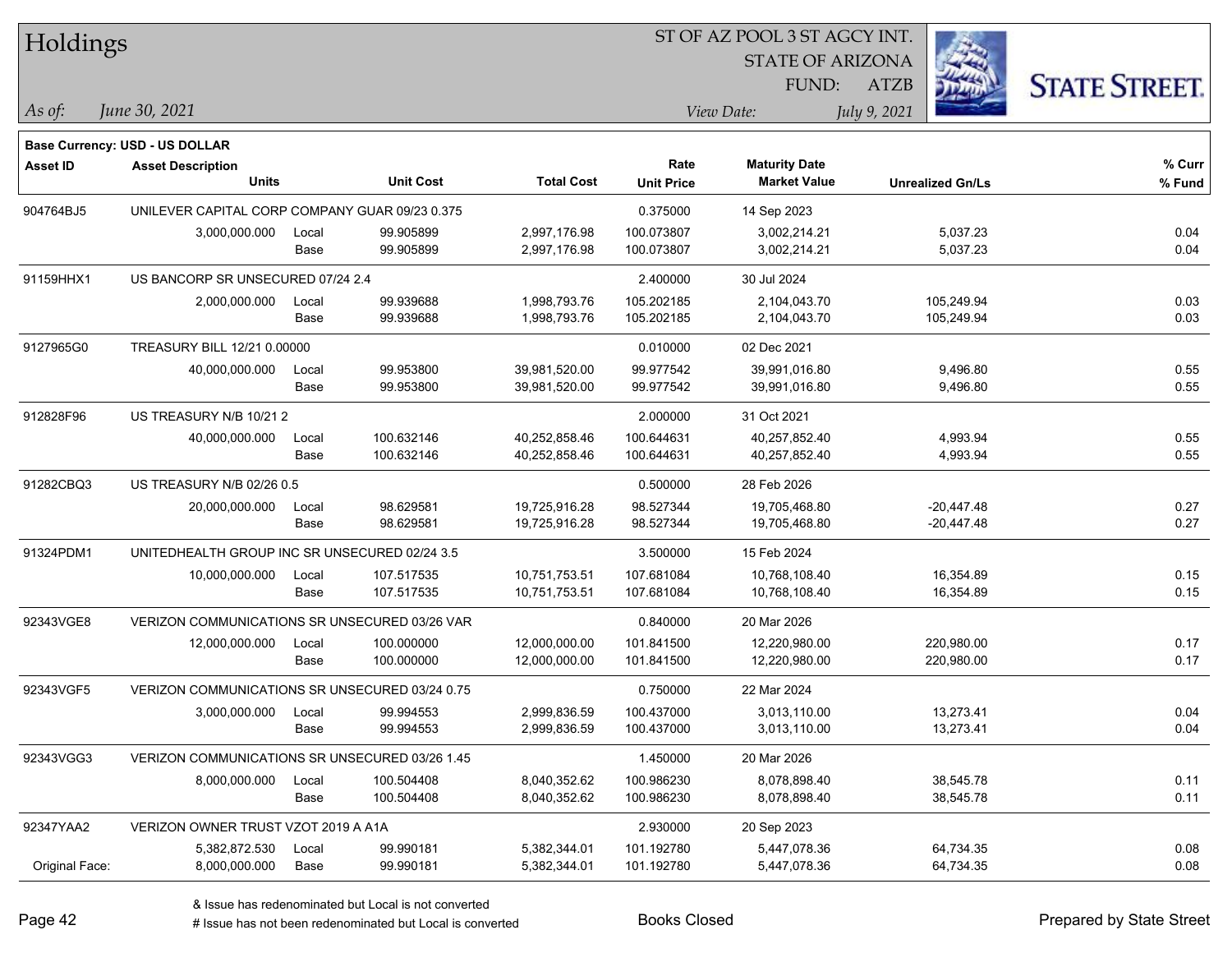# Holdings

ST OF AZ POOL 3 ST AGCY INT.
STATE OF ARIZONA
FUND: ATZB

*As of: June 30, 2021*

View Date: July 9, 2021

**Base Currency: USD - US DOLLAR**

| Asset ID | Asset Description / Units | | Unit Cost | Total Cost | Rate / Unit Price | Maturity Date / Market Value | Unrealized Gn/Ls | % Curr / % Fund |
|---|---|---|---|---|---|---|---|---|
| 904764BJ5 | UNILEVER CAPITAL CORP COMPANY GUAR 09/23 0.375 | | | | 0.375000 | 14 Sep 2023 | | |
| | 3,000,000.000 | Local | 99.905899 | 2,997,176.98 | 100.073807 | 3,002,214.21 | 5,037.23 | 0.04 |
| | | Base | 99.905899 | 2,997,176.98 | 100.073807 | 3,002,214.21 | 5,037.23 | 0.04 |
| 91159HHX1 | US BANCORP SR UNSECURED 07/24 2.4 | | | | 2.400000 | 30 Jul 2024 | | |
| | 2,000,000.000 | Local | 99.939688 | 1,998,793.76 | 105.202185 | 2,104,043.70 | 105,249.94 | 0.03 |
| | | Base | 99.939688 | 1,998,793.76 | 105.202185 | 2,104,043.70 | 105,249.94 | 0.03 |
| 9127965G0 | TREASURY BILL 12/21 0.00000 | | | | 0.010000 | 02 Dec 2021 | | |
| | 40,000,000.000 | Local | 99.953800 | 39,981,520.00 | 99.977542 | 39,991,016.80 | 9,496.80 | 0.55 |
| | | Base | 99.953800 | 39,981,520.00 | 99.977542 | 39,991,016.80 | 9,496.80 | 0.55 |
| 912828F96 | US TREASURY N/B 10/21 2 | | | | 2.000000 | 31 Oct 2021 | | |
| | 40,000,000.000 | Local | 100.632146 | 40,252,858.46 | 100.644631 | 40,257,852.40 | 4,993.94 | 0.55 |
| | | Base | 100.632146 | 40,252,858.46 | 100.644631 | 40,257,852.40 | 4,993.94 | 0.55 |
| 91282CBQ3 | US TREASURY N/B 02/26 0.5 | | | | 0.500000 | 28 Feb 2026 | | |
| | 20,000,000.000 | Local | 98.629581 | 19,725,916.28 | 98.527344 | 19,705,468.80 | -20,447.48 | 0.27 |
| | | Base | 98.629581 | 19,725,916.28 | 98.527344 | 19,705,468.80 | -20,447.48 | 0.27 |
| 91324PDM1 | UNITEDHEALTH GROUP INC SR UNSECURED 02/24 3.5 | | | | 3.500000 | 15 Feb 2024 | | |
| | 10,000,000.000 | Local | 107.517535 | 10,751,753.51 | 107.681084 | 10,768,108.40 | 16,354.89 | 0.15 |
| | | Base | 107.517535 | 10,751,753.51 | 107.681084 | 10,768,108.40 | 16,354.89 | 0.15 |
| 92343VGE8 | VERIZON COMMUNICATIONS SR UNSECURED 03/26 VAR | | | | 0.840000 | 20 Mar 2026 | | |
| | 12,000,000.000 | Local | 100.000000 | 12,000,000.00 | 101.841500 | 12,220,980.00 | 220,980.00 | 0.17 |
| | | Base | 100.000000 | 12,000,000.00 | 101.841500 | 12,220,980.00 | 220,980.00 | 0.17 |
| 92343VGF5 | VERIZON COMMUNICATIONS SR UNSECURED 03/24 0.75 | | | | 0.750000 | 22 Mar 2024 | | |
| | 3,000,000.000 | Local | 99.994553 | 2,999,836.59 | 100.437000 | 3,013,110.00 | 13,273.41 | 0.04 |
| | | Base | 99.994553 | 2,999,836.59 | 100.437000 | 3,013,110.00 | 13,273.41 | 0.04 |
| 92343VGG3 | VERIZON COMMUNICATIONS SR UNSECURED 03/26 1.45 | | | | 1.450000 | 20 Mar 2026 | | |
| | 8,000,000.000 | Local | 100.504408 | 8,040,352.62 | 100.986230 | 8,078,898.40 | 38,545.78 | 0.11 |
| | | Base | 100.504408 | 8,040,352.62 | 100.986230 | 8,078,898.40 | 38,545.78 | 0.11 |
| 92347YAA2 | VERIZON OWNER TRUST VZOT 2019 A A1A | | | | 2.930000 | 20 Sep 2023 | | |
| | 5,382,872.530 | Local | 99.990181 | 5,382,344.01 | 101.192780 | 5,447,078.36 | 64,734.35 | 0.08 |
| Original Face: | 8,000,000.000 | Base | 99.990181 | 5,382,344.01 | 101.192780 | 5,447,078.36 | 64,734.35 | 0.08 |

& Issue has redenominated but Local is not converted
# Issue has not been redenominated but Local is converted

Books Closed

Prepared by State Street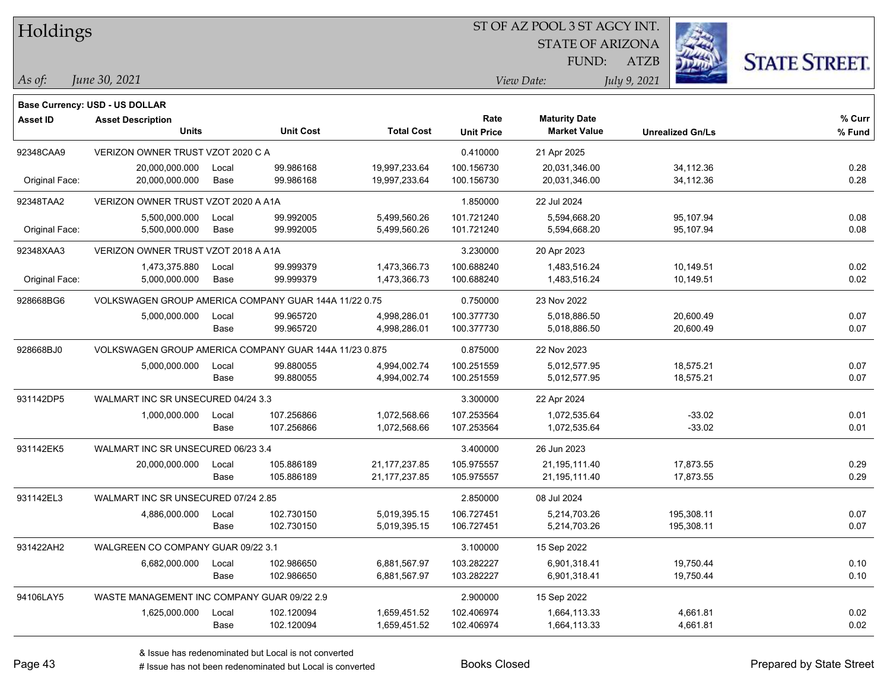**Base Currency: USD - US DOLLAR**

| Asset ID | Asset Description / Units | | Unit Cost | Total Cost | Rate / Unit Price | Maturity Date / Market Value | Unrealized Gn/Ls | % Curr / % Fund |
|---|---|---|---|---|---|---|---|---|
| 92348CAA9 | VERIZON OWNER TRUST VZOT 2020 C A | | | | 0.410000 | 21 Apr 2025 | | |
| | 20,000,000.000 | Local | 99.986168 | 19,997,233.64 | 100.156730 | 20,031,346.00 | 34,112.36 | 0.28 |
| Original Face: | 20,000,000.000 | Base | 99.986168 | 19,997,233.64 | 100.156730 | 20,031,346.00 | 34,112.36 | 0.28 |
| 92348TAA2 | VERIZON OWNER TRUST VZOT 2020 A A1A | | | | 1.850000 | 22 Jul 2024 | | |
| | 5,500,000.000 | Local | 99.992005 | 5,499,560.26 | 101.721240 | 5,594,668.20 | 95,107.94 | 0.08 |
| Original Face: | 5,500,000.000 | Base | 99.992005 | 5,499,560.26 | 101.721240 | 5,594,668.20 | 95,107.94 | 0.08 |
| 92348XAA3 | VERIZON OWNER TRUST VZOT 2018 A A1A | | | | 3.230000 | 20 Apr 2023 | | |
| | 1,473,375.880 | Local | 99.999379 | 1,473,366.73 | 100.688240 | 1,483,516.24 | 10,149.51 | 0.02 |
| Original Face: | 5,000,000.000 | Base | 99.999379 | 1,473,366.73 | 100.688240 | 1,483,516.24 | 10,149.51 | 0.02 |
| 928668BG6 | VOLKSWAGEN GROUP AMERICA COMPANY GUAR 144A 11/22 0.75 | | | | 0.750000 | 23 Nov 2022 | | |
| | 5,000,000.000 | Local | 99.965720 | 4,998,286.01 | 100.377730 | 5,018,886.50 | 20,600.49 | 0.07 |
| | | Base | 99.965720 | 4,998,286.01 | 100.377730 | 5,018,886.50 | 20,600.49 | 0.07 |
| 928668BJ0 | VOLKSWAGEN GROUP AMERICA COMPANY GUAR 144A 11/23 0.875 | | | | 0.875000 | 22 Nov 2023 | | |
| | 5,000,000.000 | Local | 99.880055 | 4,994,002.74 | 100.251559 | 5,012,577.95 | 18,575.21 | 0.07 |
| | | Base | 99.880055 | 4,994,002.74 | 100.251559 | 5,012,577.95 | 18,575.21 | 0.07 |
| 931142DP5 | WALMART INC SR UNSECURED 04/24 3.3 | | | | 3.300000 | 22 Apr 2024 | | |
| | 1,000,000.000 | Local | 107.256866 | 1,072,568.66 | 107.253564 | 1,072,535.64 | -33.02 | 0.01 |
| | | Base | 107.256866 | 1,072,568.66 | 107.253564 | 1,072,535.64 | -33.02 | 0.01 |
| 931142EK5 | WALMART INC SR UNSECURED 06/23 3.4 | | | | 3.400000 | 26 Jun 2023 | | |
| | 20,000,000.000 | Local | 105.886189 | 21,177,237.85 | 105.975557 | 21,195,111.40 | 17,873.55 | 0.29 |
| | | Base | 105.886189 | 21,177,237.85 | 105.975557 | 21,195,111.40 | 17,873.55 | 0.29 |
| 931142EL3 | WALMART INC SR UNSECURED 07/24 2.85 | | | | 2.850000 | 08 Jul 2024 | | |
| | 4,886,000.000 | Local | 102.730150 | 5,019,395.15 | 106.727451 | 5,214,703.26 | 195,308.11 | 0.07 |
| | | Base | 102.730150 | 5,019,395.15 | 106.727451 | 5,214,703.26 | 195,308.11 | 0.07 |
| 931422AH2 | WALGREEN CO COMPANY GUAR 09/22 3.1 | | | | 3.100000 | 15 Sep 2022 | | |
| | 6,682,000.000 | Local | 102.986650 | 6,881,567.97 | 103.282227 | 6,901,318.41 | 19,750.44 | 0.10 |
| | | Base | 102.986650 | 6,881,567.97 | 103.282227 | 6,901,318.41 | 19,750.44 | 0.10 |
| 94106LAY5 | WASTE MANAGEMENT INC COMPANY GUAR 09/22 2.9 | | | | 2.900000 | 15 Sep 2022 | | |
| | 1,625,000.000 | Local | 102.120094 | 1,659,451.52 | 102.406974 | 1,664,113.33 | 4,661.81 | 0.02 |
| | | Base | 102.120094 | 1,659,451.52 | 102.406974 | 1,664,113.33 | 4,661.81 | 0.02 |

& Issue has redenominated but Local is not converted

# Issue has not been redenominated but Local is converted

Books Closed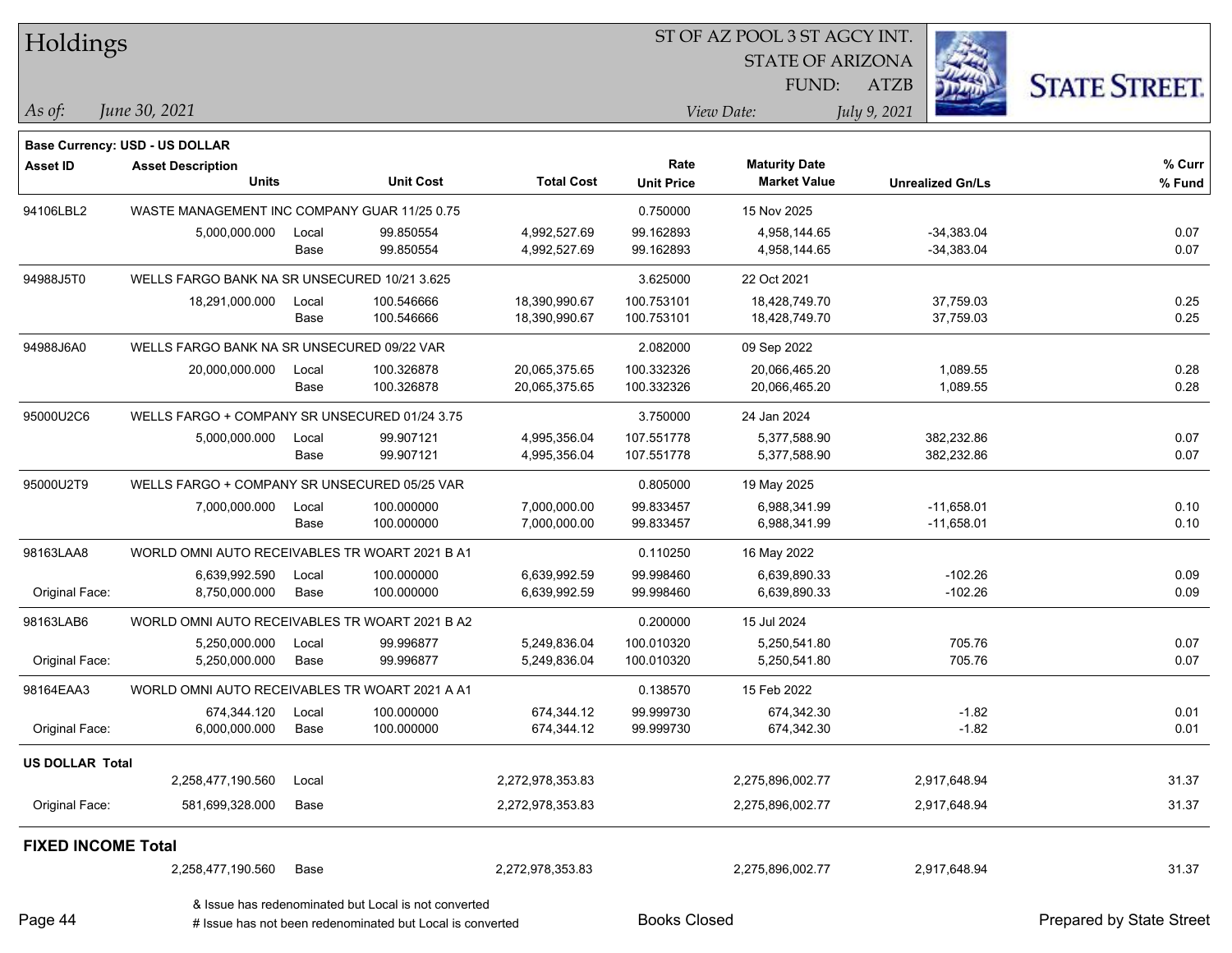**Base Currency: USD - US DOLLAR**

| Asset ID | Asset Description / Units | | Unit Cost | Total Cost | Rate / Unit Price | Maturity Date / Market Value | Unrealized Gn/Ls | % Curr / % Fund |
|---|---|---|---|---|---|---|---|---|
| 94106LBL2 | WASTE MANAGEMENT INC COMPANY GUAR 11/25 0.75 | | | | 0.750000 | 15 Nov 2025 | | |
| | 5,000,000.000 | Local | 99.850554 | 4,992,527.69 | 99.162893 | 4,958,144.65 | -34,383.04 | 0.07 |
| | | Base | 99.850554 | 4,992,527.69 | 99.162893 | 4,958,144.65 | -34,383.04 | 0.07 |
| 94988J5T0 | WELLS FARGO BANK NA SR UNSECURED 10/21 3.625 | | | | 3.625000 | 22 Oct 2021 | | |
| | 18,291,000.000 | Local | 100.546666 | 18,390,990.67 | 100.753101 | 18,428,749.70 | 37,759.03 | 0.25 |
| | | Base | 100.546666 | 18,390,990.67 | 100.753101 | 18,428,749.70 | 37,759.03 | 0.25 |
| 94988J6A0 | WELLS FARGO BANK NA SR UNSECURED 09/22 VAR | | | | 2.082000 | 09 Sep 2022 | | |
| | 20,000,000.000 | Local | 100.326878 | 20,065,375.65 | 100.332326 | 20,066,465.20 | 1,089.55 | 0.28 |
| | | Base | 100.326878 | 20,065,375.65 | 100.332326 | 20,066,465.20 | 1,089.55 | 0.28 |
| 95000U2C6 | WELLS FARGO + COMPANY SR UNSECURED 01/24 3.75 | | | | 3.750000 | 24 Jan 2024 | | |
| | 5,000,000.000 | Local | 99.907121 | 4,995,356.04 | 107.551778 | 5,377,588.90 | 382,232.86 | 0.07 |
| | | Base | 99.907121 | 4,995,356.04 | 107.551778 | 5,377,588.90 | 382,232.86 | 0.07 |
| 95000U2T9 | WELLS FARGO + COMPANY SR UNSECURED 05/25 VAR | | | | 0.805000 | 19 May 2025 | | |
| | 7,000,000.000 | Local | 100.000000 | 7,000,000.00 | 99.833457 | 6,988,341.99 | -11,658.01 | 0.10 |
| | | Base | 100.000000 | 7,000,000.00 | 99.833457 | 6,988,341.99 | -11,658.01 | 0.10 |
| 98163LAA8 | WORLD OMNI AUTO RECEIVABLES TR WOART 2021 B A1 | | | | 0.110250 | 16 May 2022 | | |
| | 6,639,992.590 | Local | 100.000000 | 6,639,992.59 | 99.998460 | 6,639,890.33 | -102.26 | 0.09 |
| Original Face: | 8,750,000.000 | Base | 100.000000 | 6,639,992.59 | 99.998460 | 6,639,890.33 | -102.26 | 0.09 |
| 98163LAB6 | WORLD OMNI AUTO RECEIVABLES TR WOART 2021 B A2 | | | | 0.200000 | 15 Jul 2024 | | |
| | 5,250,000.000 | Local | 99.996877 | 5,249,836.04 | 100.010320 | 5,250,541.80 | 705.76 | 0.07 |
| Original Face: | 5,250,000.000 | Base | 99.996877 | 5,249,836.04 | 100.010320 | 5,250,541.80 | 705.76 | 0.07 |
| 98164EAA3 | WORLD OMNI AUTO RECEIVABLES TR WOART 2021 A A1 | | | | 0.138570 | 15 Feb 2022 | | |
| | 674,344.120 | Local | 100.000000 | 674,344.12 | 99.999730 | 674,342.30 | -1.82 | 0.01 |
| Original Face: | 6,000,000.000 | Base | 100.000000 | 674,344.12 | 99.999730 | 674,342.30 | -1.82 | 0.01 |
| **US DOLLAR Total** | | | | | | | | |
| | 2,258,477,190.560 | Local | | 2,272,978,353.83 | | 2,275,896,002.77 | 2,917,648.94 | 31.37 |
| Original Face: | 581,699,328.000 | Base | | 2,272,978,353.83 | | 2,275,896,002.77 | 2,917,648.94 | 31.37 |
| **FIXED INCOME Total** | | | | | | | | |
| | 2,258,477,190.560 | Base | | 2,272,978,353.83 | | 2,275,896,002.77 | 2,917,648.94 | 31.37 |

& Issue has redenominated but Local is not converted

# Issue has not been redenominated but Local is converted

Books Closed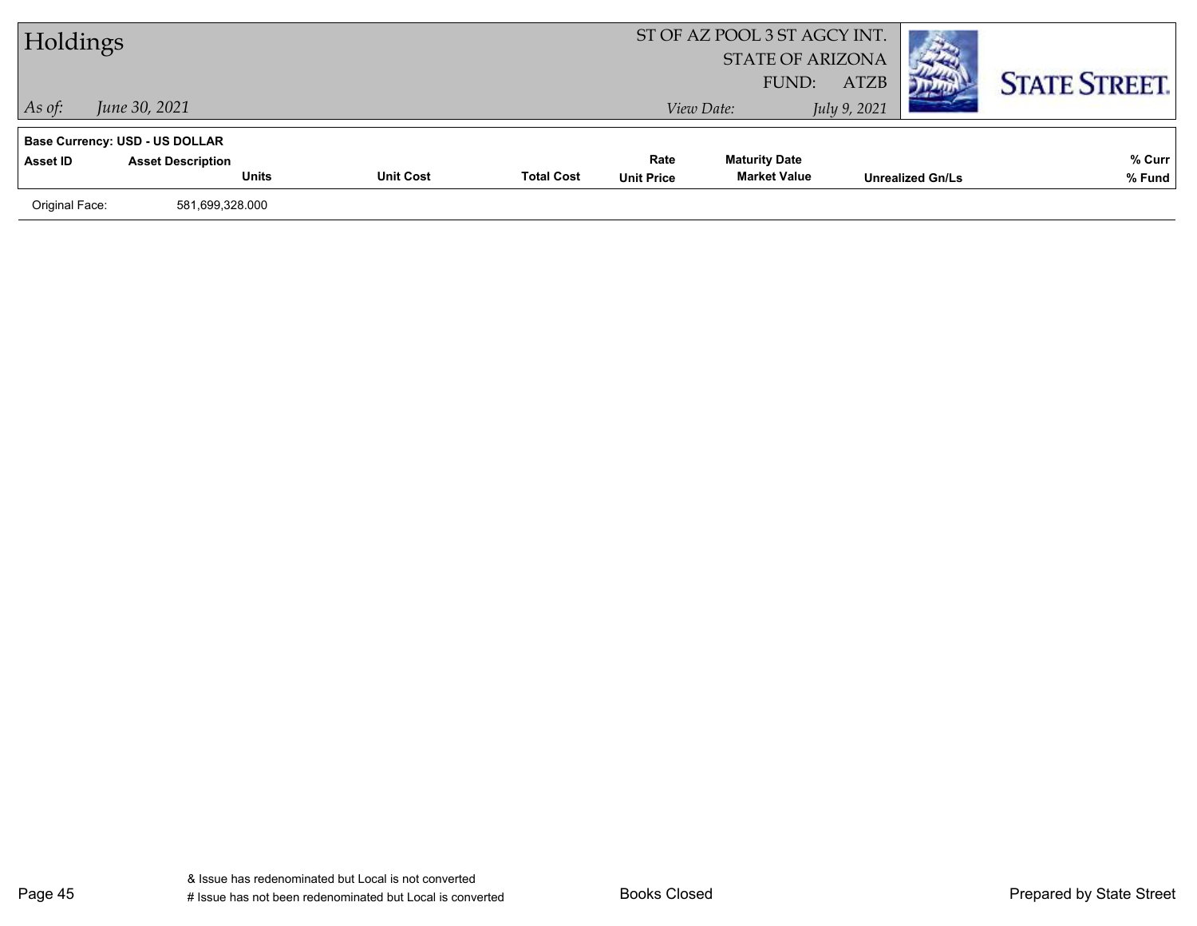# Holdings

ST OF AZ POOL 3 ST AGCY INT.
STATE OF ARIZONA
FUND: ATZB

*As of:* *June 30, 2021*
*View Date:* *July 9, 2021*

**Base Currency: USD - US DOLLAR**

| Asset ID | Asset Description / Units | Unit Cost | Total Cost | Rate / Unit Price | Maturity Date / Market Value | Unrealized Gn/Ls | % Curr / % Fund |
|---|---|---|---|---|---|---|---|
| Original Face: | 581,699,328.000 | | | | | | |

& Issue has redenominated but Local is not converted
# Issue has not been redenominated but Local is converted

Books Closed

Prepared by State Street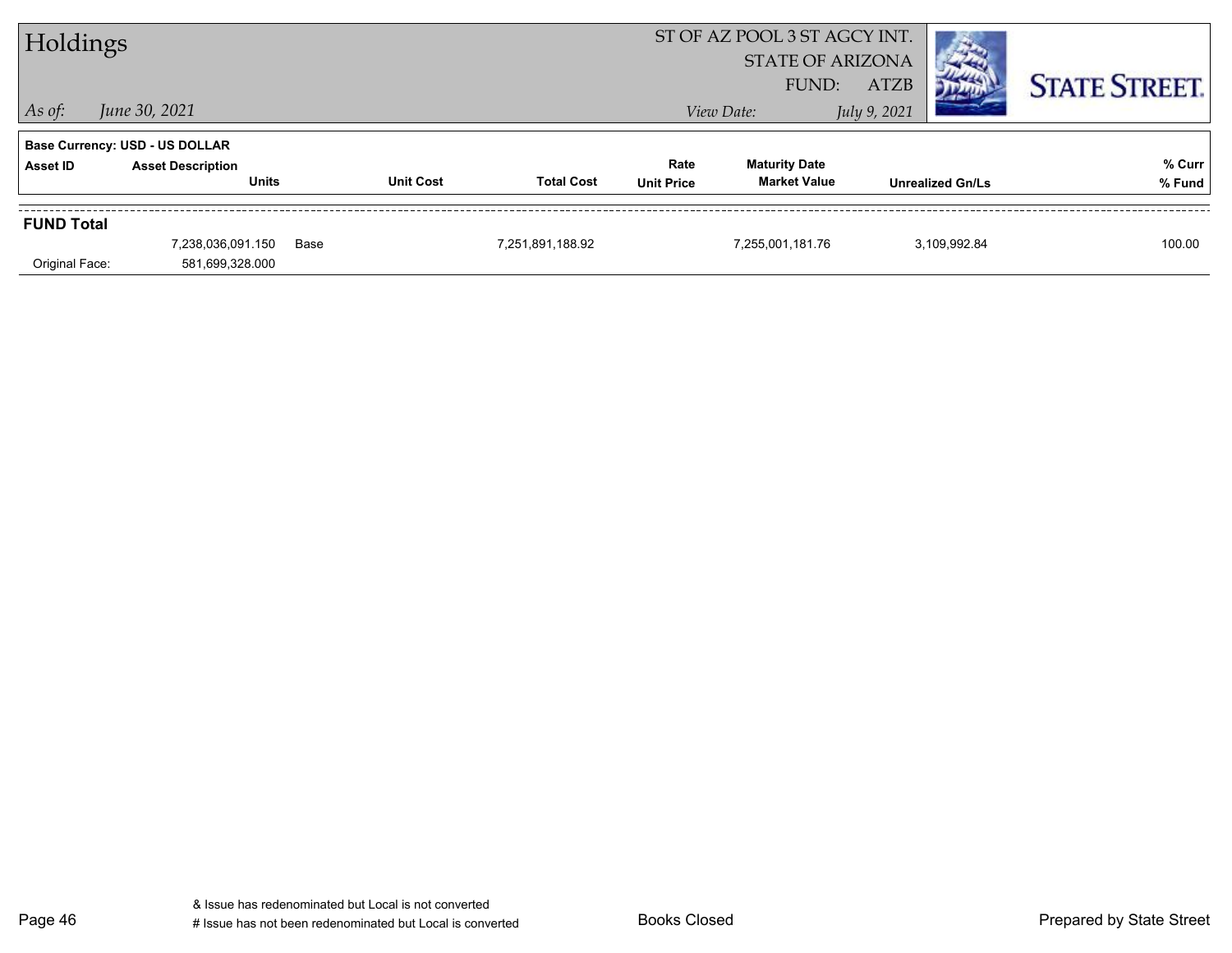# Holdings

*As of:* *June 30, 2021*

ST OF AZ POOL 3 ST AGCY INT.
STATE OF ARIZONA
FUND: ATZB

*View Date:* *July 9, 2021*

**Base Currency: USD - US DOLLAR**

| Asset ID | Asset Description / Units | Unit Cost | Total Cost | Rate / Unit Price | Maturity Date / Market Value | Unrealized Gn/Ls | % Curr / % Fund |
|---|---|---|---|---|---|---|---|
| **FUND Total** | | | | | | | |
| | 7,238,036,091.150 | Base | 7,251,891,188.92 | | 7,255,001,181.76 | 3,109,992.84 | 100.00 |
| Original Face: | 581,699,328.000 | | | | | | |

& Issue has redenominated but Local is not converted
# Issue has not been redenominated but Local is converted

Books Closed

Prepared by State Street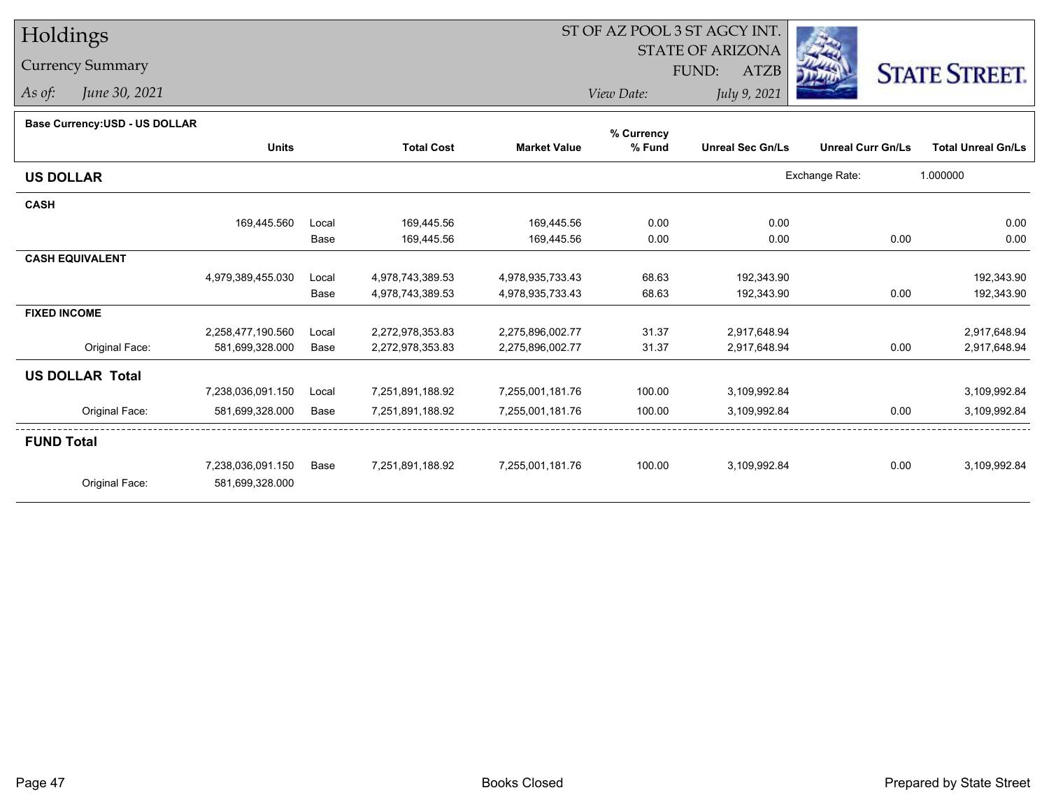# Holdings

## Currency Summary

*As of:* *June 30, 2021*

ST OF AZ POOL 3 ST AGCY INT.
STATE OF ARIZONA
FUND: ATZB
*View Date:* *July 9, 2021*

**Base Currency:USD - US DOLLAR**

| | Units | | Total Cost | Market Value | % Currency % Fund | Unreal Sec Gn/Ls | Unreal Curr Gn/Ls | Total Unreal Gn/Ls |
|---|---|---|---|---|---|---|---|---|
| **US DOLLAR** | | | | | | | Exchange Rate: | 1.000000 |
| **CASH** | | | | | | | | |
| | 169,445.560 | Local | 169,445.56 | 169,445.56 | 0.00 | 0.00 | | 0.00 |
| | | Base | 169,445.56 | 169,445.56 | 0.00 | 0.00 | 0.00 | 0.00 |
| **CASH EQUIVALENT** | | | | | | | | |
| | 4,979,389,455.030 | Local | 4,978,743,389.53 | 4,978,935,733.43 | 68.63 | 192,343.90 | | 192,343.90 |
| | | Base | 4,978,743,389.53 | 4,978,935,733.43 | 68.63 | 192,343.90 | 0.00 | 192,343.90 |
| **FIXED INCOME** | | | | | | | | |
| | 2,258,477,190.560 | Local | 2,272,978,353.83 | 2,275,896,002.77 | 31.37 | 2,917,648.94 | | 2,917,648.94 |
| Original Face: | 581,699,328.000 | Base | 2,272,978,353.83 | 2,275,896,002.77 | 31.37 | 2,917,648.94 | 0.00 | 2,917,648.94 |
| **US DOLLAR Total** | | | | | | | | |
| | 7,238,036,091.150 | Local | 7,251,891,188.92 | 7,255,001,181.76 | 100.00 | 3,109,992.84 | | 3,109,992.84 |
| Original Face: | 581,699,328.000 | Base | 7,251,891,188.92 | 7,255,001,181.76 | 100.00 | 3,109,992.84 | 0.00 | 3,109,992.84 |
| **FUND Total** | | | | | | | | |
| | 7,238,036,091.150 | Base | 7,251,891,188.92 | 7,255,001,181.76 | 100.00 | 3,109,992.84 | 0.00 | 3,109,992.84 |
| Original Face: | 581,699,328.000 | | | | | | | |

Books Closed

Prepared by State Street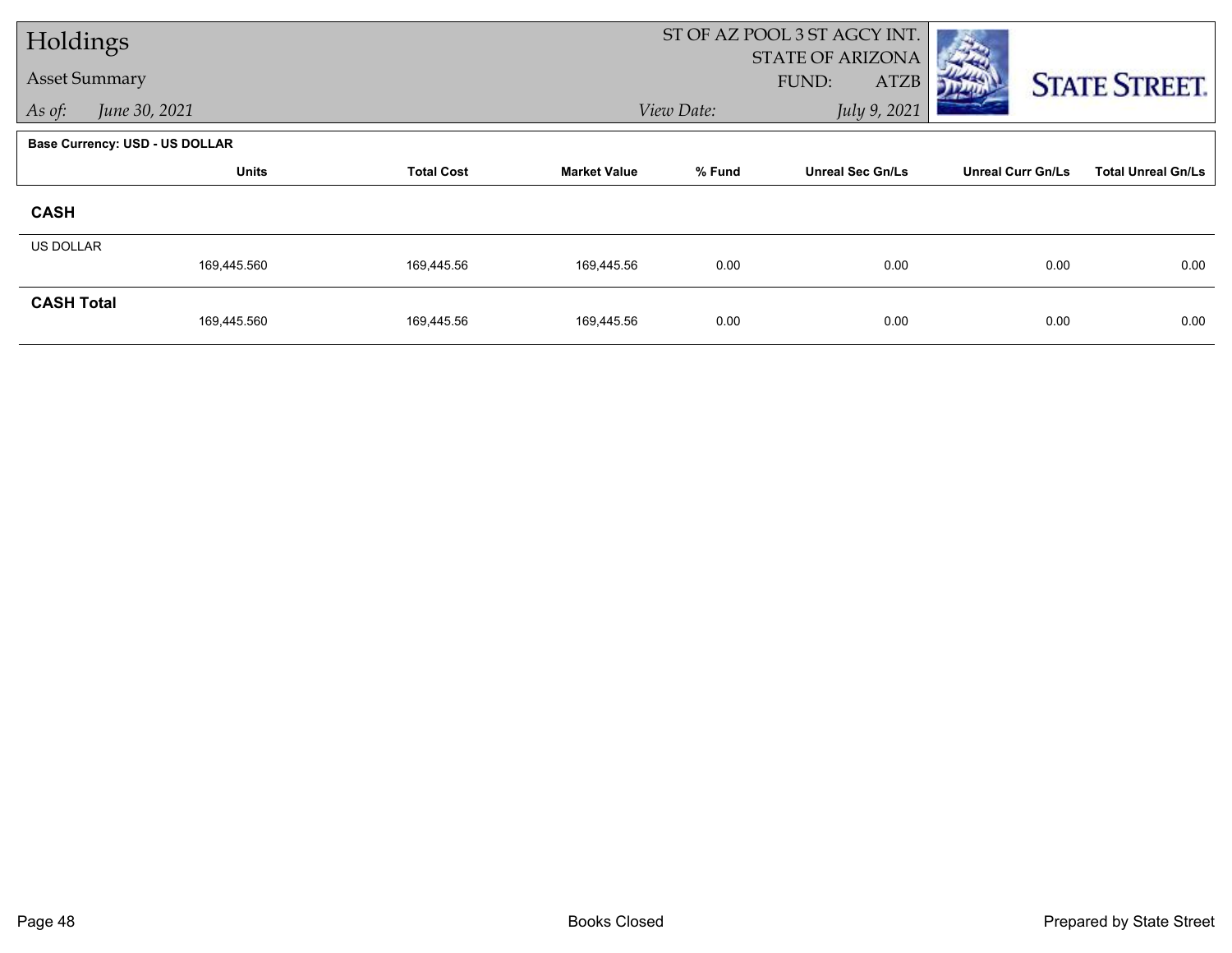# Holdings

## Asset Summary

*As of:* *June 30, 2021*

ST OF AZ POOL 3 ST AGCY INT.
STATE OF ARIZONA
FUND: ATZB

*View Date:* *July 9, 2021*

**Base Currency: USD - US DOLLAR**

| | Units | Total Cost | Market Value | % Fund | Unreal Sec Gn/Ls | Unreal Curr Gn/Ls | Total Unreal Gn/Ls |
|---|---|---|---|---|---|---|---|
| **CASH** | | | | | | | |
| US DOLLAR | 169,445.560 | 169,445.56 | 169,445.56 | 0.00 | 0.00 | 0.00 | 0.00 |
| **CASH Total** | 169,445.560 | 169,445.56 | 169,445.56 | 0.00 | 0.00 | 0.00 | 0.00 |

Books Closed

Prepared by State Street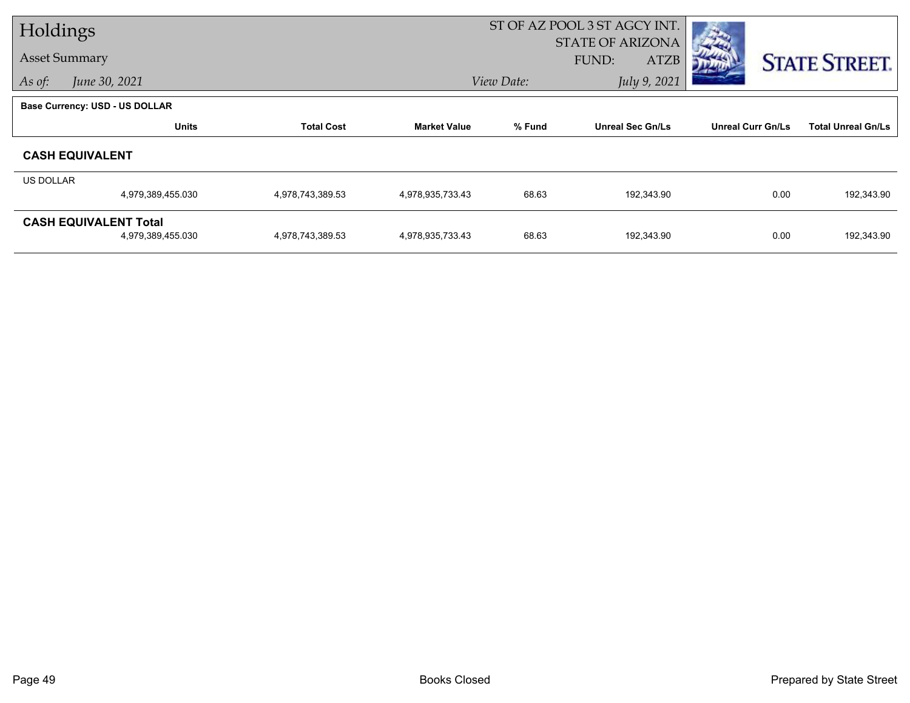# Holdings

Asset Summary

*As of:* *June 30, 2021*

ST OF AZ POOL 3 ST AGCY INT.
STATE OF ARIZONA
FUND: ATZB

*View Date:* *July 9, 2021*

STATE STREET.

**Base Currency: USD - US DOLLAR**

| | Units | Total Cost | Market Value | % Fund | Unreal Sec Gn/Ls | Unreal Curr Gn/Ls | Total Unreal Gn/Ls |
|---|---|---|---|---|---|---|---|
| **CASH EQUIVALENT** | | | | | | | |
| US DOLLAR | 4,979,389,455.030 | 4,978,743,389.53 | 4,978,935,733.43 | 68.63 | 192,343.90 | 0.00 | 192,343.90 |
| **CASH EQUIVALENT Total** | 4,979,389,455.030 | 4,978,743,389.53 | 4,978,935,733.43 | 68.63 | 192,343.90 | 0.00 | 192,343.90 |

Books Closed

Prepared by State Street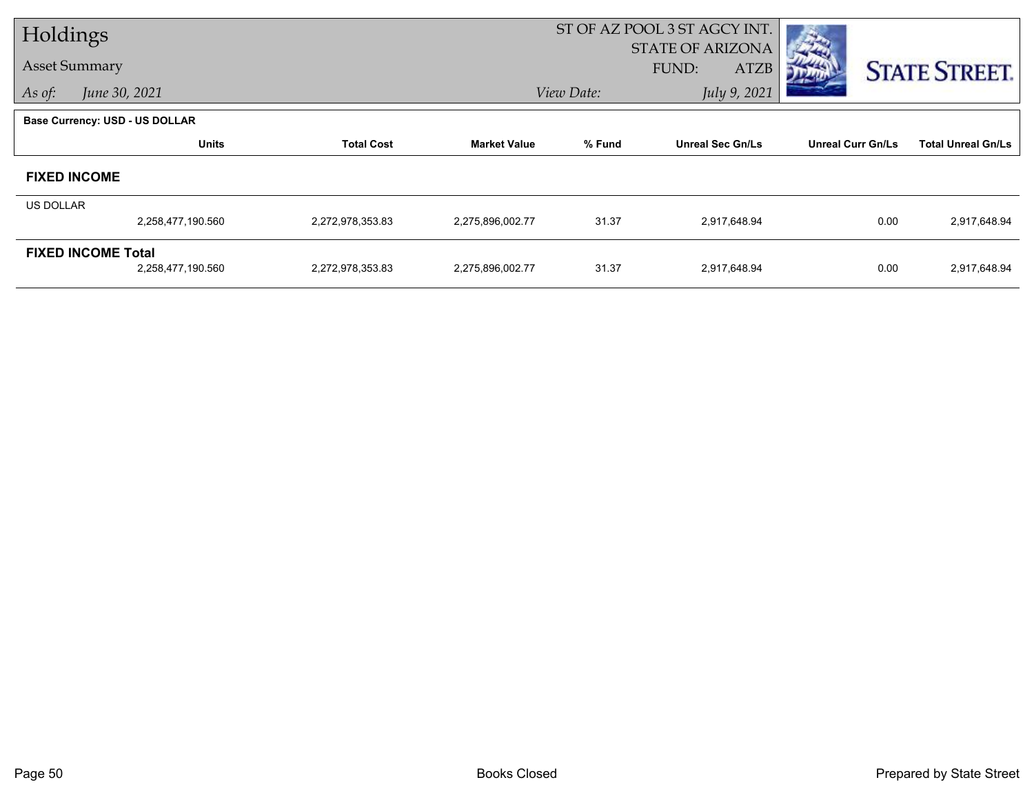# Holdings

**Asset Summary**

*As of:* *June 30, 2021*

ST OF AZ POOL 3 ST AGCY INT.
STATE OF ARIZONA
FUND: ATZB

*View Date:* *July 9, 2021*

STATE STREET.

**Base Currency: USD - US DOLLAR**

| | Units | Total Cost | Market Value | % Fund | Unreal Sec Gn/Ls | Unreal Curr Gn/Ls | Total Unreal Gn/Ls |
|---|---|---|---|---|---|---|---|
| **FIXED INCOME** | | | | | | | |
| US DOLLAR | 2,258,477,190.560 | 2,272,978,353.83 | 2,275,896,002.77 | 31.37 | 2,917,648.94 | 0.00 | 2,917,648.94 |
| **FIXED INCOME Total** | 2,258,477,190.560 | 2,272,978,353.83 | 2,275,896,002.77 | 31.37 | 2,917,648.94 | 0.00 | 2,917,648.94 |

Books Closed

Prepared by State Street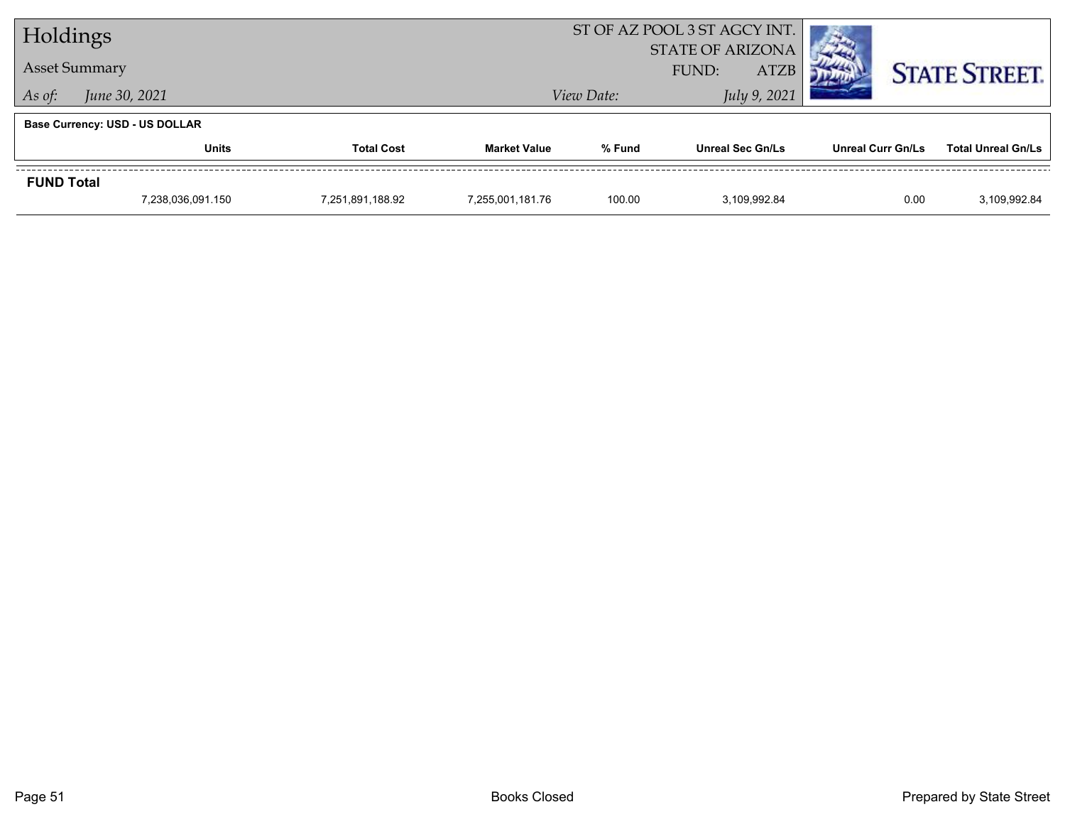# Holdings

## Asset Summary

*As of:* *June 30, 2021*

ST OF AZ POOL 3 ST AGCY INT.
STATE OF ARIZONA
FUND: ATZB
*View Date:* *July 9, 2021*

**Base Currency: USD - US DOLLAR**

| | Units | Total Cost | Market Value | % Fund | Unreal Sec Gn/Ls | Unreal Curr Gn/Ls | Total Unreal Gn/Ls |
|---|---|---|---|---|---|---|---|
| **FUND Total** | | | | | | | |
| | 7,238,036,091.150 | 7,251,891,188.92 | 7,255,001,181.76 | 100.00 | 3,109,992.84 | 0.00 | 3,109,992.84 |

Books Closed

Prepared by State Street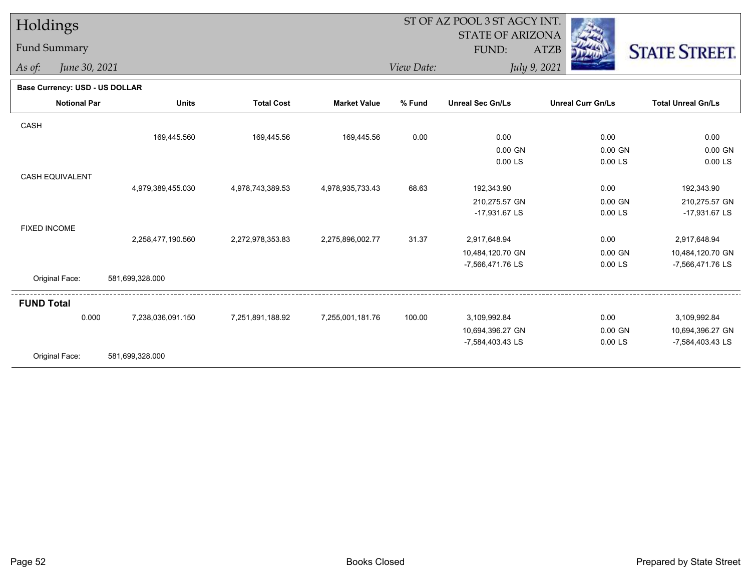# Holdings

Fund Summary

*As of: June 30, 2021*

ST OF AZ POOL 3 ST AGCY INT.
STATE OF ARIZONA
FUND: ATZB

*View Date: July 9, 2021*

STATE STREET.

**Base Currency: USD - US DOLLAR**

| Notional Par | Units | Total Cost | Market Value | % Fund | Unreal Sec Gn/Ls | Unreal Curr Gn/Ls | Total Unreal Gn/Ls |
|---|---|---|---|---|---|---|---|
| CASH | | | | | | | |
| | 169,445.560 | 169,445.56 | 169,445.56 | 0.00 | 0.00 | 0.00 | 0.00 |
| | | | | | 0.00 GN | 0.00 GN | 0.00 GN |
| | | | | | 0.00 LS | 0.00 LS | 0.00 LS |
| CASH EQUIVALENT | | | | | | | |
| | 4,979,389,455.030 | 4,978,743,389.53 | 4,978,935,733.43 | 68.63 | 192,343.90 | 0.00 | 192,343.90 |
| | | | | | 210,275.57 GN | 0.00 GN | 210,275.57 GN |
| | | | | | -17,931.67 LS | 0.00 LS | -17,931.67 LS |
| FIXED INCOME | | | | | | | |
| | 2,258,477,190.560 | 2,272,978,353.83 | 2,275,896,002.77 | 31.37 | 2,917,648.94 | 0.00 | 2,917,648.94 |
| | | | | | 10,484,120.70 GN | 0.00 GN | 10,484,120.70 GN |
| | | | | | -7,566,471.76 LS | 0.00 LS | -7,566,471.76 LS |
| Original Face: | 581,699,328.000 | | | | | | |
| **FUND Total** | | | | | | | |
| 0.000 | 7,238,036,091.150 | 7,251,891,188.92 | 7,255,001,181.76 | 100.00 | 3,109,992.84 | 0.00 | 3,109,992.84 |
| | | | | | 10,694,396.27 GN | 0.00 GN | 10,694,396.27 GN |
| | | | | | -7,584,403.43 LS | 0.00 LS | -7,584,403.43 LS |
| Original Face: | 581,699,328.000 | | | | | | |

Books Closed

Prepared by State Street